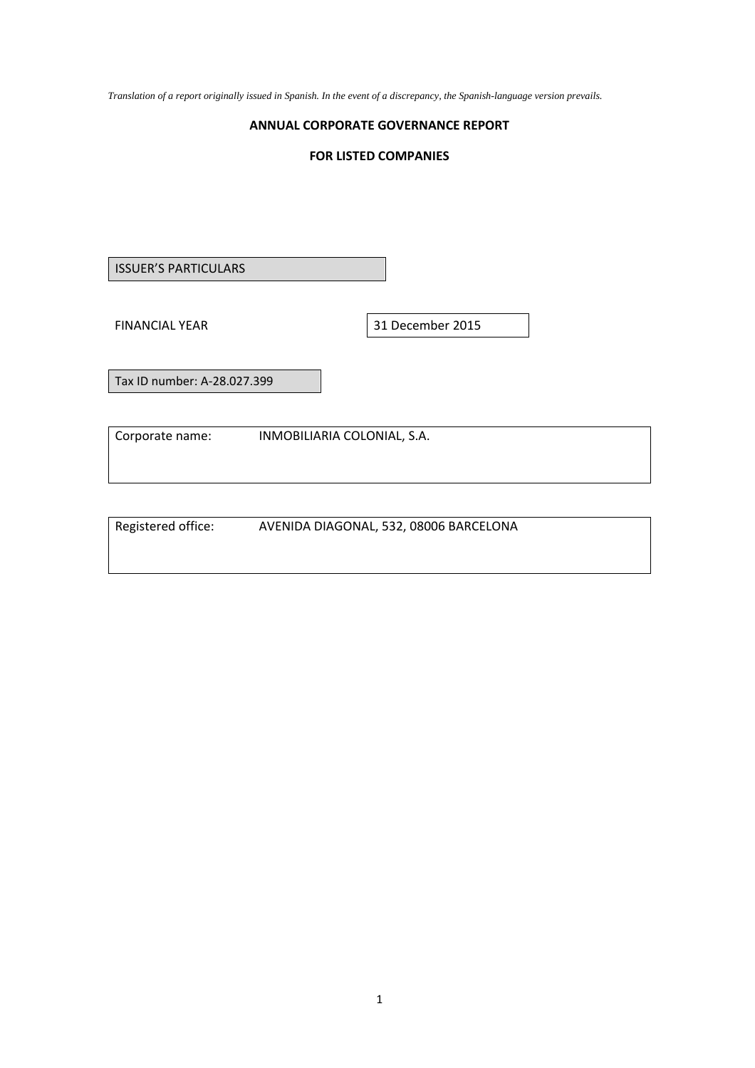*Translation of a report originally issued in Spanish. In the event of a discrepancy, the Spanish-language version prevails.*

# ANNUAL CORPORATE GOVERNANCE REPORT

## FOR LISTED COMPANIES

ISSUER'S PARTICULARS

FINANCIAL YEAR: 31 December 2015

Tax ID number: A-28.027.399

Corporate name: INMOBILIARIA COLONIAL, S.A.

Registered office: AVENIDA DIAGONAL, 532, 08006 BARCELONA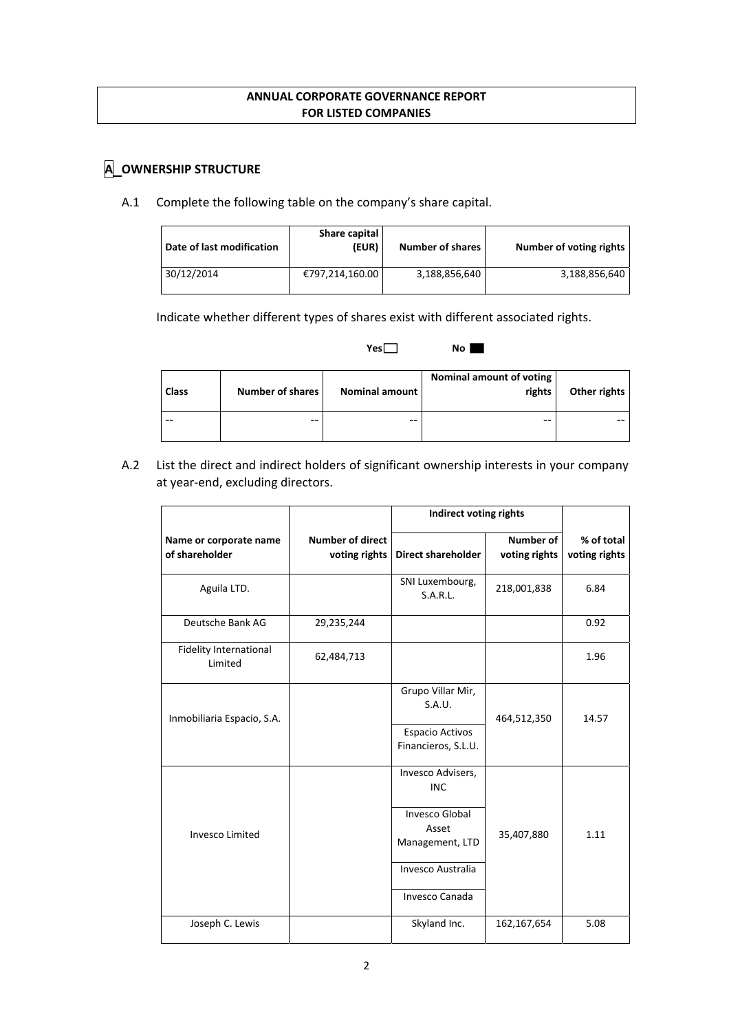**ANNUAL CORPORATE GOVERNANCE REPORT FOR LISTED COMPANIES**

## A OWNERSHIP STRUCTURE

A.1 Complete the following table on the company's share capital.

| Date of last modification | Share capital (EUR) | Number of shares | Number of voting rights |
|---|---|---|---|
| 30/12/2014 | €797,214,160.00 | 3,188,856,640 | 3,188,856,640 |

Indicate whether different types of shares exist with different associated rights.

Yes ☐ No ■

| Class | Number of shares | Nominal amount | Nominal amount of voting rights | Other rights |
|---|---|---|---|---|
| -- | -- | -- | -- | -- |

A.2 List the direct and indirect holders of significant ownership interests in your company at year-end, excluding directors.

| Name or corporate name of shareholder | Number of direct voting rights | Indirect voting rights | | % of total voting rights |
|---|---|---|---|---|
| | | Direct shareholder | Number of voting rights | |
| Aguila LTD. | | SNI Luxembourg, S.A.R.L. | 218,001,838 | 6.84 |
| Deutsche Bank AG | 29,235,244 | | | 0.92 |
| Fidelity International Limited | 62,484,713 | | | 1.96 |
| Inmobiliaria Espacio, S.A. | | Grupo Villar Mir, S.A.U.<br>Espacio Activos Financieros, S.L.U. | 464,512,350 | 14.57 |
| Invesco Limited | | Invesco Advisers, INC<br>Invesco Global Asset Management, LTD<br>Invesco Australia<br>Invesco Canada | 35,407,880 | 1.11 |
| Joseph C. Lewis | | Skyland Inc. | 162,167,654 | 5.08 |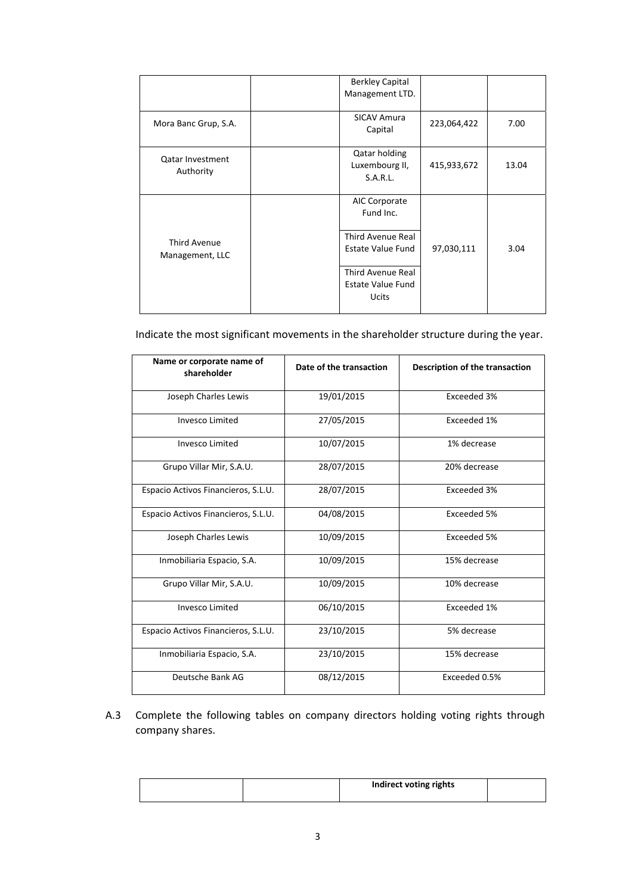| | | Berkley Capital Management LTD. | | |
|---|---|---|---|---|
| Mora Banc Grup, S.A. | | SICAV Amura Capital | 223,064,422 | 7.00 |
| Qatar Investment Authority | | Qatar holding Luxembourg II, S.A.R.L. | 415,933,672 | 13.04 |
| Third Avenue Management, LLC | | AIC Corporate Fund Inc.<br>Third Avenue Real Estate Value Fund<br>Third Avenue Real Estate Value Fund Ucits | 97,030,111 | 3.04 |

Indicate the most significant movements in the shareholder structure during the year.

| Name or corporate name of shareholder | Date of the transaction | Description of the transaction |
|---|---|---|
| Joseph Charles Lewis | 19/01/2015 | Exceeded 3% |
| Invesco Limited | 27/05/2015 | Exceeded 1% |
| Invesco Limited | 10/07/2015 | 1% decrease |
| Grupo Villar Mir, S.A.U. | 28/07/2015 | 20% decrease |
| Espacio Activos Financieros, S.L.U. | 28/07/2015 | Exceeded 3% |
| Espacio Activos Financieros, S.L.U. | 04/08/2015 | Exceeded 5% |
| Joseph Charles Lewis | 10/09/2015 | Exceeded 5% |
| Inmobiliaria Espacio, S.A. | 10/09/2015 | 15% decrease |
| Grupo Villar Mir, S.A.U. | 10/09/2015 | 10% decrease |
| Invesco Limited | 06/10/2015 | Exceeded 1% |
| Espacio Activos Financieros, S.L.U. | 23/10/2015 | 5% decrease |
| Inmobiliaria Espacio, S.A. | 23/10/2015 | 15% decrease |
| Deutsche Bank AG | 08/12/2015 | Exceeded 0.5% |

A.3 Complete the following tables on company directors holding voting rights through company shares.

| | | Indirect voting rights | |
|---|---|---|---|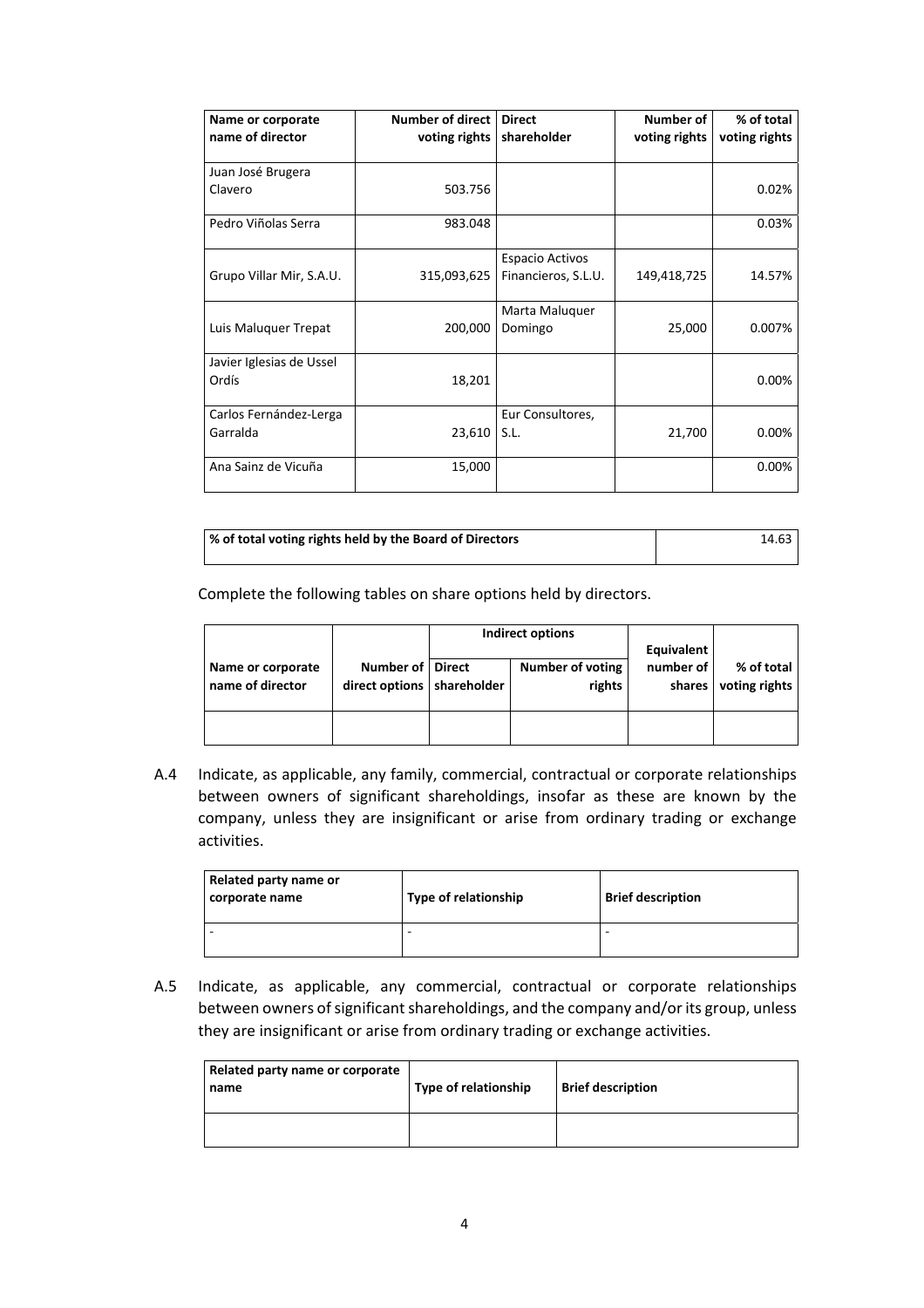| Name or corporate name of director | Number of direct voting rights | Direct shareholder | Number of voting rights | % of total voting rights |
|---|---|---|---|---|
| Juan José Brugera Clavero | 503.756 | | | 0.02% |
| Pedro Viñolas Serra | 983.048 | | | 0.03% |
| Grupo Villar Mir, S.A.U. | 315,093,625 | Espacio Activos Financieros, S.L.U. | 149,418,725 | 14.57% |
| Luis Maluquer Trepat | 200,000 | Marta Maluquer Domingo | 25,000 | 0.007% |
| Javier Iglesias de Ussel Ordís | 18,201 | | | 0.00% |
| Carlos Fernández-Lerga Garralda | 23,610 | Eur Consultores, S.L. | 21,700 | 0.00% |
| Ana Sainz de Vicuña | 15,000 | | | 0.00% |

| | |
|---|---|
| % of total voting rights held by the Board of Directors | 14.63 |

Complete the following tables on share options held by directors.

| Name or corporate name of director | Number of direct options | Indirect options | | Equivalent number of shares | % of total voting rights |
|---|---|---|---|---|---|
| | | Direct shareholder | Number of voting rights | | |
| | | | | | |

A.4 Indicate, as applicable, any family, commercial, contractual or corporate relationships between owners of significant shareholdings, insofar as these are known by the company, unless they are insignificant or arise from ordinary trading or exchange activities.

| Related party name or corporate name | Type of relationship | Brief description |
|---|---|---|
| - | - | - |

A.5 Indicate, as applicable, any commercial, contractual or corporate relationships between owners of significant shareholdings, and the company and/or its group, unless they are insignificant or arise from ordinary trading or exchange activities.

| Related party name or corporate name | Type of relationship | Brief description |
|---|---|---|
| | | |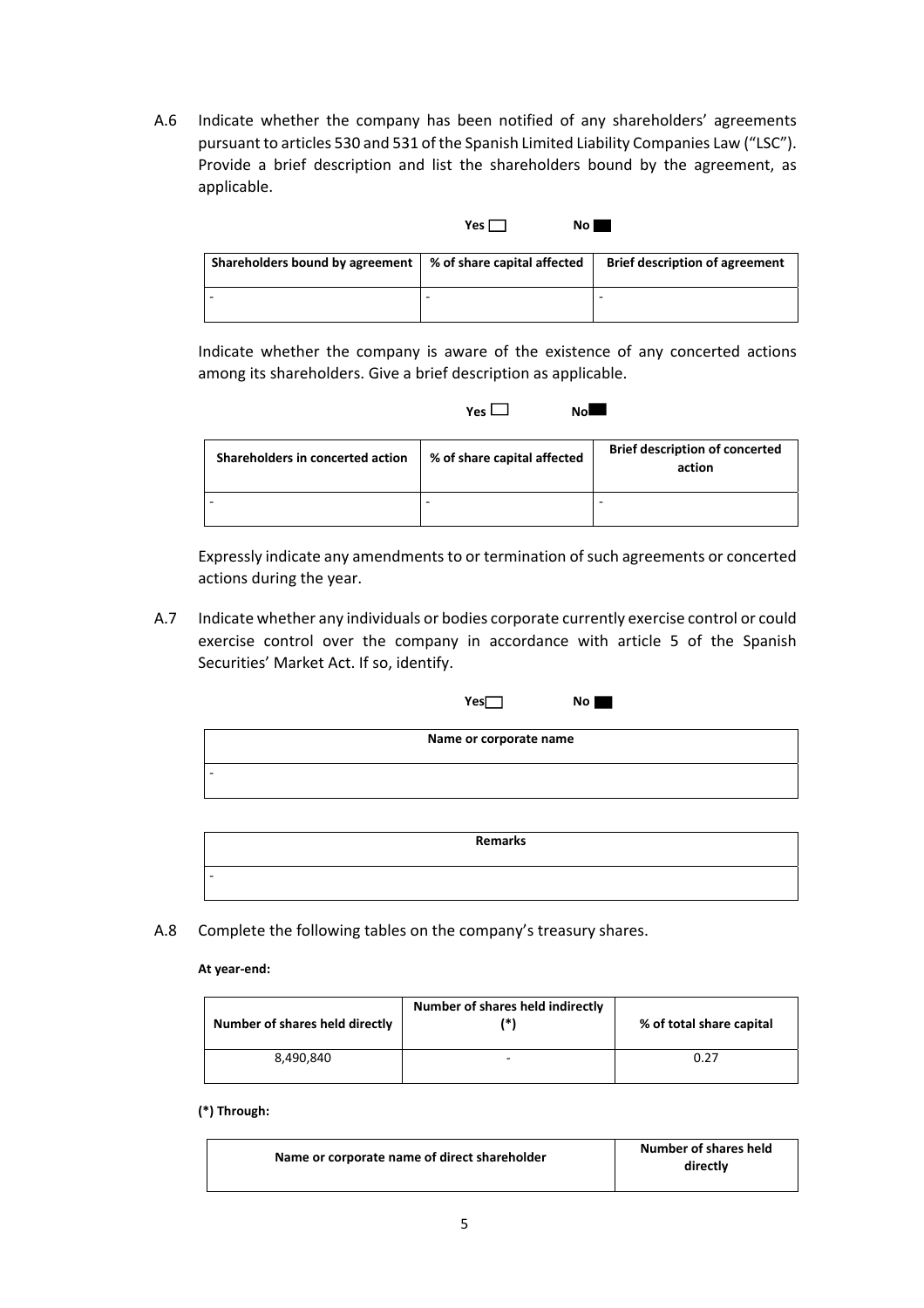A.6 Indicate whether the company has been notified of any shareholders' agreements pursuant to articles 530 and 531 of the Spanish Limited Liability Companies Law ("LSC"). Provide a brief description and list the shareholders bound by the agreement, as applicable.

Yes ☐ No ■

| Shareholders bound by agreement | % of share capital affected | Brief description of agreement |
|---|---|---|
| - | - | - |

Indicate whether the company is aware of the existence of any concerted actions among its shareholders. Give a brief description as applicable.

Yes ☐ No ■

| Shareholders in concerted action | % of share capital affected | Brief description of concerted action |
|---|---|---|
| - | - | - |

Expressly indicate any amendments to or termination of such agreements or concerted actions during the year.

A.7 Indicate whether any individuals or bodies corporate currently exercise control or could exercise control over the company in accordance with article 5 of the Spanish Securities' Market Act. If so, identify.

Yes ☐ No ■

| Name or corporate name |
|---|
| - |

| Remarks |
|---|
| - |

A.8 Complete the following tables on the company's treasury shares.

**At year-end:**

| Number of shares held directly | Number of shares held indirectly (*) | % of total share capital |
|---|---|---|
| 8,490,840 | - | 0.27 |

**(*) Through:**

| Name or corporate name of direct shareholder | Number of shares held directly |
|---|---|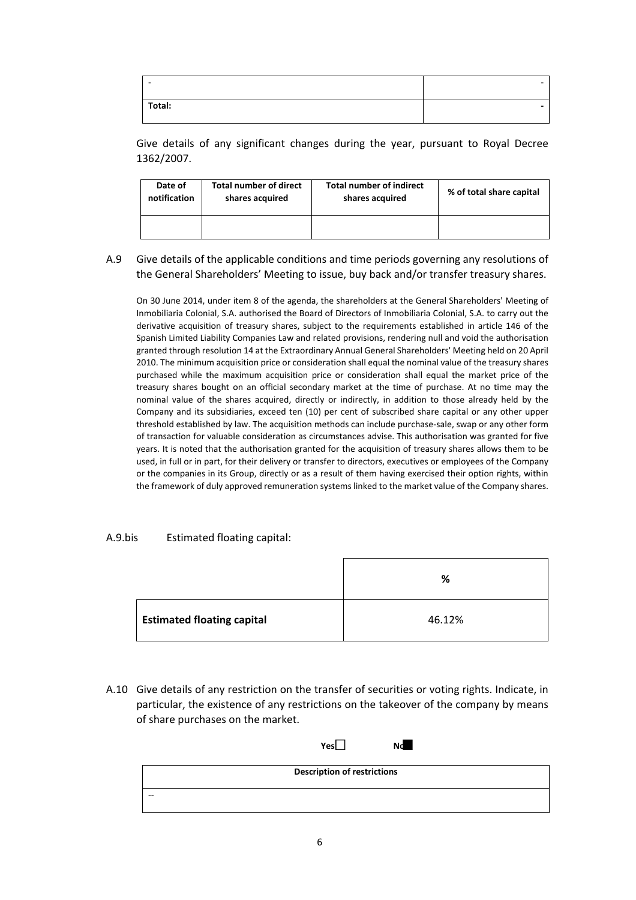| | |
|---|---|
| - | - |
| **Total:** | - |

Give details of any significant changes during the year, pursuant to Royal Decree 1362/2007.

| Date of notification | Total number of direct shares acquired | Total number of indirect shares acquired | % of total share capital |
|---|---|---|---|
| | | | |

A.9 Give details of the applicable conditions and time periods governing any resolutions of the General Shareholders' Meeting to issue, buy back and/or transfer treasury shares.

On 30 June 2014, under item 8 of the agenda, the shareholders at the General Shareholders' Meeting of Inmobiliaria Colonial, S.A. authorised the Board of Directors of Inmobiliaria Colonial, S.A. to carry out the derivative acquisition of treasury shares, subject to the requirements established in article 146 of the Spanish Limited Liability Companies Law and related provisions, rendering null and void the authorisation granted through resolution 14 at the Extraordinary Annual General Shareholders' Meeting held on 20 April 2010. The minimum acquisition price or consideration shall equal the nominal value of the treasury shares purchased while the maximum acquisition price or consideration shall equal the market price of the treasury shares bought on an official secondary market at the time of purchase. At no time may the nominal value of the shares acquired, directly or indirectly, in addition to those already held by the Company and its subsidiaries, exceed ten (10) per cent of subscribed share capital or any other upper threshold established by law. The acquisition methods can include purchase-sale, swap or any other form of transaction for valuable consideration as circumstances advise. This authorisation was granted for five years. It is noted that the authorisation granted for the acquisition of treasury shares allows them to be used, in full or in part, for their delivery or transfer to directors, executives or employees of the Company or the companies in its Group, directly or as a result of them having exercised their option rights, within the framework of duly approved remuneration systems linked to the market value of the Company shares.

A.9.bis Estimated floating capital:

| | % |
|---|---|
| **Estimated floating capital** | 46.12% |

A.10 Give details of any restriction on the transfer of securities or voting rights. Indicate, in particular, the existence of any restrictions on the takeover of the company by means of share purchases on the market.

Yes ☐ No ■

| Description of restrictions |
|---|
| -- |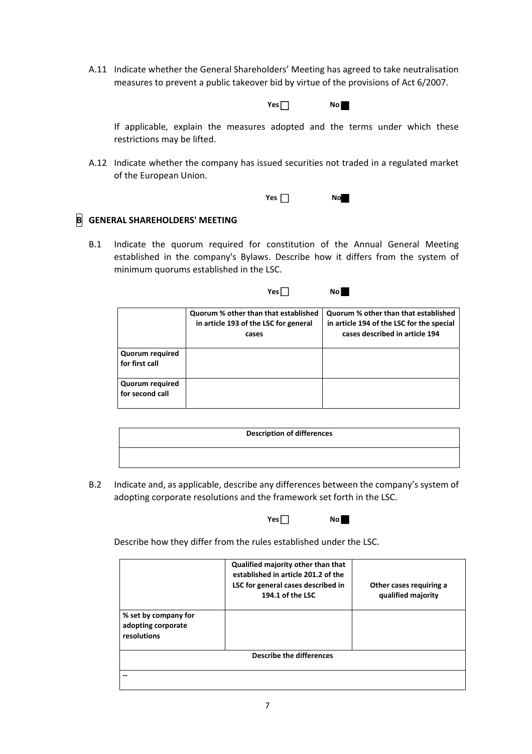A.11 Indicate whether the General Shareholders' Meeting has agreed to take neutralisation measures to prevent a public takeover bid by virtue of the provisions of Act 6/2007.

Yes ☐ No ■

If applicable, explain the measures adopted and the terms under which these restrictions may be lifted.

A.12 Indicate whether the company has issued securities not traded in a regulated market of the European Union.

Yes ☐ No ■

## B GENERAL SHAREHOLDERS' MEETING

B.1 Indicate the quorum required for constitution of the Annual General Meeting established in the company's Bylaws. Describe how it differs from the system of minimum quorums established in the LSC.

Yes ☐ No ■

| | Quorum % other than that established in article 193 of the LSC for general cases | Quorum % other than that established in article 194 of the LSC for the special cases described in article 194 |
|---|---|---|
| **Quorum required for first call** | | |
| **Quorum required for second call** | | |

| **Description of differences** |
|---|
| |

B.2 Indicate and, as applicable, describe any differences between the company's system of adopting corporate resolutions and the framework set forth in the LSC.

Yes ☐ No ■

Describe how they differ from the rules established under the LSC.

| | Qualified majority other than that established in article 201.2 of the LSC for general cases described in 194.1 of the LSC | Other cases requiring a qualified majority |
|---|---|---|
| **% set by company for adopting corporate resolutions** | | |
| **Describe the differences** | | |
| -- | | |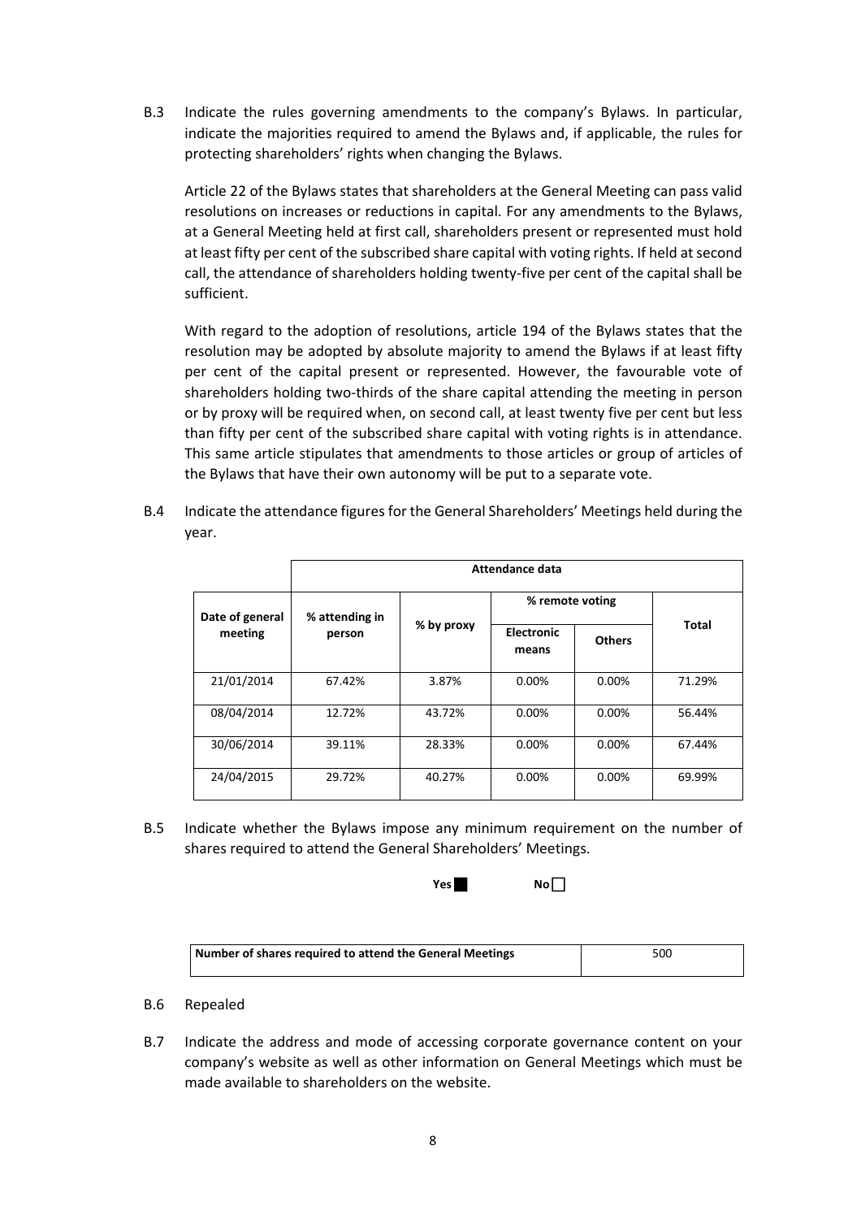B.3 Indicate the rules governing amendments to the company's Bylaws. In particular, indicate the majorities required to amend the Bylaws and, if applicable, the rules for protecting shareholders' rights when changing the Bylaws.

Article 22 of the Bylaws states that shareholders at the General Meeting can pass valid resolutions on increases or reductions in capital. For any amendments to the Bylaws, at a General Meeting held at first call, shareholders present or represented must hold at least fifty per cent of the subscribed share capital with voting rights. If held at second call, the attendance of shareholders holding twenty-five per cent of the capital shall be sufficient.

With regard to the adoption of resolutions, article 194 of the Bylaws states that the resolution may be adopted by absolute majority to amend the Bylaws if at least fifty per cent of the capital present or represented. However, the favourable vote of shareholders holding two-thirds of the share capital attending the meeting in person or by proxy will be required when, on second call, at least twenty five per cent but less than fifty per cent of the subscribed share capital with voting rights is in attendance. This same article stipulates that amendments to those articles or group of articles of the Bylaws that have their own autonomy will be put to a separate vote.

B.4 Indicate the attendance figures for the General Shareholders' Meetings held during the year.

| Date of general meeting | Attendance data | | | | |
|---|---|---|---|---|---|
| | % attending in person | % by proxy | % remote voting | | Total |
| | | | Electronic means | Others | |
| 21/01/2014 | 67.42% | 3.87% | 0.00% | 0.00% | 71.29% |
| 08/04/2014 | 12.72% | 43.72% | 0.00% | 0.00% | 56.44% |
| 30/06/2014 | 39.11% | 28.33% | 0.00% | 0.00% | 67.44% |
| 24/04/2015 | 29.72% | 40.27% | 0.00% | 0.00% | 69.99% |

B.5 Indicate whether the Bylaws impose any minimum requirement on the number of shares required to attend the General Shareholders' Meetings.

Yes ■ No ☐

| Number of shares required to attend the General Meetings | 500 |
|---|---|

B.6 Repealed

B.7 Indicate the address and mode of accessing corporate governance content on your company's website as well as other information on General Meetings which must be made available to shareholders on the website.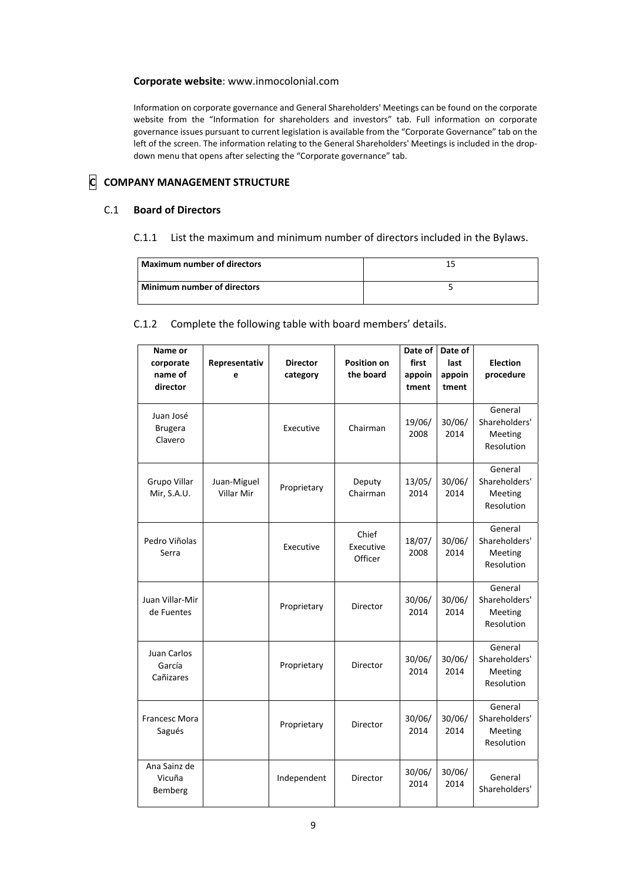**Corporate website**: www.inmocolonial.com

Information on corporate governance and General Shareholders' Meetings can be found on the corporate website from the "Information for shareholders and investors" tab. Full information on corporate governance issues pursuant to current legislation is available from the "Corporate Governance" tab on the left of the screen. The information relating to the General Shareholders' Meetings is included in the drop-down menu that opens after selecting the "Corporate governance" tab.

## C COMPANY MANAGEMENT STRUCTURE

### C.1 Board of Directors

C.1.1 List the maximum and minimum number of directors included in the Bylaws.

| | |
|---|---|
| **Maximum number of directors** | 15 |
| **Minimum number of directors** | 5 |

C.1.2 Complete the following table with board members' details.

| Name or corporate name of director | Representative | Director category | Position on the board | Date of first appointment | Date of last appointment | Election procedure |
|---|---|---|---|---|---|---|
| Juan José Brugera Clavero | | Executive | Chairman | 19/06/2008 | 30/06/2014 | General Shareholders' Meeting Resolution |
| Grupo Villar Mir, S.A.U. | Juan-Miguel Villar Mir | Proprietary | Deputy Chairman | 13/05/2014 | 30/06/2014 | General Shareholders' Meeting Resolution |
| Pedro Viñolas Serra | | Executive | Chief Executive Officer | 18/07/2008 | 30/06/2014 | General Shareholders' Meeting Resolution |
| Juan Villar-Mir de Fuentes | | Proprietary | Director | 30/06/2014 | 30/06/2014 | General Shareholders' Meeting Resolution |
| Juan Carlos García Cañizares | | Proprietary | Director | 30/06/2014 | 30/06/2014 | General Shareholders' Meeting Resolution |
| Francesc Mora Sagués | | Proprietary | Director | 30/06/2014 | 30/06/2014 | General Shareholders' Meeting Resolution |
| Ana Sainz de Vicuña Bemberg | | Independent | Director | 30/06/2014 | 30/06/2014 | General Shareholders' |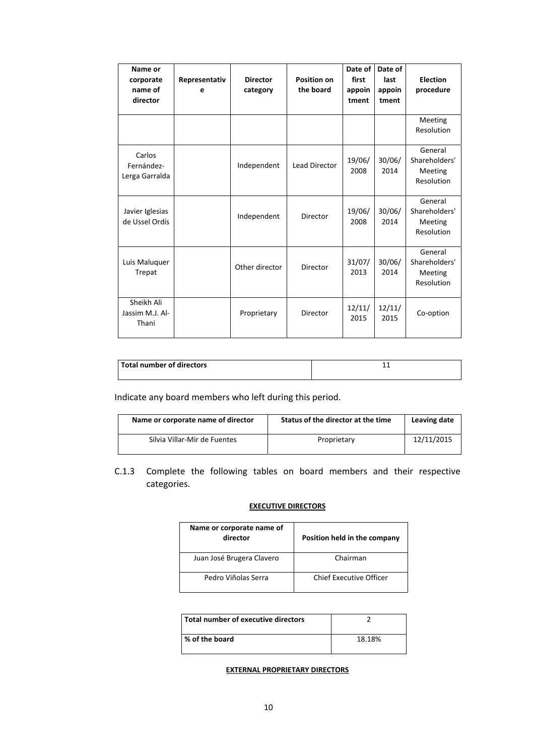| Name or corporate name of director | Representative | Director category | Position on the board | Date of first appointment | Date of last appointment | Election procedure |
|---|---|---|---|---|---|---|
| | | | | | | Meeting Resolution |
| Carlos Fernández-Lerga Garralda | | Independent | Lead Director | 19/06/2008 | 30/06/2014 | General Shareholders' Meeting Resolution |
| Javier Iglesias de Ussel Ordís | | Independent | Director | 19/06/2008 | 30/06/2014 | General Shareholders' Meeting Resolution |
| Luis Maluquer Trepat | | Other director | Director | 31/07/2013 | 30/06/2014 | General Shareholders' Meeting Resolution |
| Sheikh Ali Jassim M.J. Al-Thani | | Proprietary | Director | 12/11/2015 | 12/11/2015 | Co-option |

| | |
|---|---|
| **Total number of directors** | 11 |

Indicate any board members who left during this period.

| Name or corporate name of director | Status of the director at the time | Leaving date |
|---|---|---|
| Silvia Villar-Mir de Fuentes | Proprietary | 12/11/2015 |

C.1.3 Complete the following tables on board members and their respective categories.

**EXECUTIVE DIRECTORS**

| Name or corporate name of director | Position held in the company |
|---|---|
| Juan José Brugera Clavero | Chairman |
| Pedro Viñolas Serra | Chief Executive Officer |

| | |
|---|---|
| **Total number of executive directors** | 2 |
| **% of the board** | 18.18% |

**EXTERNAL PROPRIETARY DIRECTORS**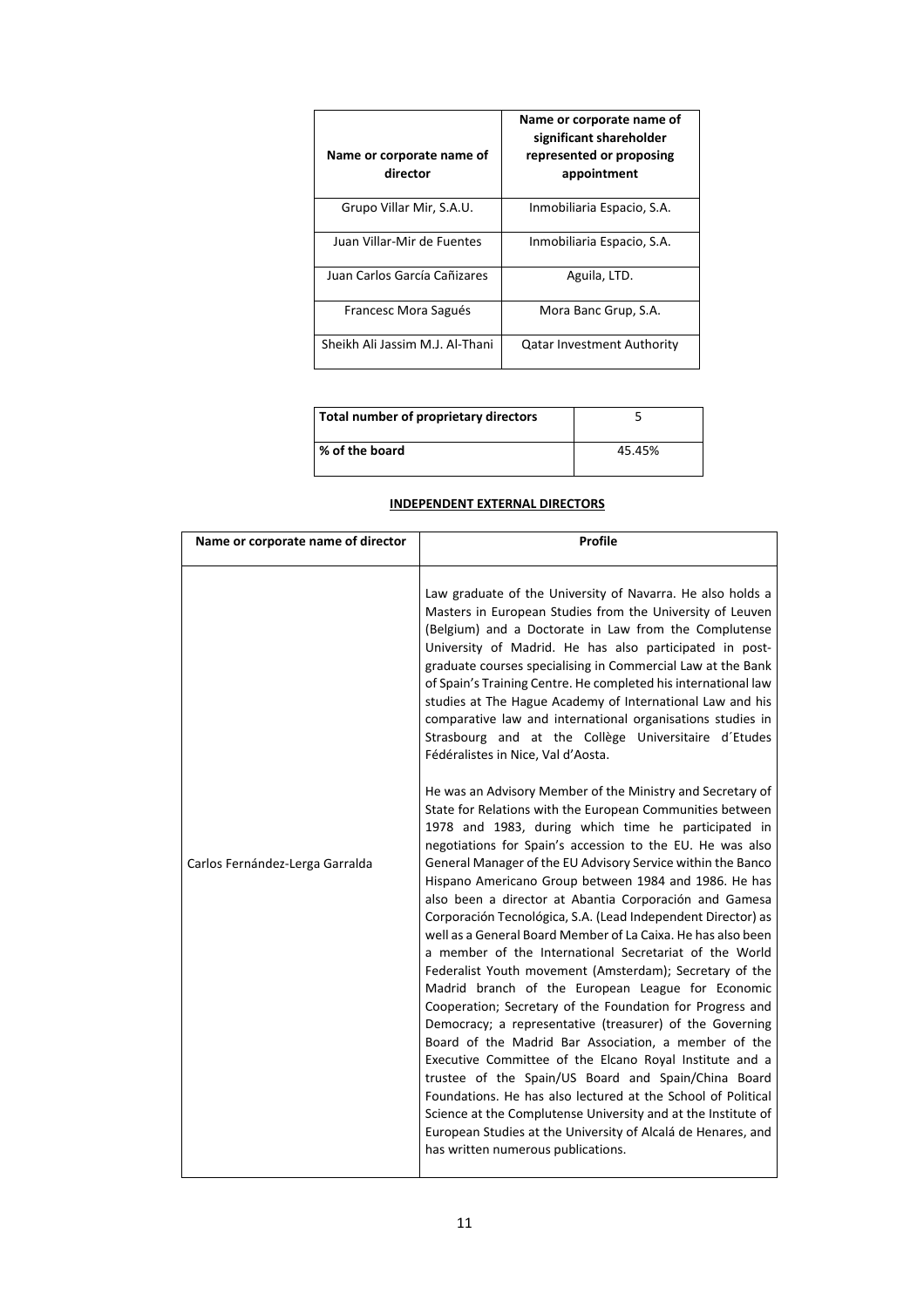| Name or corporate name of director | Name or corporate name of significant shareholder represented or proposing appointment |
|---|---|
| Grupo Villar Mir, S.A.U. | Inmobiliaria Espacio, S.A. |
| Juan Villar-Mir de Fuentes | Inmobiliaria Espacio, S.A. |
| Juan Carlos García Cañizares | Aguila, LTD. |
| Francesc Mora Sagués | Mora Banc Grup, S.A. |
| Sheikh Ali Jassim M.J. Al-Thani | Qatar Investment Authority |

| | |
|---|---|
| **Total number of proprietary directors** | 5 |
| **% of the board** | 45.45% |

**INDEPENDENT EXTERNAL DIRECTORS**

| Name or corporate name of director | Profile |
|---|---|
| Carlos Fernández-Lerga Garralda | Law graduate of the University of Navarra. He also holds a Masters in European Studies from the University of Leuven (Belgium) and a Doctorate in Law from the Complutense University of Madrid. He has also participated in post-graduate courses specialising in Commercial Law at the Bank of Spain's Training Centre. He completed his international law studies at The Hague Academy of International Law and his comparative law and international organisations studies in Strasbourg and at the Collège Universitaire d´Etudes Fédéralistes in Nice, Val d'Aosta.<br><br>He was an Advisory Member of the Ministry and Secretary of State for Relations with the European Communities between 1978 and 1983, during which time he participated in negotiations for Spain's accession to the EU. He was also General Manager of the EU Advisory Service within the Banco Hispano Americano Group between 1984 and 1986. He has also been a director at Abantia Corporación and Gamesa Corporación Tecnológica, S.A. (Lead Independent Director) as well as a General Board Member of La Caixa. He has also been a member of the International Secretariat of the World Federalist Youth movement (Amsterdam); Secretary of the Madrid branch of the European League for Economic Cooperation; Secretary of the Foundation for Progress and Democracy; a representative (treasurer) of the Governing Board of the Madrid Bar Association, a member of the Executive Committee of the Elcano Royal Institute and a trustee of the Spain/US Board and Spain/China Board Foundations. He has also lectured at the School of Political Science at the Complutense University and at the Institute of European Studies at the University of Alcalá de Henares, and has written numerous publications. |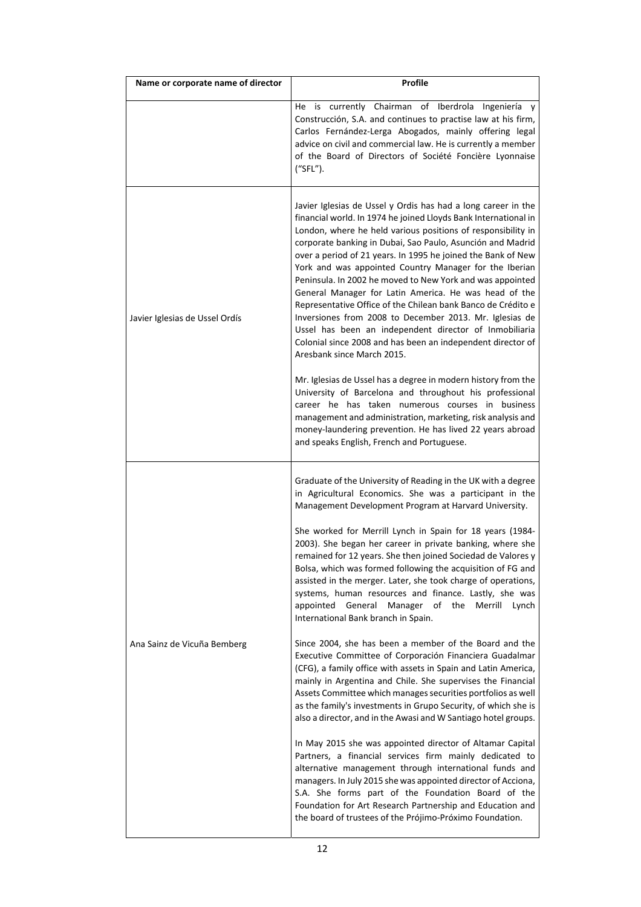| Name or corporate name of director | Profile |
|---|---|
| | He is currently Chairman of Iberdrola Ingeniería y Construcción, S.A. and continues to practise law at his firm, Carlos Fernández-Lerga Abogados, mainly offering legal advice on civil and commercial law. He is currently a member of the Board of Directors of Société Foncière Lyonnaise ("SFL"). |
| Javier Iglesias de Ussel Ordís | Javier Iglesias de Ussel y Ordis has had a long career in the financial world. In 1974 he joined Lloyds Bank International in London, where he held various positions of responsibility in corporate banking in Dubai, Sao Paulo, Asunción and Madrid over a period of 21 years. In 1995 he joined the Bank of New York and was appointed Country Manager for the Iberian Peninsula. In 2002 he moved to New York and was appointed General Manager for Latin America. He was head of the Representative Office of the Chilean bank Banco de Crédito e Inversiones from 2008 to December 2013. Mr. Iglesias de Ussel has been an independent director of Inmobiliaria Colonial since 2008 and has been an independent director of Aresbank since March 2015.<br><br>Mr. Iglesias de Ussel has a degree in modern history from the University of Barcelona and throughout his professional career he has taken numerous courses in business management and administration, marketing, risk analysis and money-laundering prevention. He has lived 22 years abroad and speaks English, French and Portuguese. |
| Ana Sainz de Vicuña Bemberg | Graduate of the University of Reading in the UK with a degree in Agricultural Economics. She was a participant in the Management Development Program at Harvard University.<br><br>She worked for Merrill Lynch in Spain for 18 years (1984-2003). She began her career in private banking, where she remained for 12 years. She then joined Sociedad de Valores y Bolsa, which was formed following the acquisition of FG and assisted in the merger. Later, she took charge of operations, systems, human resources and finance. Lastly, she was appointed General Manager of the Merrill Lynch International Bank branch in Spain.<br><br>Since 2004, she has been a member of the Board and the Executive Committee of Corporación Financiera Guadalmar (CFG), a family office with assets in Spain and Latin America, mainly in Argentina and Chile. She supervises the Financial Assets Committee which manages securities portfolios as well as the family's investments in Grupo Security, of which she is also a director, and in the Awasi and W Santiago hotel groups.<br><br>In May 2015 she was appointed director of Altamar Capital Partners, a financial services firm mainly dedicated to alternative management through international funds and managers. In July 2015 she was appointed director of Acciona, S.A. She forms part of the Foundation Board of the Foundation for Art Research Partnership and Education and the board of trustees of the Prójimo-Próximo Foundation. |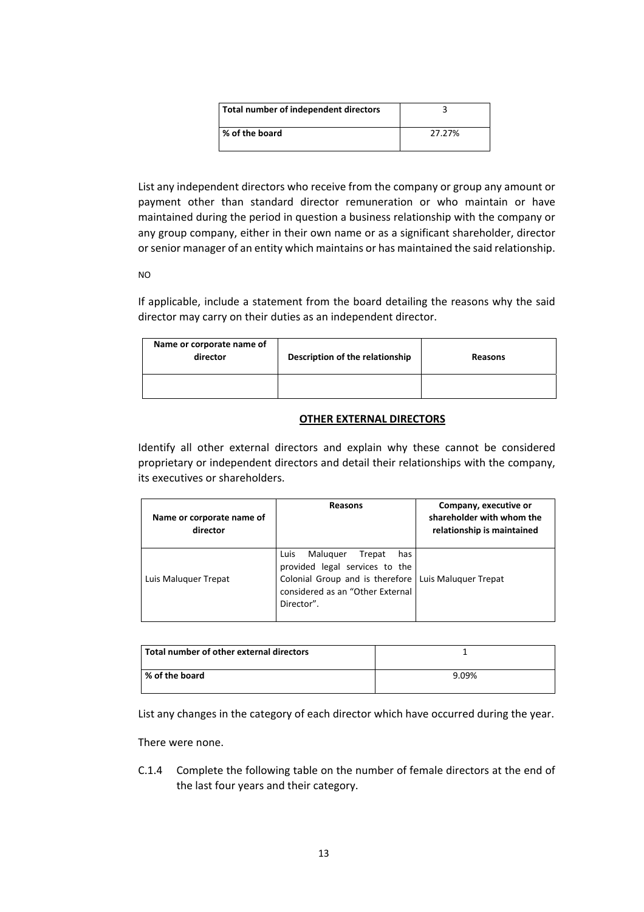| | |
|---|---|
| **Total number of independent directors** | 3 |
| **% of the board** | 27.27% |

List any independent directors who receive from the company or group any amount or payment other than standard director remuneration or who maintain or have maintained during the period in question a business relationship with the company or any group company, either in their own name or as a significant shareholder, director or senior manager of an entity which maintains or has maintained the said relationship.

NO

If applicable, include a statement from the board detailing the reasons why the said director may carry on their duties as an independent director.

| Name or corporate name of director | Description of the relationship | Reasons |
|---|---|---|
| | | |

**OTHER EXTERNAL DIRECTORS**

Identify all other external directors and explain why these cannot be considered proprietary or independent directors and detail their relationships with the company, its executives or shareholders.

| Name or corporate name of director | Reasons | Company, executive or shareholder with whom the relationship is maintained |
|---|---|---|
| Luis Maluquer Trepat | Luis Maluquer Trepat has provided legal services to the Colonial Group and is therefore considered as an "Other External Director". | Luis Maluquer Trepat |

| | |
|---|---|
| **Total number of other external directors** | 1 |
| **% of the board** | 9.09% |

List any changes in the category of each director which have occurred during the year.

There were none.

C.1.4 Complete the following table on the number of female directors at the end of the last four years and their category.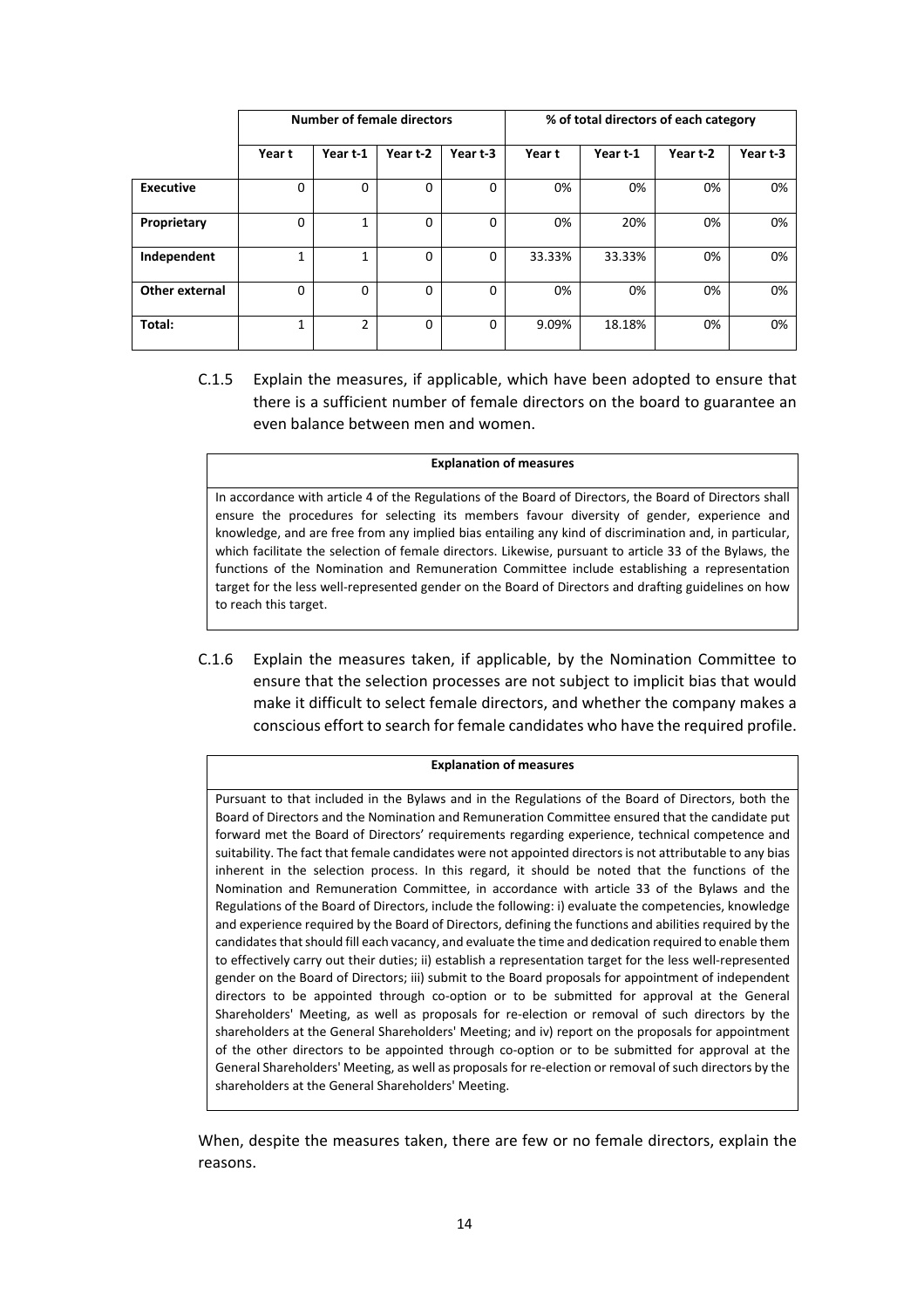| | Number of female directors | | | | % of total directors of each category | | | |
|---|---|---|---|---|---|---|---|---|
| | Year t | Year t-1 | Year t-2 | Year t-3 | Year t | Year t-1 | Year t-2 | Year t-3 |
| **Executive** | 0 | 0 | 0 | 0 | 0% | 0% | 0% | 0% |
| **Proprietary** | 0 | 1 | 0 | 0 | 0% | 20% | 0% | 0% |
| **Independent** | 1 | 1 | 0 | 0 | 33.33% | 33.33% | 0% | 0% |
| **Other external** | 0 | 0 | 0 | 0 | 0% | 0% | 0% | 0% |
| **Total:** | 1 | 2 | 0 | 0 | 9.09% | 18.18% | 0% | 0% |

C.1.5 Explain the measures, if applicable, which have been adopted to ensure that there is a sufficient number of female directors on the board to guarantee an even balance between men and women.

| **Explanation of measures** |
|---|
| In accordance with article 4 of the Regulations of the Board of Directors, the Board of Directors shall ensure the procedures for selecting its members favour diversity of gender, experience and knowledge, and are free from any implied bias entailing any kind of discrimination and, in particular, which facilitate the selection of female directors. Likewise, pursuant to article 33 of the Bylaws, the functions of the Nomination and Remuneration Committee include establishing a representation target for the less well-represented gender on the Board of Directors and drafting guidelines on how to reach this target. |

C.1.6 Explain the measures taken, if applicable, by the Nomination Committee to ensure that the selection processes are not subject to implicit bias that would make it difficult to select female directors, and whether the company makes a conscious effort to search for female candidates who have the required profile.

| **Explanation of measures** |
|---|
| Pursuant to that included in the Bylaws and in the Regulations of the Board of Directors, both the Board of Directors and the Nomination and Remuneration Committee ensured that the candidate put forward met the Board of Directors' requirements regarding experience, technical competence and suitability. The fact that female candidates were not appointed directors is not attributable to any bias inherent in the selection process. In this regard, it should be noted that the functions of the Nomination and Remuneration Committee, in accordance with article 33 of the Bylaws and the Regulations of the Board of Directors, include the following: i) evaluate the competencies, knowledge and experience required by the Board of Directors, defining the functions and abilities required by the candidates that should fill each vacancy, and evaluate the time and dedication required to enable them to effectively carry out their duties; ii) establish a representation target for the less well-represented gender on the Board of Directors; iii) submit to the Board proposals for appointment of independent directors to be appointed through co-option or to be submitted for approval at the General Shareholders' Meeting, as well as proposals for re-election or removal of such directors by the shareholders at the General Shareholders' Meeting; and iv) report on the proposals for appointment of the other directors to be appointed through co-option or to be submitted for approval at the General Shareholders' Meeting, as well as proposals for re-election or removal of such directors by the shareholders at the General Shareholders' Meeting. |

When, despite the measures taken, there are few or no female directors, explain the reasons.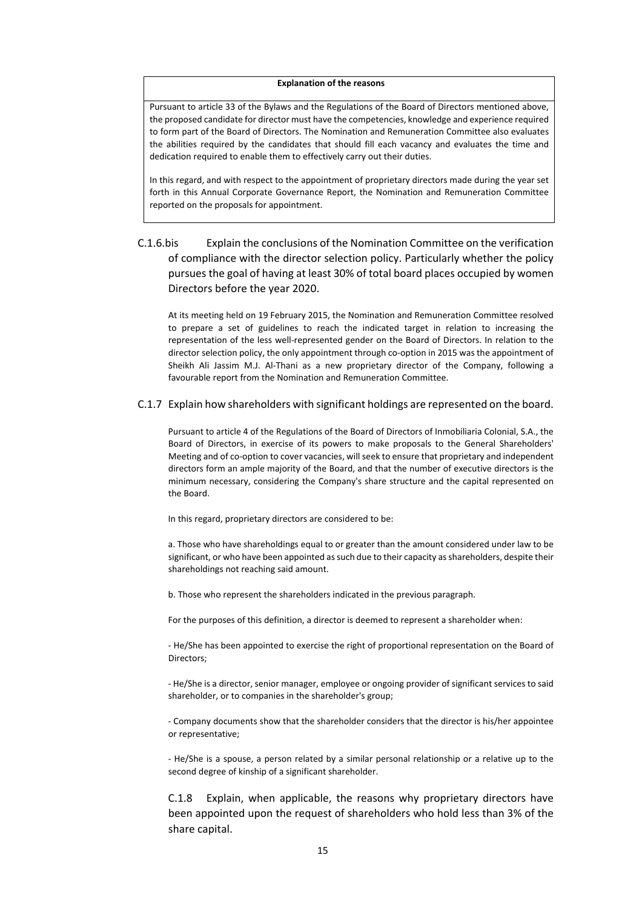| Explanation of the reasons |
|---|
| Pursuant to article 33 of the Bylaws and the Regulations of the Board of Directors mentioned above, the proposed candidate for director must have the competencies, knowledge and experience required to form part of the Board of Directors. The Nomination and Remuneration Committee also evaluates the abilities required by the candidates that should fill each vacancy and evaluates the time and dedication required to enable them to effectively carry out their duties.<br><br>In this regard, and with respect to the appointment of proprietary directors made during the year set forth in this Annual Corporate Governance Report, the Nomination and Remuneration Committee reported on the proposals for appointment. |

## C.1.6.bis Explain the conclusions of the Nomination Committee on the verification of compliance with the director selection policy. Particularly whether the policy pursues the goal of having at least 30% of total board places occupied by women Directors before the year 2020.

At its meeting held on 19 February 2015, the Nomination and Remuneration Committee resolved to prepare a set of guidelines to reach the indicated target in relation to increasing the representation of the less well-represented gender on the Board of Directors. In relation to the director selection policy, the only appointment through co-option in 2015 was the appointment of Sheikh Ali Jassim M.J. Al-Thani as a new proprietary director of the Company, following a favourable report from the Nomination and Remuneration Committee.

## C.1.7 Explain how shareholders with significant holdings are represented on the board.

Pursuant to article 4 of the Regulations of the Board of Directors of Inmobiliaria Colonial, S.A., the Board of Directors, in exercise of its powers to make proposals to the General Shareholders' Meeting and of co-option to cover vacancies, will seek to ensure that proprietary and independent directors form an ample majority of the Board, and that the number of executive directors is the minimum necessary, considering the Company's share structure and the capital represented on the Board.

In this regard, proprietary directors are considered to be:

a. Those who have shareholdings equal to or greater than the amount considered under law to be significant, or who have been appointed as such due to their capacity as shareholders, despite their shareholdings not reaching said amount.

b. Those who represent the shareholders indicated in the previous paragraph.

For the purposes of this definition, a director is deemed to represent a shareholder when:

- He/She has been appointed to exercise the right of proportional representation on the Board of Directors;

- He/She is a director, senior manager, employee or ongoing provider of significant services to said shareholder, or to companies in the shareholder's group;

- Company documents show that the shareholder considers that the director is his/her appointee or representative;

- He/She is a spouse, a person related by a similar personal relationship or a relative up to the second degree of kinship of a significant shareholder.

## C.1.8 Explain, when applicable, the reasons why proprietary directors have been appointed upon the request of shareholders who hold less than 3% of the share capital.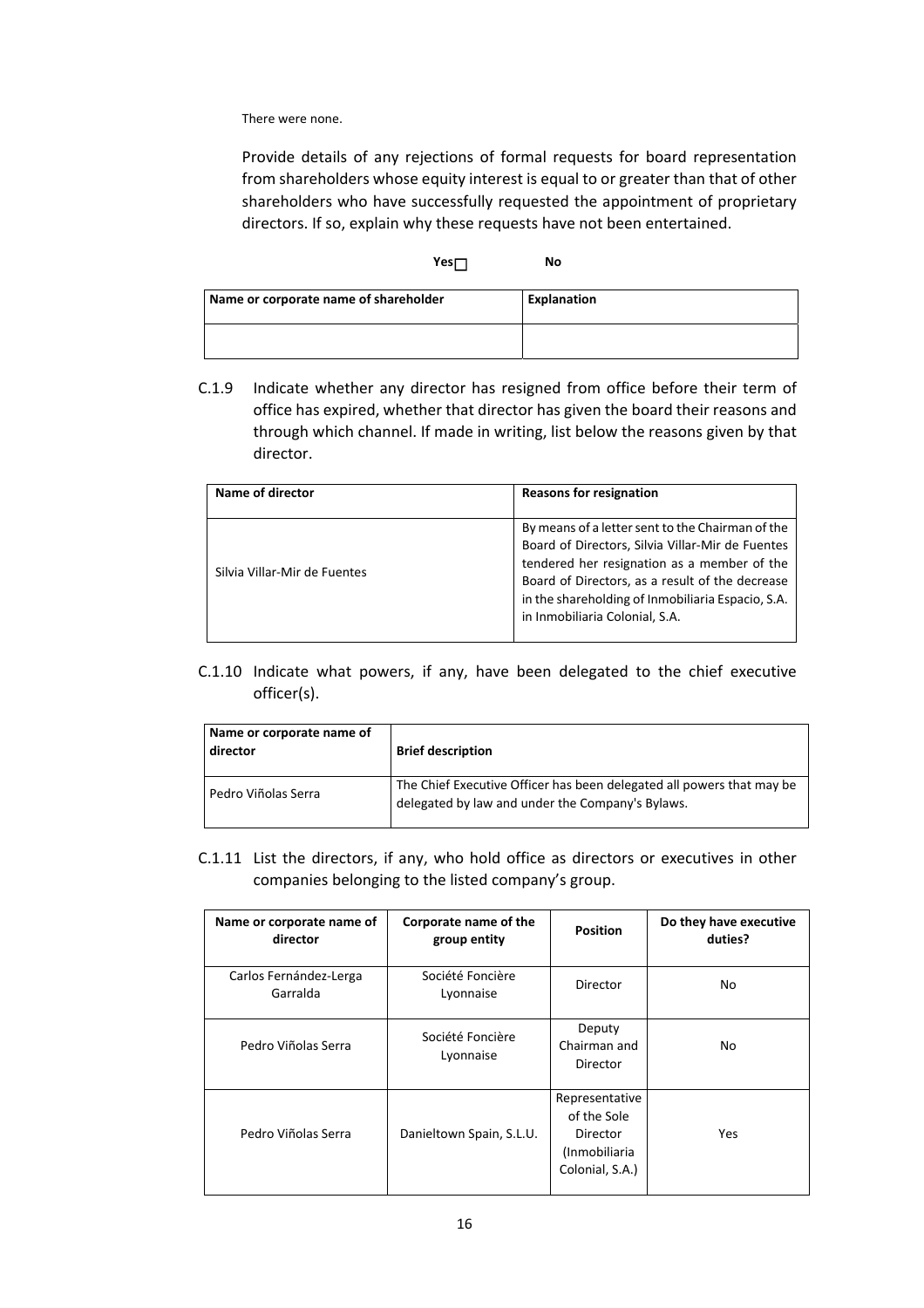There were none.

Provide details of any rejections of formal requests for board representation from shareholders whose equity interest is equal to or greater than that of other shareholders who have successfully requested the appointment of proprietary directors. If so, explain why these requests have not been entertained.

**Yes☐ No**

| Name or corporate name of shareholder | Explanation |
|---|---|
| | |

C.1.9 Indicate whether any director has resigned from office before their term of office has expired, whether that director has given the board their reasons and through which channel. If made in writing, list below the reasons given by that director.

| Name of director | Reasons for resignation |
|---|---|
| Silvia Villar-Mir de Fuentes | By means of a letter sent to the Chairman of the Board of Directors, Silvia Villar-Mir de Fuentes tendered her resignation as a member of the Board of Directors, as a result of the decrease in the shareholding of Inmobiliaria Espacio, S.A. in Inmobiliaria Colonial, S.A. |

C.1.10 Indicate what powers, if any, have been delegated to the chief executive officer(s).

| Name or corporate name of director | Brief description |
|---|---|
| Pedro Viñolas Serra | The Chief Executive Officer has been delegated all powers that may be delegated by law and under the Company's Bylaws. |

C.1.11 List the directors, if any, who hold office as directors or executives in other companies belonging to the listed company's group.

| Name or corporate name of director | Corporate name of the group entity | Position | Do they have executive duties? |
|---|---|---|---|
| Carlos Fernández-Lerga Garralda | Société Foncière Lyonnaise | Director | No |
| Pedro Viñolas Serra | Société Foncière Lyonnaise | Deputy Chairman and Director | No |
| Pedro Viñolas Serra | Danieltown Spain, S.L.U. | Representative of the Sole Director (Inmobiliaria Colonial, S.A.) | Yes |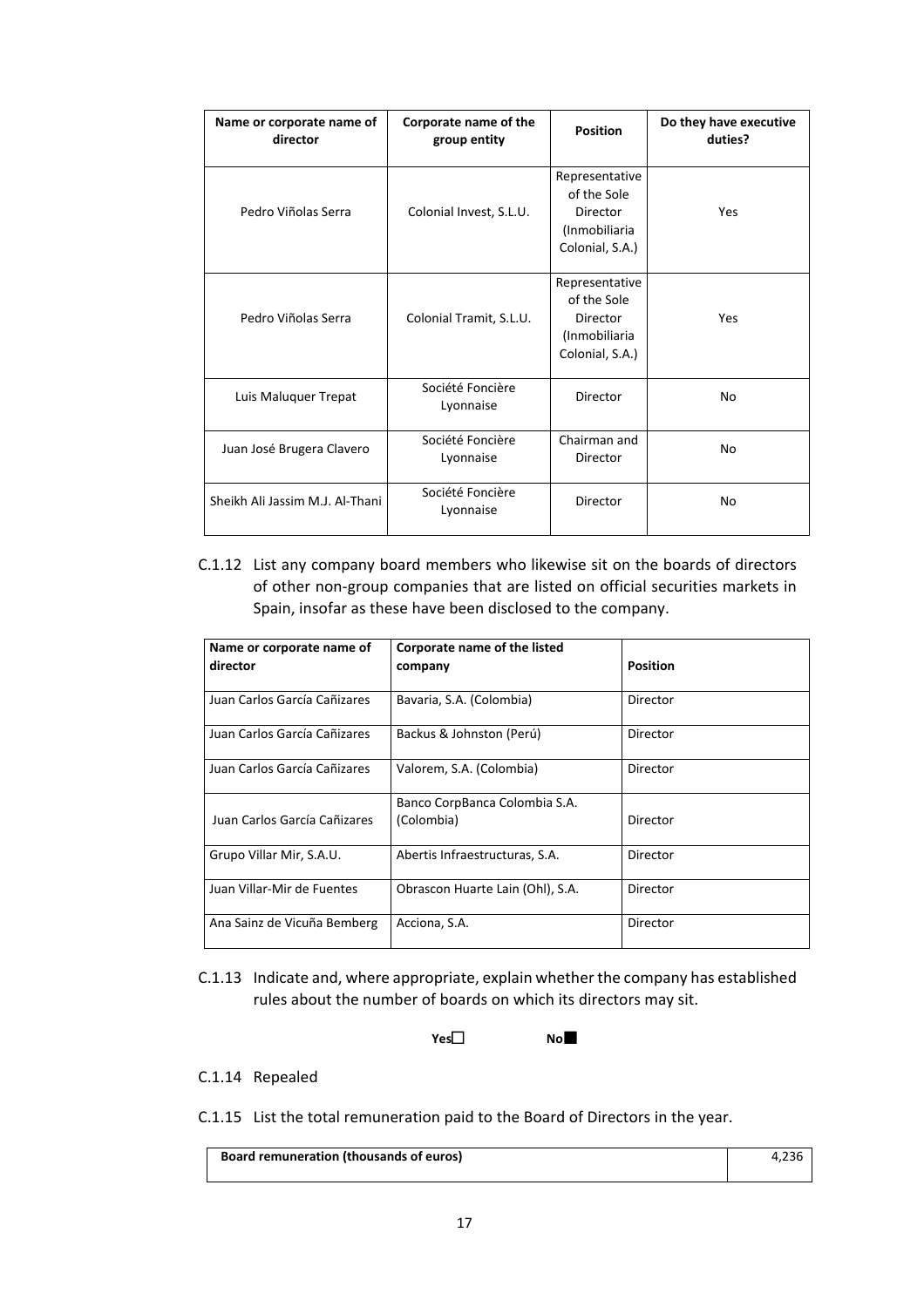| Name or corporate name of director | Corporate name of the group entity | Position | Do they have executive duties? |
| --- | --- | --- | --- |
| Pedro Viñolas Serra | Colonial Invest, S.L.U. | Representative of the Sole Director (Inmobiliaria Colonial, S.A.) | Yes |
| Pedro Viñolas Serra | Colonial Tramit, S.L.U. | Representative of the Sole Director (Inmobiliaria Colonial, S.A.) | Yes |
| Luis Maluquer Trepat | Société Foncière Lyonnaise | Director | No |
| Juan José Brugera Clavero | Société Foncière Lyonnaise | Chairman and Director | No |
| Sheikh Ali Jassim M.J. Al-Thani | Société Foncière Lyonnaise | Director | No |

C.1.12 List any company board members who likewise sit on the boards of directors of other non-group companies that are listed on official securities markets in Spain, insofar as these have been disclosed to the company.

| Name or corporate name of director | Corporate name of the listed company | Position |
| --- | --- | --- |
| Juan Carlos García Cañizares | Bavaria, S.A. (Colombia) | Director |
| Juan Carlos García Cañizares | Backus & Johnston (Perú) | Director |
| Juan Carlos García Cañizares | Valorem, S.A. (Colombia) | Director |
| Juan Carlos García Cañizares | Banco CorpBanca Colombia S.A. (Colombia) | Director |
| Grupo Villar Mir, S.A.U. | Abertis Infraestructuras, S.A. | Director |
| Juan Villar-Mir de Fuentes | Obrascon Huarte Lain (Ohl), S.A. | Director |
| Ana Sainz de Vicuña Bemberg | Acciona, S.A. | Director |

C.1.13 Indicate and, where appropriate, explain whether the company has established rules about the number of boards on which its directors may sit.

Yes☐ No■

C.1.14 Repealed

C.1.15 List the total remuneration paid to the Board of Directors in the year.

| | |
| --- | --- |
| **Board remuneration (thousands of euros)** | 4,236 |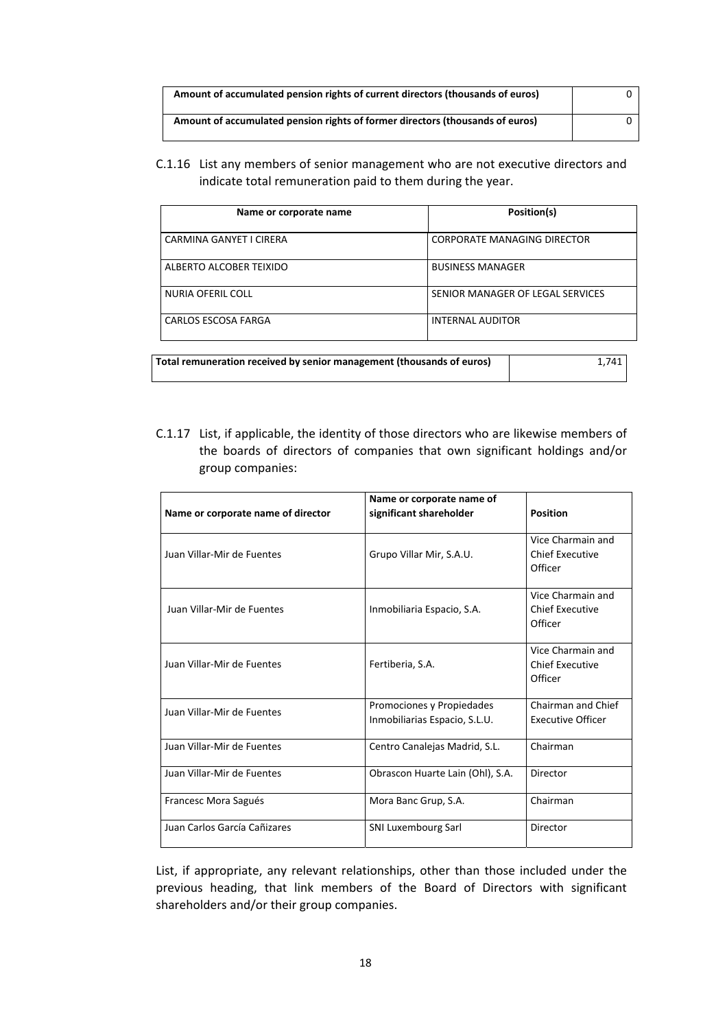| | |
|---|---|
| **Amount of accumulated pension rights of current directors (thousands of euros)** | 0 |
| **Amount of accumulated pension rights of former directors (thousands of euros)** | 0 |

C.1.16 List any members of senior management who are not executive directors and indicate total remuneration paid to them during the year.

| Name or corporate name | Position(s) |
|---|---|
| CARMINA GANYET I CIRERA | CORPORATE MANAGING DIRECTOR |
| ALBERTO ALCOBER TEIXIDO | BUSINESS MANAGER |
| NURIA OFERIL COLL | SENIOR MANAGER OF LEGAL SERVICES |
| CARLOS ESCOSA FARGA | INTERNAL AUDITOR |

| | |
|---|---|
| **Total remuneration received by senior management (thousands of euros)** | 1,741 |

C.1.17 List, if applicable, the identity of those directors who are likewise members of the boards of directors of companies that own significant holdings and/or group companies:

| Name or corporate name of director | Name or corporate name of significant shareholder | Position |
|---|---|---|
| Juan Villar-Mir de Fuentes | Grupo Villar Mir, S.A.U. | Vice Charmain and Chief Executive Officer |
| Juan Villar-Mir de Fuentes | Inmobiliaria Espacio, S.A. | Vice Charmain and Chief Executive Officer |
| Juan Villar-Mir de Fuentes | Fertiberia, S.A. | Vice Charmain and Chief Executive Officer |
| Juan Villar-Mir de Fuentes | Promociones y Propiedades Inmobiliarias Espacio, S.L.U. | Chairman and Chief Executive Officer |
| Juan Villar-Mir de Fuentes | Centro Canalejas Madrid, S.L. | Chairman |
| Juan Villar-Mir de Fuentes | Obrascon Huarte Lain (Ohl), S.A. | Director |
| Francesc Mora Sagués | Mora Banc Grup, S.A. | Chairman |
| Juan Carlos García Cañizares | SNI Luxembourg Sarl | Director |

List, if appropriate, any relevant relationships, other than those included under the previous heading, that link members of the Board of Directors with significant shareholders and/or their group companies.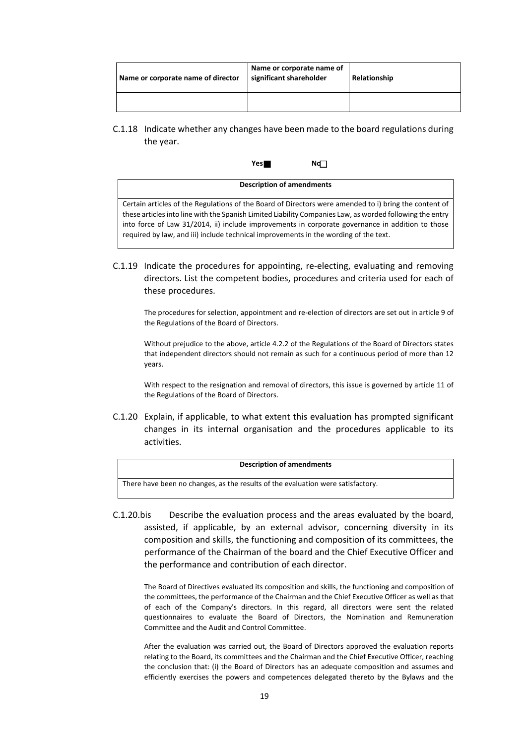| Name or corporate name of director | Name or corporate name of significant shareholder | Relationship |
|---|---|---|
| | | |

C.1.18 Indicate whether any changes have been made to the board regulations during the year.

Yes ■ No ☐

| Description of amendments |
|---|
| Certain articles of the Regulations of the Board of Directors were amended to i) bring the content of these articles into line with the Spanish Limited Liability Companies Law, as worded following the entry into force of Law 31/2014, ii) include improvements in corporate governance in addition to those required by law, and iii) include technical improvements in the wording of the text. |

C.1.19 Indicate the procedures for appointing, re-electing, evaluating and removing directors. List the competent bodies, procedures and criteria used for each of these procedures.

The procedures for selection, appointment and re-election of directors are set out in article 9 of the Regulations of the Board of Directors.

Without prejudice to the above, article 4.2.2 of the Regulations of the Board of Directors states that independent directors should not remain as such for a continuous period of more than 12 years.

With respect to the resignation and removal of directors, this issue is governed by article 11 of the Regulations of the Board of Directors.

C.1.20 Explain, if applicable, to what extent this evaluation has prompted significant changes in its internal organisation and the procedures applicable to its activities.

| Description of amendments |
|---|
| There have been no changes, as the results of the evaluation were satisfactory. |

C.1.20.bis Describe the evaluation process and the areas evaluated by the board, assisted, if applicable, by an external advisor, concerning diversity in its composition and skills, the functioning and composition of its committees, the performance of the Chairman of the board and the Chief Executive Officer and the performance and contribution of each director.

The Board of Directives evaluated its composition and skills, the functioning and composition of the committees, the performance of the Chairman and the Chief Executive Officer as well as that of each of the Company's directors. In this regard, all directors were sent the related questionnaires to evaluate the Board of Directors, the Nomination and Remuneration Committee and the Audit and Control Committee.

After the evaluation was carried out, the Board of Directors approved the evaluation reports relating to the Board, its committees and the Chairman and the Chief Executive Officer, reaching the conclusion that: (i) the Board of Directors has an adequate composition and assumes and efficiently exercises the powers and competences delegated thereto by the Bylaws and the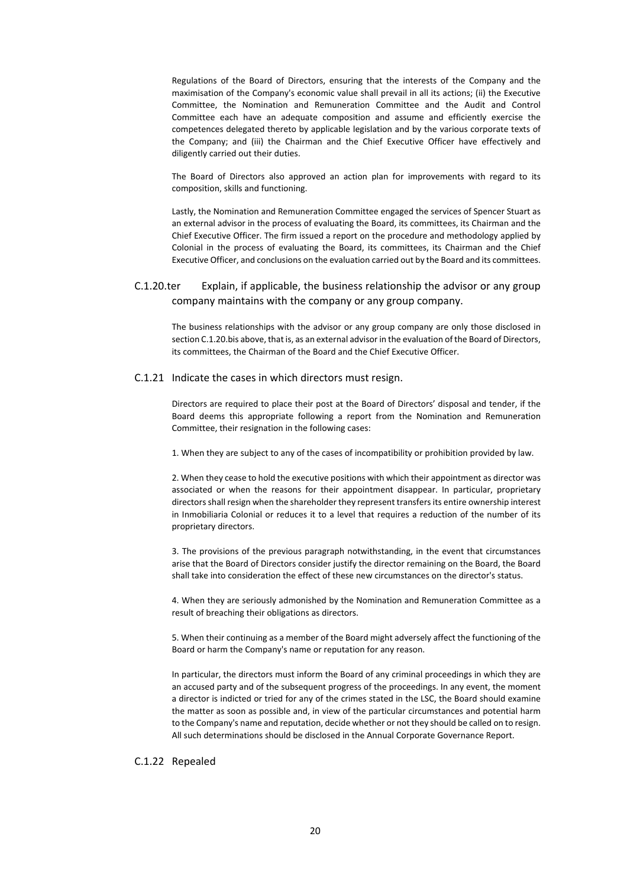Regulations of the Board of Directors, ensuring that the interests of the Company and the maximisation of the Company's economic value shall prevail in all its actions; (ii) the Executive Committee, the Nomination and Remuneration Committee and the Audit and Control Committee each have an adequate composition and assume and efficiently exercise the competences delegated thereto by applicable legislation and by the various corporate texts of the Company; and (iii) the Chairman and the Chief Executive Officer have effectively and diligently carried out their duties.

The Board of Directors also approved an action plan for improvements with regard to its composition, skills and functioning.

Lastly, the Nomination and Remuneration Committee engaged the services of Spencer Stuart as an external advisor in the process of evaluating the Board, its committees, its Chairman and the Chief Executive Officer. The firm issued a report on the procedure and methodology applied by Colonial in the process of evaluating the Board, its committees, its Chairman and the Chief Executive Officer, and conclusions on the evaluation carried out by the Board and its committees.

### C.1.20.ter Explain, if applicable, the business relationship the advisor or any group company maintains with the company or any group company.

The business relationships with the advisor or any group company are only those disclosed in section C.1.20.bis above, that is, as an external advisor in the evaluation of the Board of Directors, its committees, the Chairman of the Board and the Chief Executive Officer.

### C.1.21 Indicate the cases in which directors must resign.

Directors are required to place their post at the Board of Directors' disposal and tender, if the Board deems this appropriate following a report from the Nomination and Remuneration Committee, their resignation in the following cases:

1. When they are subject to any of the cases of incompatibility or prohibition provided by law.

2. When they cease to hold the executive positions with which their appointment as director was associated or when the reasons for their appointment disappear. In particular, proprietary directors shall resign when the shareholder they represent transfers its entire ownership interest in Inmobiliaria Colonial or reduces it to a level that requires a reduction of the number of its proprietary directors.

3. The provisions of the previous paragraph notwithstanding, in the event that circumstances arise that the Board of Directors consider justify the director remaining on the Board, the Board shall take into consideration the effect of these new circumstances on the director's status.

4. When they are seriously admonished by the Nomination and Remuneration Committee as a result of breaching their obligations as directors.

5. When their continuing as a member of the Board might adversely affect the functioning of the Board or harm the Company's name or reputation for any reason.

In particular, the directors must inform the Board of any criminal proceedings in which they are an accused party and of the subsequent progress of the proceedings. In any event, the moment a director is indicted or tried for any of the crimes stated in the LSC, the Board should examine the matter as soon as possible and, in view of the particular circumstances and potential harm to the Company's name and reputation, decide whether or not they should be called on to resign. All such determinations should be disclosed in the Annual Corporate Governance Report.

### C.1.22 Repealed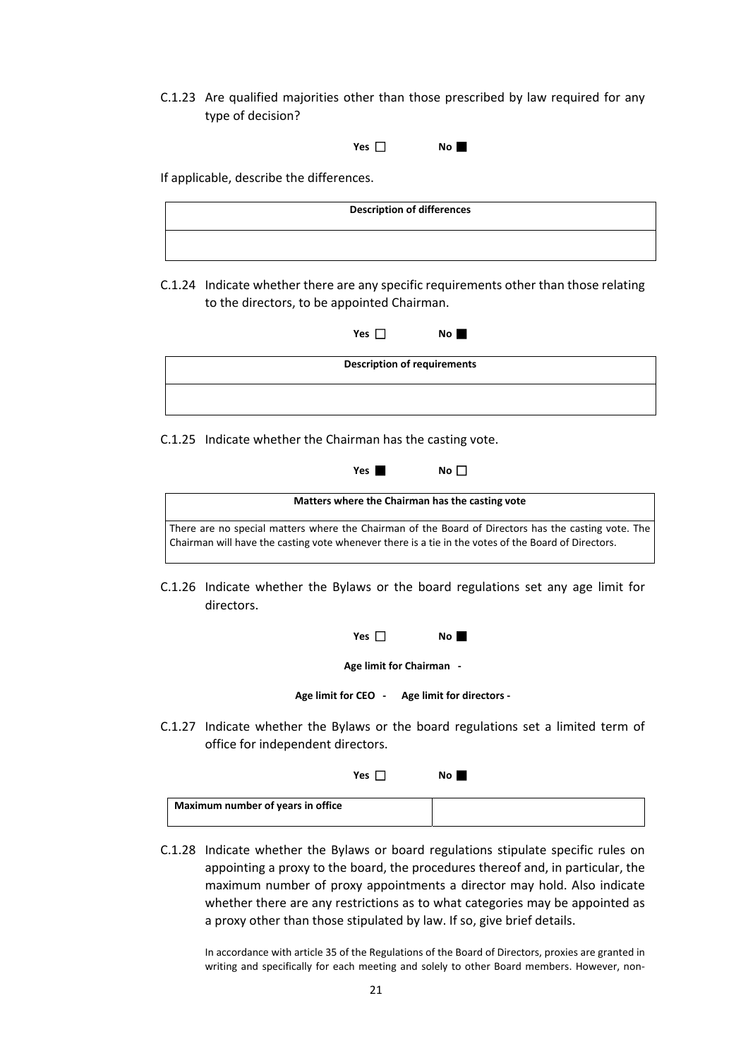C.1.23 Are qualified majorities other than those prescribed by law required for any type of decision?

**Yes** ☐ **No** ■

If applicable, describe the differences.

| **Description of differences** |
|---|
| |

C.1.24 Indicate whether there are any specific requirements other than those relating to the directors, to be appointed Chairman.

**Yes** ☐ **No** ■

| **Description of requirements** |
|---|
| |

C.1.25 Indicate whether the Chairman has the casting vote.

**Yes** ■ **No** ☐

| **Matters where the Chairman has the casting vote** |
|---|
| There are no special matters where the Chairman of the Board of Directors has the casting vote. The Chairman will have the casting vote whenever there is a tie in the votes of the Board of Directors. |

C.1.26 Indicate whether the Bylaws or the board regulations set any age limit for directors.

**Yes** ☐ **No** ■

**Age limit for Chairman -**

**Age limit for CEO -** **Age limit for directors -**

C.1.27 Indicate whether the Bylaws or the board regulations set a limited term of office for independent directors.

**Yes** ☐ **No** ■

| | |
|---|---|
| **Maximum number of years in office** | |

C.1.28 Indicate whether the Bylaws or board regulations stipulate specific rules on appointing a proxy to the board, the procedures thereof and, in particular, the maximum number of proxy appointments a director may hold. Also indicate whether there are any restrictions as to what categories may be appointed as a proxy other than those stipulated by law. If so, give brief details.

In accordance with article 35 of the Regulations of the Board of Directors, proxies are granted in writing and specifically for each meeting and solely to other Board members. However, non-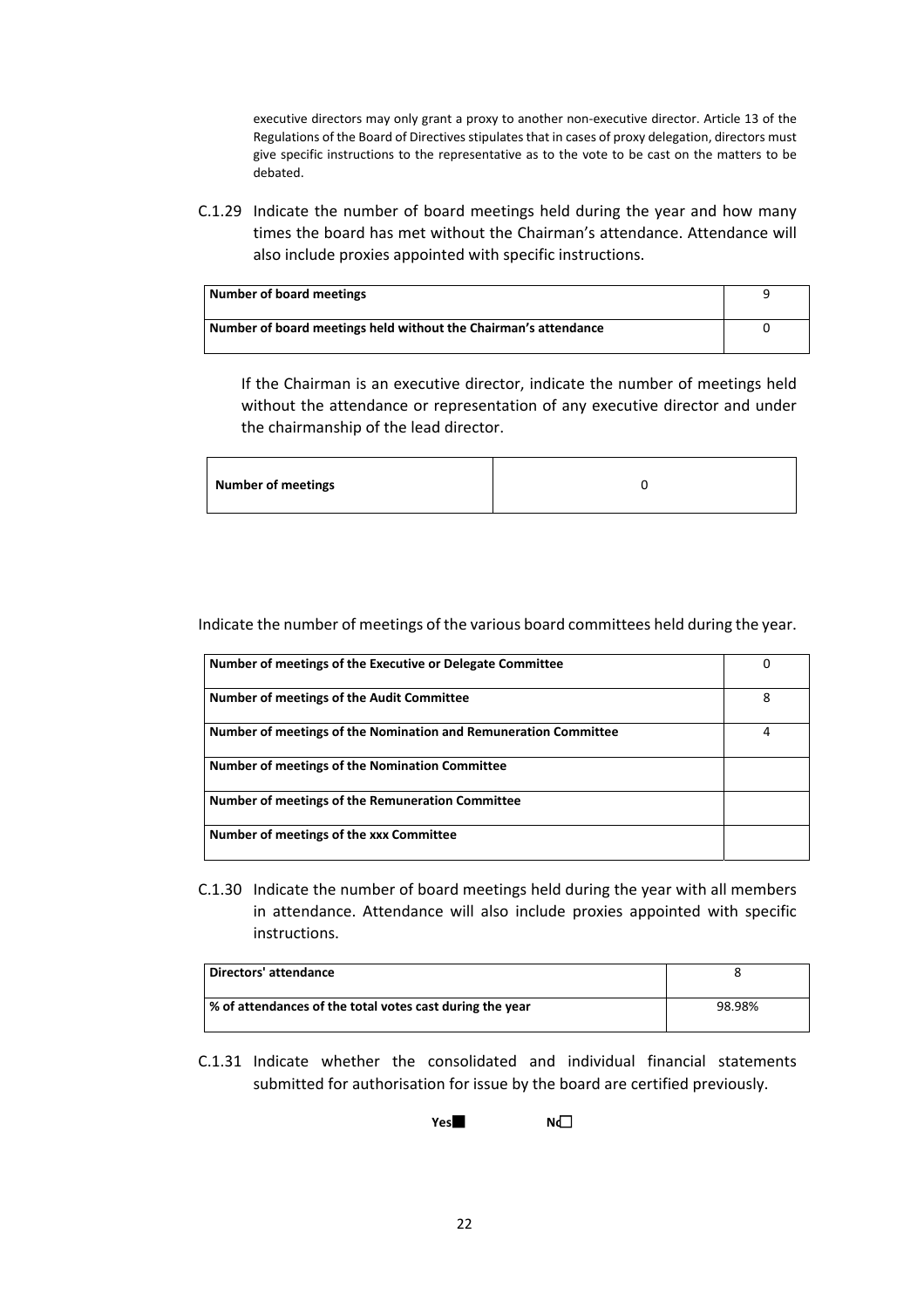executive directors may only grant a proxy to another non-executive director. Article 13 of the Regulations of the Board of Directives stipulates that in cases of proxy delegation, directors must give specific instructions to the representative as to the vote to be cast on the matters to be debated.

C.1.29 Indicate the number of board meetings held during the year and how many times the board has met without the Chairman's attendance. Attendance will also include proxies appointed with specific instructions.

| | |
|---|---|
| **Number of board meetings** | 9 |
| **Number of board meetings held without the Chairman's attendance** | 0 |

If the Chairman is an executive director, indicate the number of meetings held without the attendance or representation of any executive director and under the chairmanship of the lead director.

| | |
|---|---|
| **Number of meetings** | 0 |

Indicate the number of meetings of the various board committees held during the year.

| | |
|---|---|
| **Number of meetings of the Executive or Delegate Committee** | 0 |
| **Number of meetings of the Audit Committee** | 8 |
| **Number of meetings of the Nomination and Remuneration Committee** | 4 |
| **Number of meetings of the Nomination Committee** | |
| **Number of meetings of the Remuneration Committee** | |
| **Number of meetings of the xxx Committee** | |

C.1.30 Indicate the number of board meetings held during the year with all members in attendance. Attendance will also include proxies appointed with specific instructions.

| | |
|---|---|
| **Directors' attendance** | 8 |
| **% of attendances of the total votes cast during the year** | 98.98% |

C.1.31 Indicate whether the consolidated and individual financial statements submitted for authorisation for issue by the board are certified previously.

**Yes** ■ **No** ☐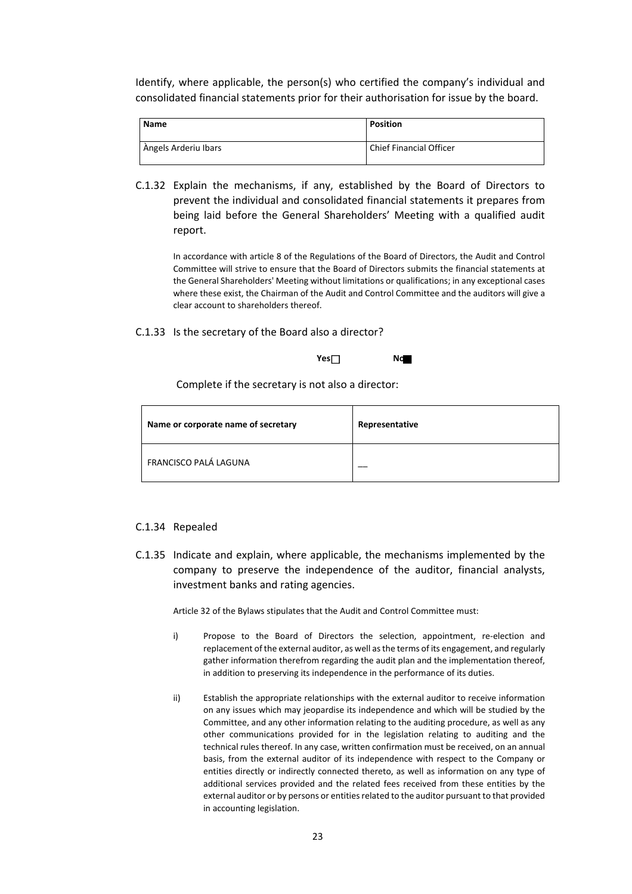Identify, where applicable, the person(s) who certified the company's individual and consolidated financial statements prior for their authorisation for issue by the board.

| Name | Position |
|---|---|
| Àngels Arderiu Ibars | Chief Financial Officer |

C.1.32 Explain the mechanisms, if any, established by the Board of Directors to prevent the individual and consolidated financial statements it prepares from being laid before the General Shareholders' Meeting with a qualified audit report.

In accordance with article 8 of the Regulations of the Board of Directors, the Audit and Control Committee will strive to ensure that the Board of Directors submits the financial statements at the General Shareholders' Meeting without limitations or qualifications; in any exceptional cases where these exist, the Chairman of the Audit and Control Committee and the auditors will give a clear account to shareholders thereof.

C.1.33 Is the secretary of the Board also a director?

**Yes** ☐ **No** ■

Complete if the secretary is not also a director:

| Name or corporate name of secretary | Representative |
|---|---|
| FRANCISCO PALÁ LAGUNA | __ |

C.1.34 Repealed

C.1.35 Indicate and explain, where applicable, the mechanisms implemented by the company to preserve the independence of the auditor, financial analysts, investment banks and rating agencies.

Article 32 of the Bylaws stipulates that the Audit and Control Committee must:

i) Propose to the Board of Directors the selection, appointment, re-election and replacement of the external auditor, as well as the terms of its engagement, and regularly gather information therefrom regarding the audit plan and the implementation thereof, in addition to preserving its independence in the performance of its duties.

ii) Establish the appropriate relationships with the external auditor to receive information on any issues which may jeopardise its independence and which will be studied by the Committee, and any other information relating to the auditing procedure, as well as any other communications provided for in the legislation relating to auditing and the technical rules thereof. In any case, written confirmation must be received, on an annual basis, from the external auditor of its independence with respect to the Company or entities directly or indirectly connected thereto, as well as information on any type of additional services provided and the related fees received from these entities by the external auditor or by persons or entities related to the auditor pursuant to that provided in accounting legislation.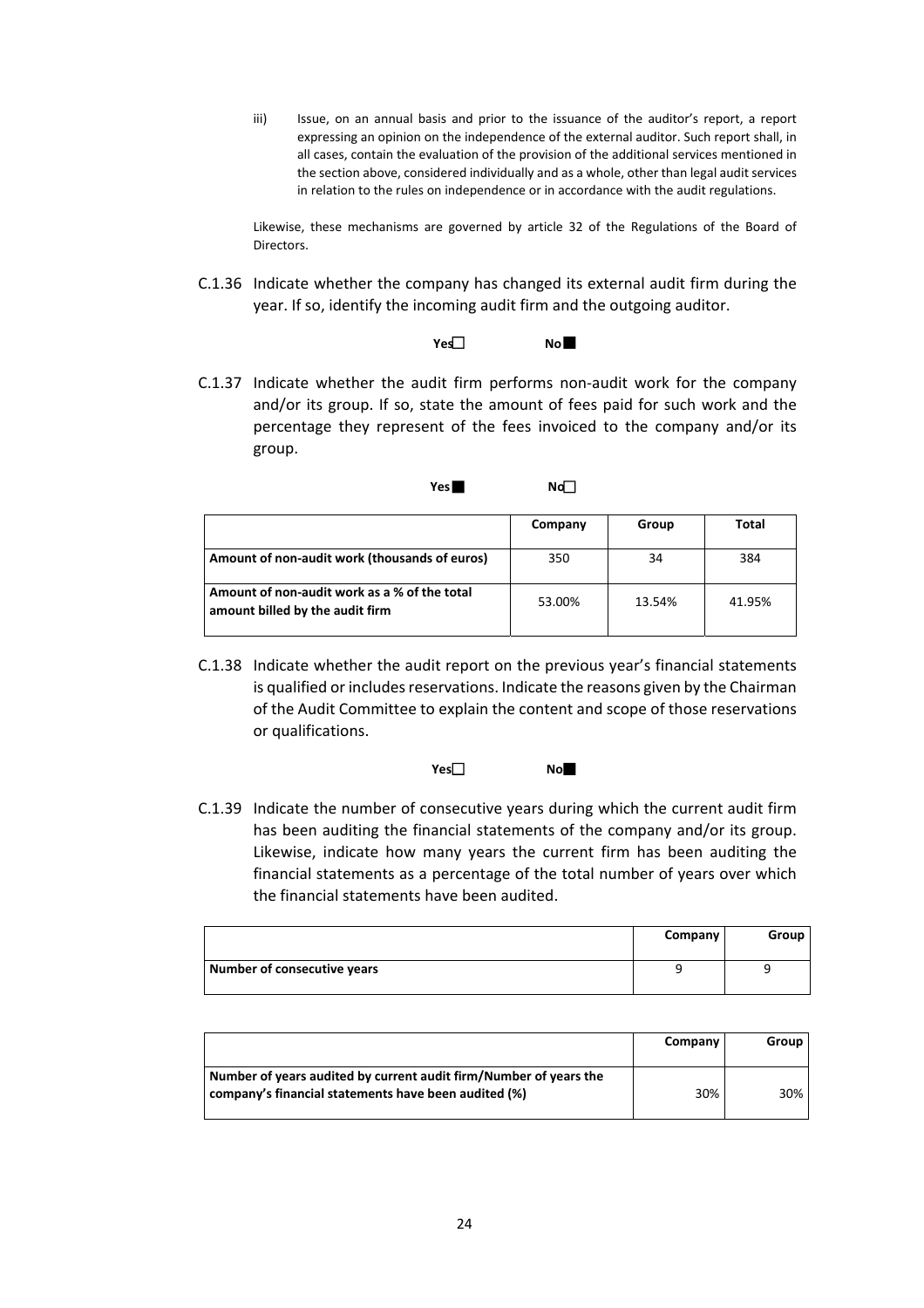iii) Issue, on an annual basis and prior to the issuance of the auditor's report, a report expressing an opinion on the independence of the external auditor. Such report shall, in all cases, contain the evaluation of the provision of the additional services mentioned in the section above, considered individually and as a whole, other than legal audit services in relation to the rules on independence or in accordance with the audit regulations.

Likewise, these mechanisms are governed by article 32 of the Regulations of the Board of Directors.

C.1.36 Indicate whether the company has changed its external audit firm during the year. If so, identify the incoming audit firm and the outgoing auditor.

Yes☐ No■

C.1.37 Indicate whether the audit firm performs non-audit work for the company and/or its group. If so, state the amount of fees paid for such work and the percentage they represent of the fees invoiced to the company and/or its group.

Yes■ No☐

| | Company | Group | Total |
|---|---|---|---|
| **Amount of non-audit work (thousands of euros)** | 350 | 34 | 384 |
| **Amount of non-audit work as a % of the total amount billed by the audit firm** | 53.00% | 13.54% | 41.95% |

C.1.38 Indicate whether the audit report on the previous year's financial statements is qualified or includes reservations. Indicate the reasons given by the Chairman of the Audit Committee to explain the content and scope of those reservations or qualifications.

Yes☐ No■

C.1.39 Indicate the number of consecutive years during which the current audit firm has been auditing the financial statements of the company and/or its group. Likewise, indicate how many years the current firm has been auditing the financial statements as a percentage of the total number of years over which the financial statements have been audited.

| | Company | Group |
|---|---|---|
| **Number of consecutive years** | 9 | 9 |

| | Company | Group |
|---|---|---|
| **Number of years audited by current audit firm/Number of years the company's financial statements have been audited (%)** | 30% | 30% |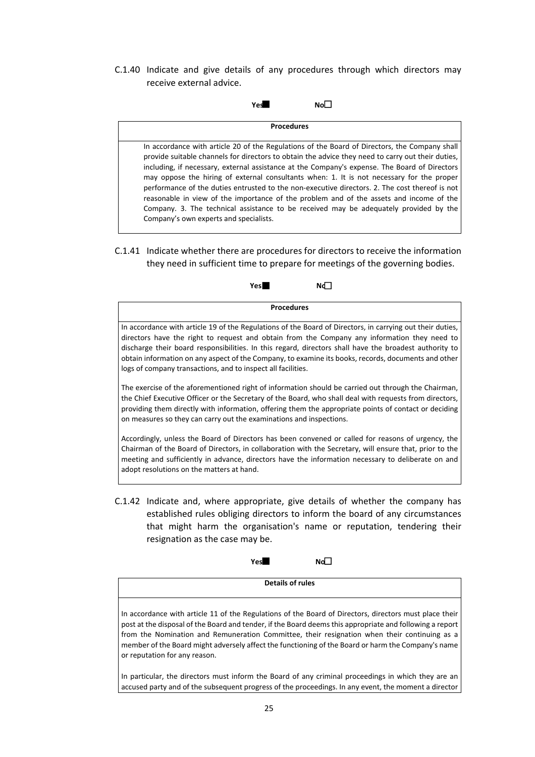C.1.40 Indicate and give details of any procedures through which directors may receive external advice.

Yes■ No☐

| Procedures |
| --- |
| In accordance with article 20 of the Regulations of the Board of Directors, the Company shall provide suitable channels for directors to obtain the advice they need to carry out their duties, including, if necessary, external assistance at the Company's expense. The Board of Directors may oppose the hiring of external consultants when: 1. It is not necessary for the proper performance of the duties entrusted to the non-executive directors. 2. The cost thereof is not reasonable in view of the importance of the problem and of the assets and income of the Company. 3. The technical assistance to be received may be adequately provided by the Company's own experts and specialists. |

C.1.41 Indicate whether there are procedures for directors to receive the information they need in sufficient time to prepare for meetings of the governing bodies.

Yes■ No☐

**Procedures**

In accordance with article 19 of the Regulations of the Board of Directors, in carrying out their duties, directors have the right to request and obtain from the Company any information they need to discharge their board responsibilities. In this regard, directors shall have the broadest authority to obtain information on any aspect of the Company, to examine its books, records, documents and other logs of company transactions, and to inspect all facilities.

The exercise of the aforementioned right of information should be carried out through the Chairman, the Chief Executive Officer or the Secretary of the Board, who shall deal with requests from directors, providing them directly with information, offering them the appropriate points of contact or deciding on measures so they can carry out the examinations and inspections.

Accordingly, unless the Board of Directors has been convened or called for reasons of urgency, the Chairman of the Board of Directors, in collaboration with the Secretary, will ensure that, prior to the meeting and sufficiently in advance, directors have the information necessary to deliberate on and adopt resolutions on the matters at hand.

C.1.42 Indicate and, where appropriate, give details of whether the company has established rules obliging directors to inform the board of any circumstances that might harm the organisation's name or reputation, tendering their resignation as the case may be.

Yes■ No☐

**Details of rules**

In accordance with article 11 of the Regulations of the Board of Directors, directors must place their post at the disposal of the Board and tender, if the Board deems this appropriate and following a report from the Nomination and Remuneration Committee, their resignation when their continuing as a member of the Board might adversely affect the functioning of the Board or harm the Company's name or reputation for any reason.

In particular, the directors must inform the Board of any criminal proceedings in which they are an accused party and of the subsequent progress of the proceedings. In any event, the moment a director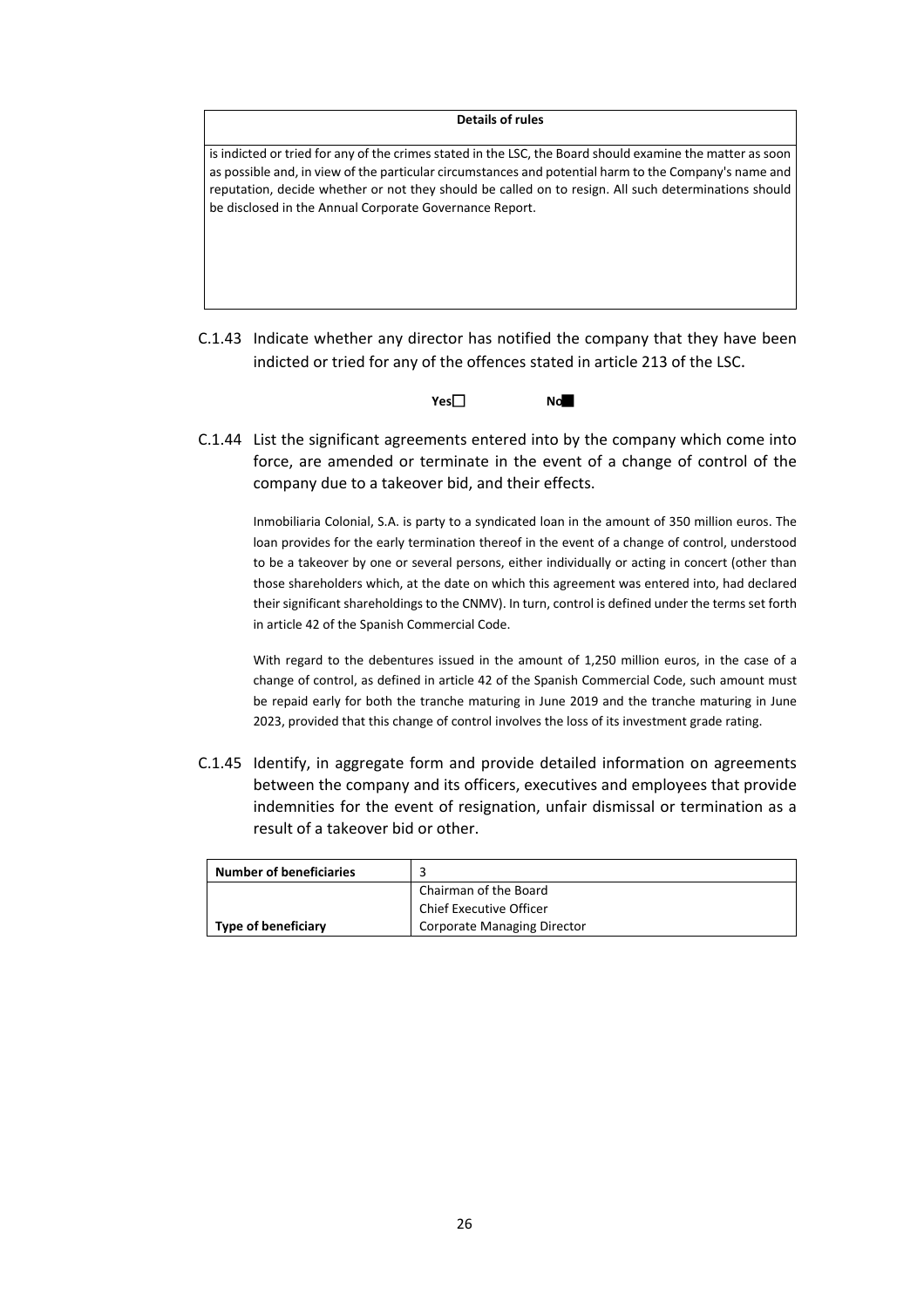| Details of rules |
|---|
| is indicted or tried for any of the crimes stated in the LSC, the Board should examine the matter as soon as possible and, in view of the particular circumstances and potential harm to the Company's name and reputation, decide whether or not they should be called on to resign. All such determinations should be disclosed in the Annual Corporate Governance Report. |

C.1.43 Indicate whether any director has notified the company that they have been indicted or tried for any of the offences stated in article 213 of the LSC.

Yes☐ No■

C.1.44 List the significant agreements entered into by the company which come into force, are amended or terminate in the event of a change of control of the company due to a takeover bid, and their effects.

Inmobiliaria Colonial, S.A. is party to a syndicated loan in the amount of 350 million euros. The loan provides for the early termination thereof in the event of a change of control, understood to be a takeover by one or several persons, either individually or acting in concert (other than those shareholders which, at the date on which this agreement was entered into, had declared their significant shareholdings to the CNMV). In turn, control is defined under the terms set forth in article 42 of the Spanish Commercial Code.

With regard to the debentures issued in the amount of 1,250 million euros, in the case of a change of control, as defined in article 42 of the Spanish Commercial Code, such amount must be repaid early for both the tranche maturing in June 2019 and the tranche maturing in June 2023, provided that this change of control involves the loss of its investment grade rating.

C.1.45 Identify, in aggregate form and provide detailed information on agreements between the company and its officers, executives and employees that provide indemnities for the event of resignation, unfair dismissal or termination as a result of a takeover bid or other.

| | |
|---|---|
| **Number of beneficiaries** | 3 |
| **Type of beneficiary** | Chairman of the Board<br>Chief Executive Officer<br>Corporate Managing Director |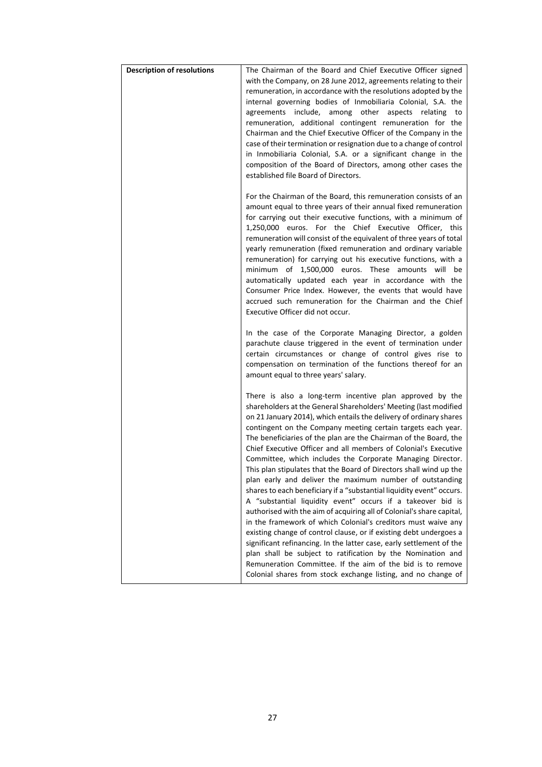| | |
|---|---|
| **Description of resolutions** | The Chairman of the Board and Chief Executive Officer signed with the Company, on 28 June 2012, agreements relating to their remuneration, in accordance with the resolutions adopted by the internal governing bodies of Inmobiliaria Colonial, S.A. the agreements include, among other aspects relating to remuneration, additional contingent remuneration for the Chairman and the Chief Executive Officer of the Company in the case of their termination or resignation due to a change of control in Inmobiliaria Colonial, S.A. or a significant change in the composition of the Board of Directors, among other cases the established file Board of Directors.<br><br>For the Chairman of the Board, this remuneration consists of an amount equal to three years of their annual fixed remuneration for carrying out their executive functions, with a minimum of 1,250,000 euros. For the Chief Executive Officer, this remuneration will consist of the equivalent of three years of total yearly remuneration (fixed remuneration and ordinary variable remuneration) for carrying out his executive functions, with a minimum of 1,500,000 euros. These amounts will be automatically updated each year in accordance with the Consumer Price Index. However, the events that would have accrued such remuneration for the Chairman and the Chief Executive Officer did not occur.<br><br>In the case of the Corporate Managing Director, a golden parachute clause triggered in the event of termination under certain circumstances or change of control gives rise to compensation on termination of the functions thereof for an amount equal to three years' salary.<br><br>There is also a long-term incentive plan approved by the shareholders at the General Shareholders' Meeting (last modified on 21 January 2014), which entails the delivery of ordinary shares contingent on the Company meeting certain targets each year. The beneficiaries of the plan are the Chairman of the Board, the Chief Executive Officer and all members of Colonial's Executive Committee, which includes the Corporate Managing Director. This plan stipulates that the Board of Directors shall wind up the plan early and deliver the maximum number of outstanding shares to each beneficiary if a "substantial liquidity event" occurs. A "substantial liquidity event" occurs if a takeover bid is authorised with the aim of acquiring all of Colonial's share capital, in the framework of which Colonial's creditors must waive any existing change of control clause, or if existing debt undergoes a significant refinancing. In the latter case, early settlement of the plan shall be subject to ratification by the Nomination and Remuneration Committee. If the aim of the bid is to remove Colonial shares from stock exchange listing, and no change of |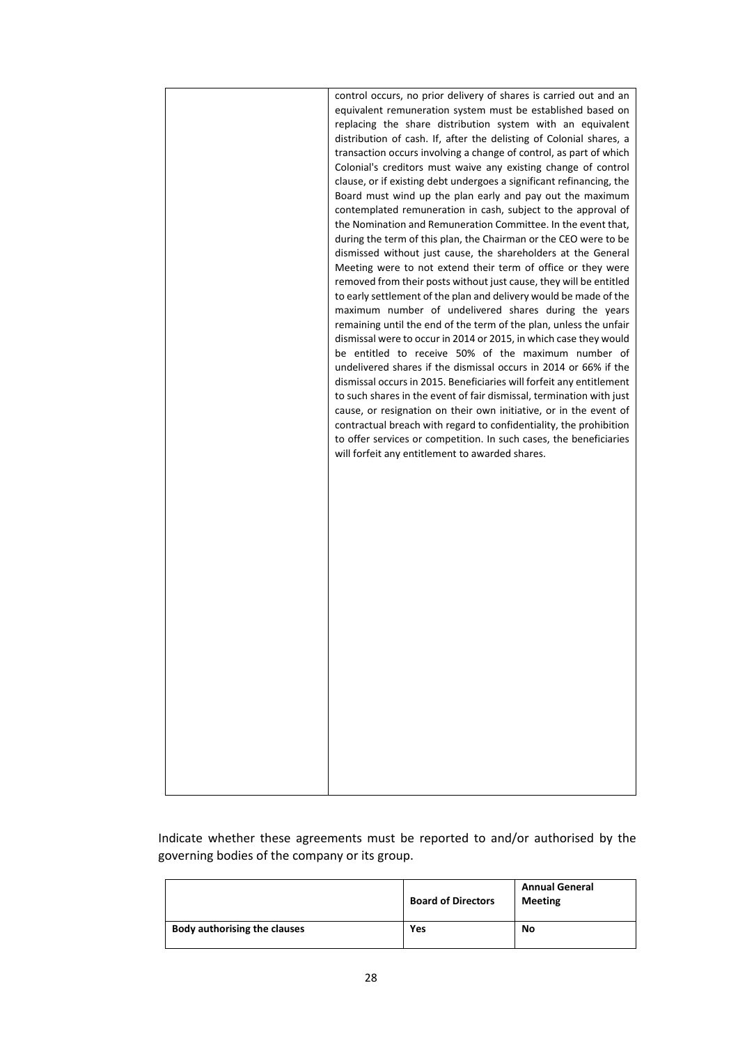| | |
|---|---|
| | control occurs, no prior delivery of shares is carried out and an equivalent remuneration system must be established based on replacing the share distribution system with an equivalent distribution of cash. If, after the delisting of Colonial shares, a transaction occurs involving a change of control, as part of which Colonial's creditors must waive any existing change of control clause, or if existing debt undergoes a significant refinancing, the Board must wind up the plan early and pay out the maximum contemplated remuneration in cash, subject to the approval of the Nomination and Remuneration Committee. In the event that, during the term of this plan, the Chairman or the CEO were to be dismissed without just cause, the shareholders at the General Meeting were to not extend their term of office or they were removed from their posts without just cause, they will be entitled to early settlement of the plan and delivery would be made of the maximum number of undelivered shares during the years remaining until the end of the term of the plan, unless the unfair dismissal were to occur in 2014 or 2015, in which case they would be entitled to receive 50% of the maximum number of undelivered shares if the dismissal occurs in 2014 or 66% if the dismissal occurs in 2015. Beneficiaries will forfeit any entitlement to such shares in the event of fair dismissal, termination with just cause, or resignation on their own initiative, or in the event of contractual breach with regard to confidentiality, the prohibition to offer services or competition. In such cases, the beneficiaries will forfeit any entitlement to awarded shares. |

Indicate whether these agreements must be reported to and/or authorised by the governing bodies of the company or its group.

| | **Board of Directors** | **Annual General Meeting** |
|---|---|---|
| **Body authorising the clauses** | **Yes** | **No** |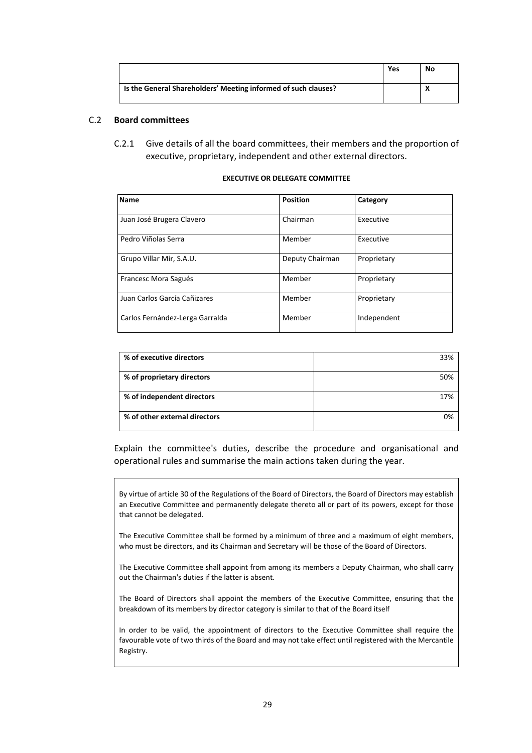| | Yes | No |
|---|---|---|
| **Is the General Shareholders' Meeting informed of such clauses?** | | X |

## C.2 Board committees

C.2.1 Give details of all the board committees, their members and the proportion of executive, proprietary, independent and other external directors.

**EXECUTIVE OR DELEGATE COMMITTEE**

| Name | Position | Category |
|---|---|---|
| Juan José Brugera Clavero | Chairman | Executive |
| Pedro Viñolas Serra | Member | Executive |
| Grupo Villar Mir, S.A.U. | Deputy Chairman | Proprietary |
| Francesc Mora Sagués | Member | Proprietary |
| Juan Carlos García Cañizares | Member | Proprietary |
| Carlos Fernández-Lerga Garralda | Member | Independent |

| | |
|---|---|
| **% of executive directors** | 33% |
| **% of proprietary directors** | 50% |
| **% of independent directors** | 17% |
| **% of other external directors** | 0% |

Explain the committee's duties, describe the procedure and organisational and operational rules and summarise the main actions taken during the year.

By virtue of article 30 of the Regulations of the Board of Directors, the Board of Directors may establish an Executive Committee and permanently delegate thereto all or part of its powers, except for those that cannot be delegated.

The Executive Committee shall be formed by a minimum of three and a maximum of eight members, who must be directors, and its Chairman and Secretary will be those of the Board of Directors.

The Executive Committee shall appoint from among its members a Deputy Chairman, who shall carry out the Chairman's duties if the latter is absent.

The Board of Directors shall appoint the members of the Executive Committee, ensuring that the breakdown of its members by director category is similar to that of the Board itself

In order to be valid, the appointment of directors to the Executive Committee shall require the favourable vote of two thirds of the Board and may not take effect until registered with the Mercantile Registry.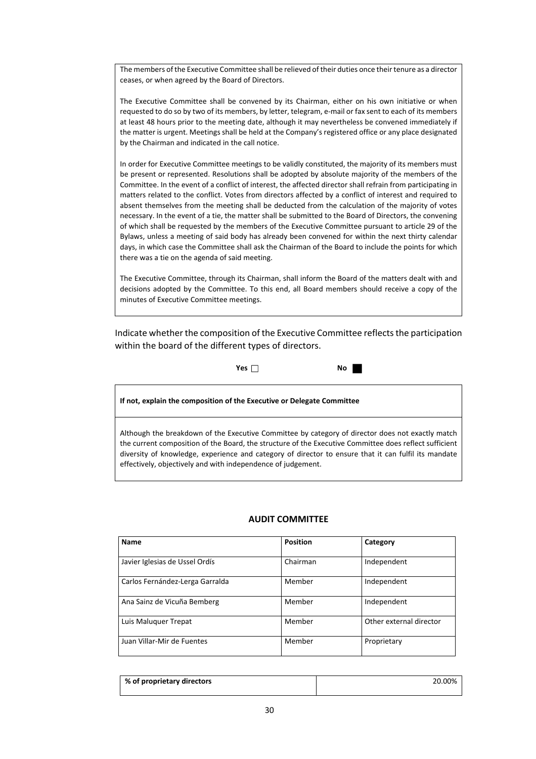The members of the Executive Committee shall be relieved of their duties once their tenure as a director ceases, or when agreed by the Board of Directors.

The Executive Committee shall be convened by its Chairman, either on his own initiative or when requested to do so by two of its members, by letter, telegram, e-mail or fax sent to each of its members at least 48 hours prior to the meeting date, although it may nevertheless be convened immediately if the matter is urgent. Meetings shall be held at the Company's registered office or any place designated by the Chairman and indicated in the call notice.

In order for Executive Committee meetings to be validly constituted, the majority of its members must be present or represented. Resolutions shall be adopted by absolute majority of the members of the Committee. In the event of a conflict of interest, the affected director shall refrain from participating in matters related to the conflict. Votes from directors affected by a conflict of interest and required to absent themselves from the meeting shall be deducted from the calculation of the majority of votes necessary. In the event of a tie, the matter shall be submitted to the Board of Directors, the convening of which shall be requested by the members of the Executive Committee pursuant to article 29 of the Bylaws, unless a meeting of said body has already been convened for within the next thirty calendar days, in which case the Committee shall ask the Chairman of the Board to include the points for which there was a tie on the agenda of said meeting.

The Executive Committee, through its Chairman, shall inform the Board of the matters dealt with and decisions adopted by the Committee. To this end, all Board members should receive a copy of the minutes of Executive Committee meetings.

Indicate whether the composition of the Executive Committee reflects the participation within the board of the different types of directors.

**Yes** ☐ **No** ■

**If not, explain the composition of the Executive or Delegate Committee**

Although the breakdown of the Executive Committee by category of director does not exactly match the current composition of the Board, the structure of the Executive Committee does reflect sufficient diversity of knowledge, experience and category of director to ensure that it can fulfil its mandate effectively, objectively and with independence of judgement.

## AUDIT COMMITTEE

| Name | Position | Category |
|---|---|---|
| Javier Iglesias de Ussel Ordís | Chairman | Independent |
| Carlos Fernández-Lerga Garralda | Member | Independent |
| Ana Sainz de Vicuña Bemberg | Member | Independent |
| Luis Maluquer Trepat | Member | Other external director |
| Juan Villar-Mir de Fuentes | Member | Proprietary |

| | |
|---|---|
| **% of proprietary directors** | 20.00% |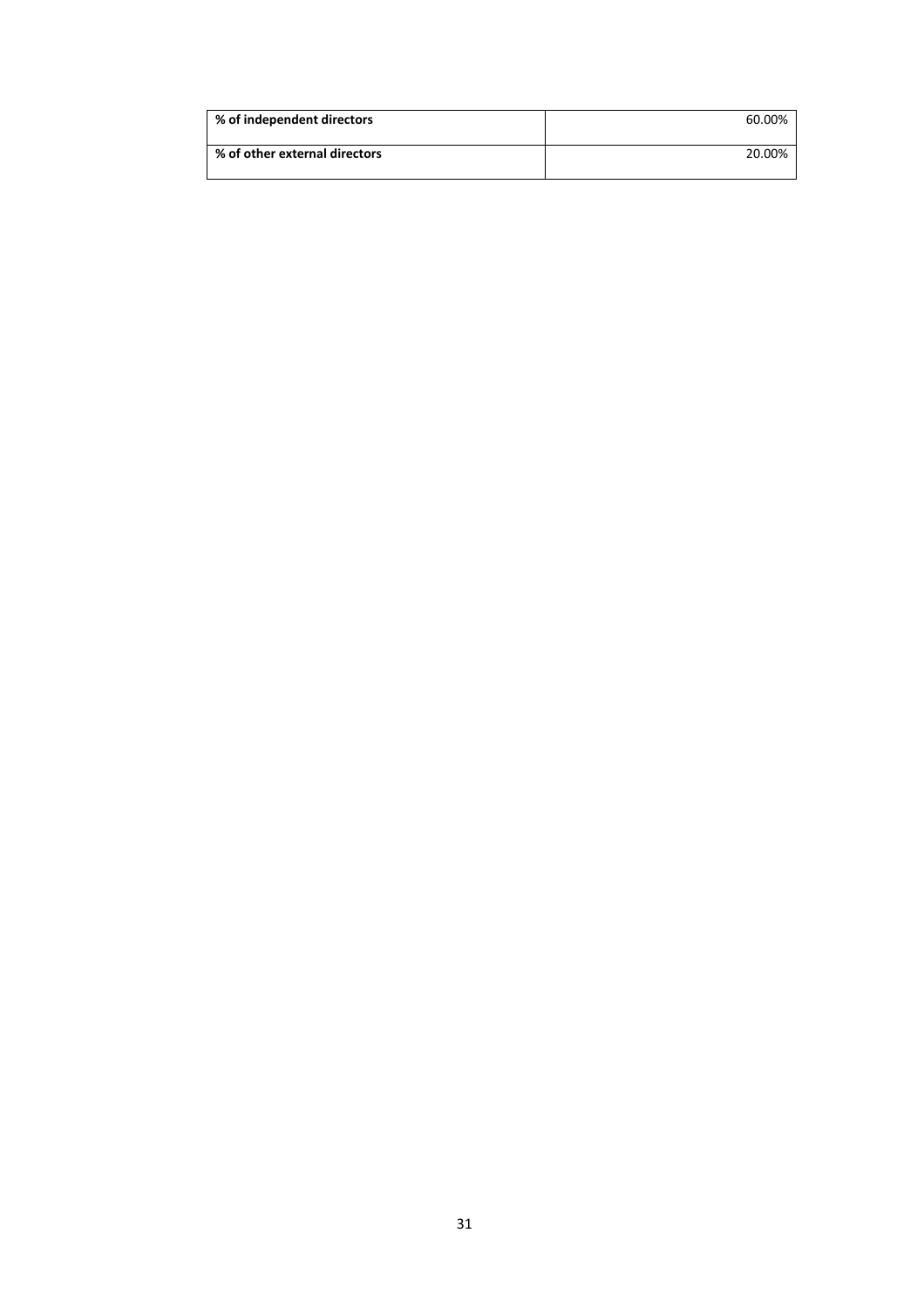| | |
|---|---|
| **% of independent directors** | 60.00% |
| **% of other external directors** | 20.00% |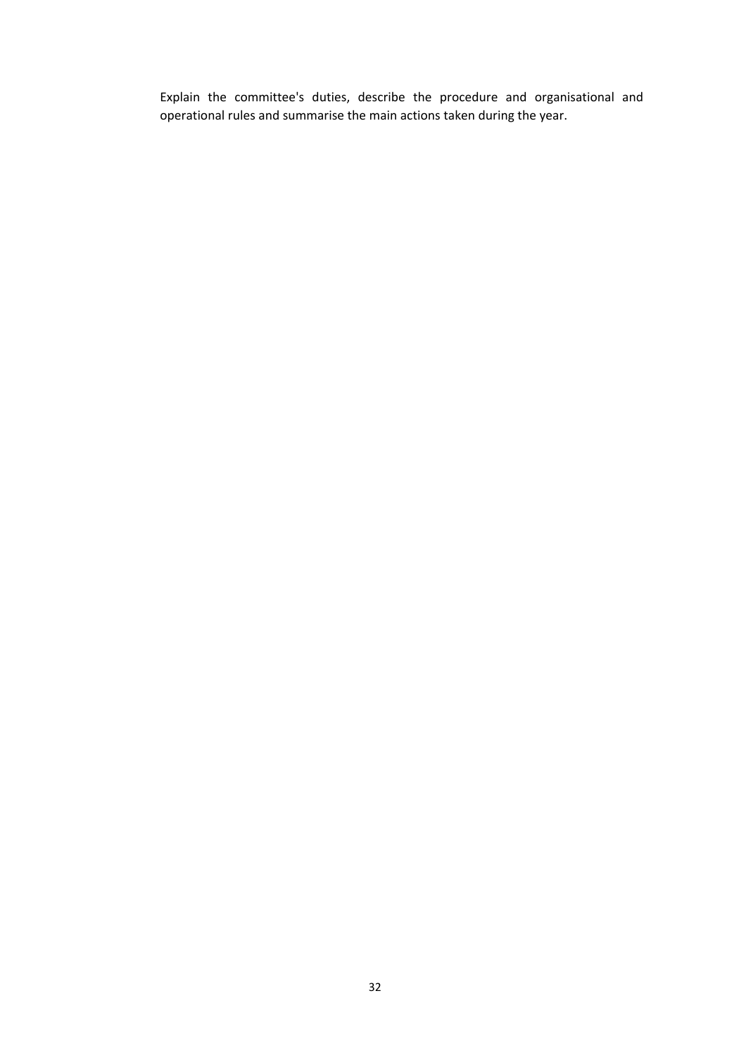Explain the committee's duties, describe the procedure and organisational and operational rules and summarise the main actions taken during the year.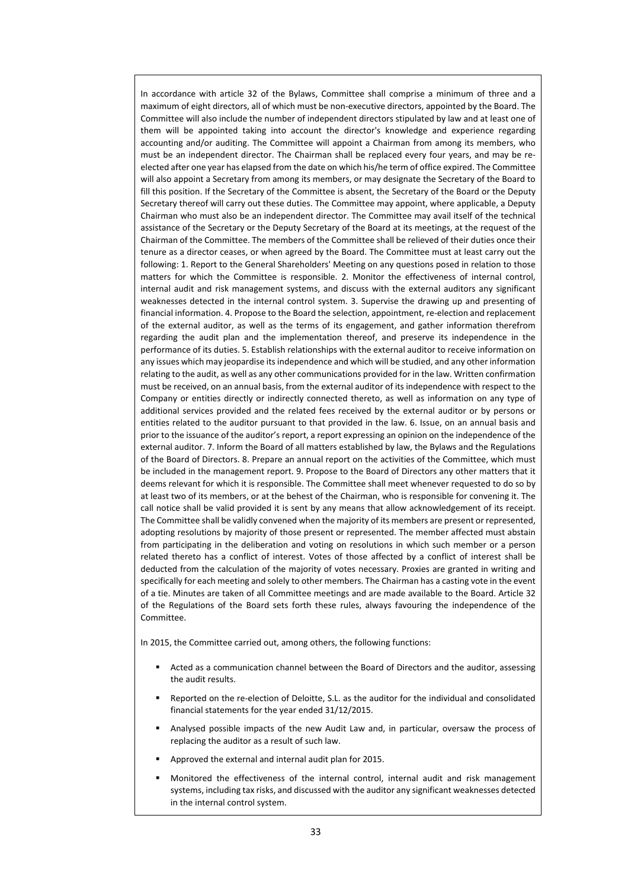In accordance with article 32 of the Bylaws, Committee shall comprise a minimum of three and a maximum of eight directors, all of which must be non-executive directors, appointed by the Board. The Committee will also include the number of independent directors stipulated by law and at least one of them will be appointed taking into account the director's knowledge and experience regarding accounting and/or auditing. The Committee will appoint a Chairman from among its members, who must be an independent director. The Chairman shall be replaced every four years, and may be re-elected after one year has elapsed from the date on which his/he term of office expired. The Committee will also appoint a Secretary from among its members, or may designate the Secretary of the Board to fill this position. If the Secretary of the Committee is absent, the Secretary of the Board or the Deputy Secretary thereof will carry out these duties. The Committee may appoint, where applicable, a Deputy Chairman who must also be an independent director. The Committee may avail itself of the technical assistance of the Secretary or the Deputy Secretary of the Board at its meetings, at the request of the Chairman of the Committee. The members of the Committee shall be relieved of their duties once their tenure as a director ceases, or when agreed by the Board. The Committee must at least carry out the following: 1. Report to the General Shareholders' Meeting on any questions posed in relation to those matters for which the Committee is responsible. 2. Monitor the effectiveness of internal control, internal audit and risk management systems, and discuss with the external auditors any significant weaknesses detected in the internal control system. 3. Supervise the drawing up and presenting of financial information. 4. Propose to the Board the selection, appointment, re-election and replacement of the external auditor, as well as the terms of its engagement, and gather information therefrom regarding the audit plan and the implementation thereof, and preserve its independence in the performance of its duties. 5. Establish relationships with the external auditor to receive information on any issues which may jeopardise its independence and which will be studied, and any other information relating to the audit, as well as any other communications provided for in the law. Written confirmation must be received, on an annual basis, from the external auditor of its independence with respect to the Company or entities directly or indirectly connected thereto, as well as information on any type of additional services provided and the related fees received by the external auditor or by persons or entities related to the auditor pursuant to that provided in the law. 6. Issue, on an annual basis and prior to the issuance of the auditor's report, a report expressing an opinion on the independence of the external auditor. 7. Inform the Board of all matters established by law, the Bylaws and the Regulations of the Board of Directors. 8. Prepare an annual report on the activities of the Committee, which must be included in the management report. 9. Propose to the Board of Directors any other matters that it deems relevant for which it is responsible. The Committee shall meet whenever requested to do so by at least two of its members, or at the behest of the Chairman, who is responsible for convening it. The call notice shall be valid provided it is sent by any means that allow acknowledgement of its receipt. The Committee shall be validly convened when the majority of its members are present or represented, adopting resolutions by majority of those present or represented. The member affected must abstain from participating in the deliberation and voting on resolutions in which such member or a person related thereto has a conflict of interest. Votes of those affected by a conflict of interest shall be deducted from the calculation of the majority of votes necessary. Proxies are granted in writing and specifically for each meeting and solely to other members. The Chairman has a casting vote in the event of a tie. Minutes are taken of all Committee meetings and are made available to the Board. Article 32 of the Regulations of the Board sets forth these rules, always favouring the independence of the Committee.

In 2015, the Committee carried out, among others, the following functions:

- Acted as a communication channel between the Board of Directors and the auditor, assessing the audit results.
- Reported on the re-election of Deloitte, S.L. as the auditor for the individual and consolidated financial statements for the year ended 31/12/2015.
- Analysed possible impacts of the new Audit Law and, in particular, oversaw the process of replacing the auditor as a result of such law.
- Approved the external and internal audit plan for 2015.
- Monitored the effectiveness of the internal control, internal audit and risk management systems, including tax risks, and discussed with the auditor any significant weaknesses detected in the internal control system.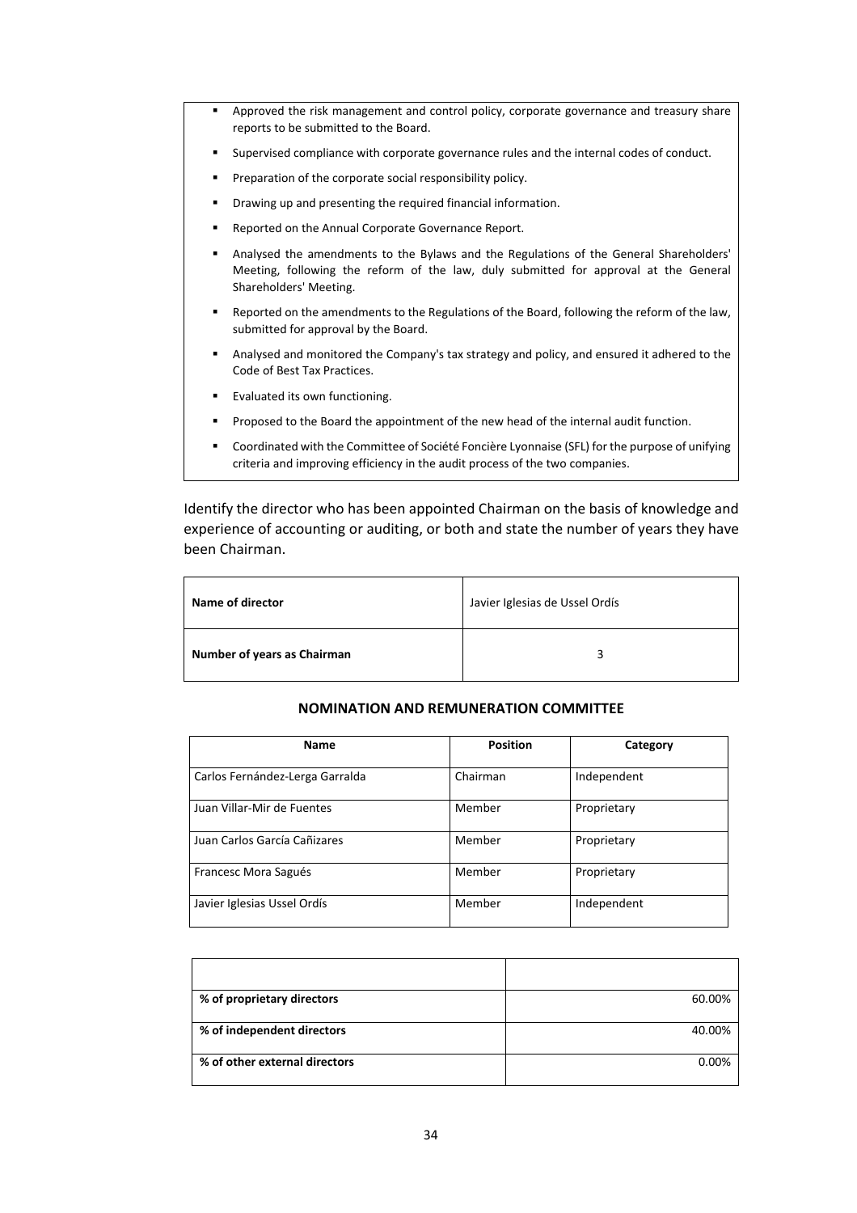- Approved the risk management and control policy, corporate governance and treasury share reports to be submitted to the Board.
- Supervised compliance with corporate governance rules and the internal codes of conduct.
- Preparation of the corporate social responsibility policy.
- Drawing up and presenting the required financial information.
- Reported on the Annual Corporate Governance Report.
- Analysed the amendments to the Bylaws and the Regulations of the General Shareholders' Meeting, following the reform of the law, duly submitted for approval at the General Shareholders' Meeting.
- Reported on the amendments to the Regulations of the Board, following the reform of the law, submitted for approval by the Board.
- Analysed and monitored the Company's tax strategy and policy, and ensured it adhered to the Code of Best Tax Practices.
- Evaluated its own functioning.
- Proposed to the Board the appointment of the new head of the internal audit function.
- Coordinated with the Committee of Société Foncière Lyonnaise (SFL) for the purpose of unifying criteria and improving efficiency in the audit process of the two companies.

Identify the director who has been appointed Chairman on the basis of knowledge and experience of accounting or auditing, or both and state the number of years they have been Chairman.

| | |
|---|---|
| **Name of director** | Javier Iglesias de Ussel Ordís |
| **Number of years as Chairman** | 3 |

**NOMINATION AND REMUNERATION COMMITTEE**

| Name | Position | Category |
|---|---|---|
| Carlos Fernández-Lerga Garralda | Chairman | Independent |
| Juan Villar-Mir de Fuentes | Member | Proprietary |
| Juan Carlos García Cañizares | Member | Proprietary |
| Francesc Mora Sagués | Member | Proprietary |
| Javier Iglesias Ussel Ordís | Member | Independent |

| | |
|---|---|
| **% of proprietary directors** | 60.00% |
| **% of independent directors** | 40.00% |
| **% of other external directors** | 0.00% |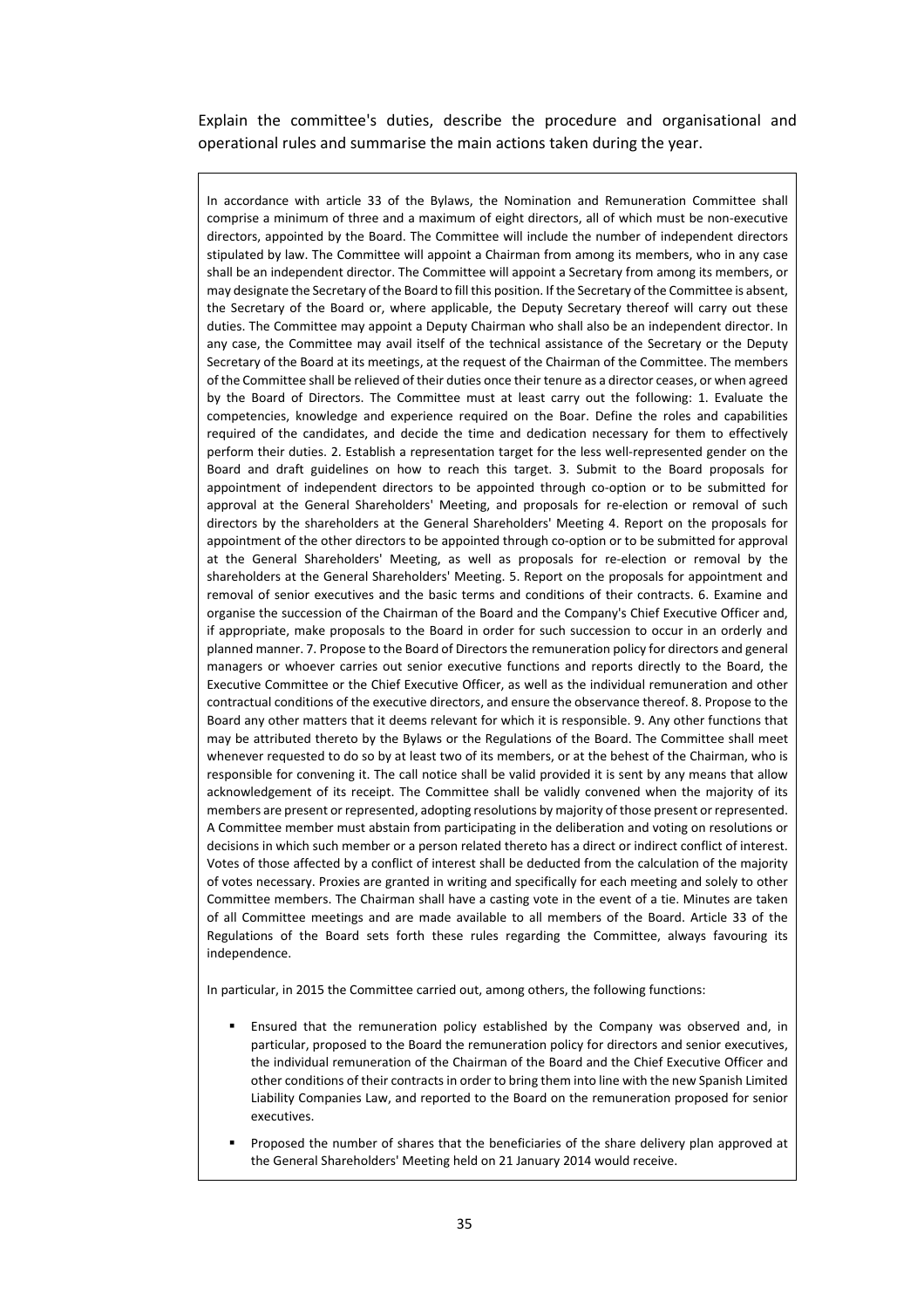Explain the committee's duties, describe the procedure and organisational and operational rules and summarise the main actions taken during the year.

In accordance with article 33 of the Bylaws, the Nomination and Remuneration Committee shall comprise a minimum of three and a maximum of eight directors, all of which must be non-executive directors, appointed by the Board. The Committee will include the number of independent directors stipulated by law. The Committee will appoint a Chairman from among its members, who in any case shall be an independent director. The Committee will appoint a Secretary from among its members, or may designate the Secretary of the Board to fill this position. If the Secretary of the Committee is absent, the Secretary of the Board or, where applicable, the Deputy Secretary thereof will carry out these duties. The Committee may appoint a Deputy Chairman who shall also be an independent director. In any case, the Committee may avail itself of the technical assistance of the Secretary or the Deputy Secretary of the Board at its meetings, at the request of the Chairman of the Committee. The members of the Committee shall be relieved of their duties once their tenure as a director ceases, or when agreed by the Board of Directors. The Committee must at least carry out the following: 1. Evaluate the competencies, knowledge and experience required on the Boar. Define the roles and capabilities required of the candidates, and decide the time and dedication necessary for them to effectively perform their duties. 2. Establish a representation target for the less well-represented gender on the Board and draft guidelines on how to reach this target. 3. Submit to the Board proposals for appointment of independent directors to be appointed through co-option or to be submitted for approval at the General Shareholders' Meeting, and proposals for re-election or removal of such directors by the shareholders at the General Shareholders' Meeting 4. Report on the proposals for appointment of the other directors to be appointed through co-option or to be submitted for approval at the General Shareholders' Meeting, as well as proposals for re-election or removal by the shareholders at the General Shareholders' Meeting. 5. Report on the proposals for appointment and removal of senior executives and the basic terms and conditions of their contracts. 6. Examine and organise the succession of the Chairman of the Board and the Company's Chief Executive Officer and, if appropriate, make proposals to the Board in order for such succession to occur in an orderly and planned manner. 7. Propose to the Board of Directors the remuneration policy for directors and general managers or whoever carries out senior executive functions and reports directly to the Board, the Executive Committee or the Chief Executive Officer, as well as the individual remuneration and other contractual conditions of the executive directors, and ensure the observance thereof. 8. Propose to the Board any other matters that it deems relevant for which it is responsible. 9. Any other functions that may be attributed thereto by the Bylaws or the Regulations of the Board. The Committee shall meet whenever requested to do so by at least two of its members, or at the behest of the Chairman, who is responsible for convening it. The call notice shall be valid provided it is sent by any means that allow acknowledgement of its receipt. The Committee shall be validly convened when the majority of its members are present or represented, adopting resolutions by majority of those present or represented. A Committee member must abstain from participating in the deliberation and voting on resolutions or decisions in which such member or a person related thereto has a direct or indirect conflict of interest. Votes of those affected by a conflict of interest shall be deducted from the calculation of the majority of votes necessary. Proxies are granted in writing and specifically for each meeting and solely to other Committee members. The Chairman shall have a casting vote in the event of a tie. Minutes are taken of all Committee meetings and are made available to all members of the Board. Article 33 of the Regulations of the Board sets forth these rules regarding the Committee, always favouring its independence.

In particular, in 2015 the Committee carried out, among others, the following functions:

- Ensured that the remuneration policy established by the Company was observed and, in particular, proposed to the Board the remuneration policy for directors and senior executives, the individual remuneration of the Chairman of the Board and the Chief Executive Officer and other conditions of their contracts in order to bring them into line with the new Spanish Limited Liability Companies Law, and reported to the Board on the remuneration proposed for senior executives.
- Proposed the number of shares that the beneficiaries of the share delivery plan approved at the General Shareholders' Meeting held on 21 January 2014 would receive.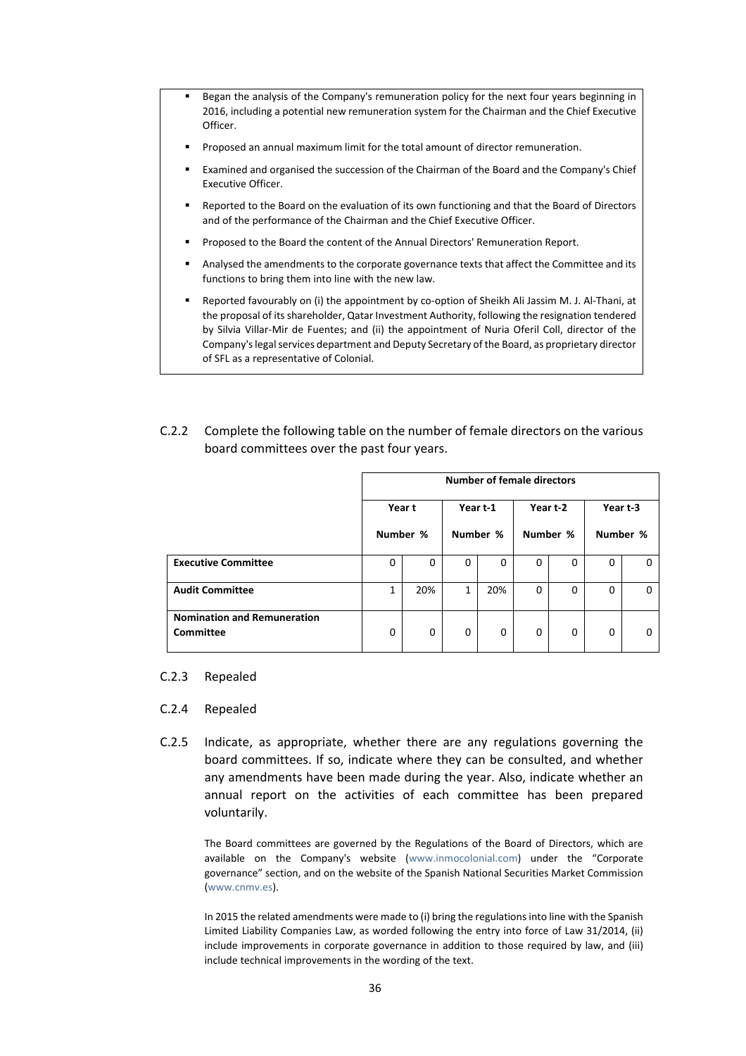- Began the analysis of the Company's remuneration policy for the next four years beginning in 2016, including a potential new remuneration system for the Chairman and the Chief Executive Officer.
- Proposed an annual maximum limit for the total amount of director remuneration.
- Examined and organised the succession of the Chairman of the Board and the Company's Chief Executive Officer.
- Reported to the Board on the evaluation of its own functioning and that the Board of Directors and of the performance of the Chairman and the Chief Executive Officer.
- Proposed to the Board the content of the Annual Directors' Remuneration Report.
- Analysed the amendments to the corporate governance texts that affect the Committee and its functions to bring them into line with the new law.
- Reported favourably on (i) the appointment by co-option of Sheikh Ali Jassim M. J. Al-Thani, at the proposal of its shareholder, Qatar Investment Authority, following the resignation tendered by Silvia Villar-Mir de Fuentes; and (ii) the appointment of Nuria Oferil Coll, director of the Company's legal services department and Deputy Secretary of the Board, as proprietary director of SFL as a representative of Colonial.

C.2.2 Complete the following table on the number of female directors on the various board committees over the past four years.

| | Number of female directors | | | | | | | |
|---|---|---|---|---|---|---|---|---|
| | Year t | | Year t-1 | | Year t-2 | | Year t-3 | |
| | Number | % | Number | % | Number | % | Number | % |
| **Executive Committee** | 0 | 0 | 0 | 0 | 0 | 0 | 0 | 0 |
| **Audit Committee** | 1 | 20% | 1 | 20% | 0 | 0 | 0 | 0 |
| **Nomination and Remuneration Committee** | 0 | 0 | 0 | 0 | 0 | 0 | 0 | 0 |

C.2.3 Repealed

C.2.4 Repealed

C.2.5 Indicate, as appropriate, whether there are any regulations governing the board committees. If so, indicate where they can be consulted, and whether any amendments have been made during the year. Also, indicate whether an annual report on the activities of each committee has been prepared voluntarily.

The Board committees are governed by the Regulations of the Board of Directors, which are available on the Company's website (www.inmocolonial.com) under the "Corporate governance" section, and on the website of the Spanish National Securities Market Commission (www.cnmv.es).

In 2015 the related amendments were made to (i) bring the regulations into line with the Spanish Limited Liability Companies Law, as worded following the entry into force of Law 31/2014, (ii) include improvements in corporate governance in addition to those required by law, and (iii) include technical improvements in the wording of the text.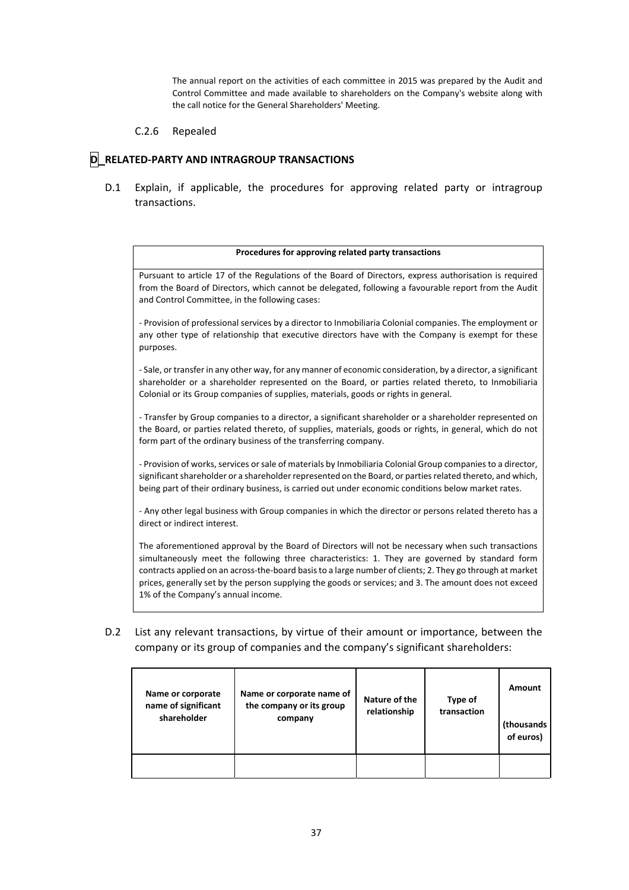The annual report on the activities of each committee in 2015 was prepared by the Audit and Control Committee and made available to shareholders on the Company's website along with the call notice for the General Shareholders' Meeting.

C.2.6 Repealed

## D RELATED-PARTY AND INTRAGROUP TRANSACTIONS

D.1 Explain, if applicable, the procedures for approving related party or intragroup transactions.

| Procedures for approving related party transactions |
|---|
| Pursuant to article 17 of the Regulations of the Board of Directors, express authorisation is required from the Board of Directors, which cannot be delegated, following a favourable report from the Audit and Control Committee, in the following cases:<br><br>- Provision of professional services by a director to Inmobiliaria Colonial companies. The employment or any other type of relationship that executive directors have with the Company is exempt for these purposes.<br><br>- Sale, or transfer in any other way, for any manner of economic consideration, by a director, a significant shareholder or a shareholder represented on the Board, or parties related thereto, to Inmobiliaria Colonial or its Group companies of supplies, materials, goods or rights in general.<br><br>- Transfer by Group companies to a director, a significant shareholder or a shareholder represented on the Board, or parties related thereto, of supplies, materials, goods or rights, in general, which do not form part of the ordinary business of the transferring company.<br><br>- Provision of works, services or sale of materials by Inmobiliaria Colonial Group companies to a director, significant shareholder or a shareholder represented on the Board, or parties related thereto, and which, being part of their ordinary business, is carried out under economic conditions below market rates.<br><br>- Any other legal business with Group companies in which the director or persons related thereto has a direct or indirect interest.<br><br>The aforementioned approval by the Board of Directors will not be necessary when such transactions simultaneously meet the following three characteristics: 1. They are governed by standard form contracts applied on an across-the-board basis to a large number of clients; 2. They go through at market prices, generally set by the person supplying the goods or services; and 3. The amount does not exceed 1% of the Company's annual income. |

D.2 List any relevant transactions, by virtue of their amount or importance, between the company or its group of companies and the company's significant shareholders:

| Name or corporate name of significant shareholder | Name or corporate name of the company or its group company | Nature of the relationship | Type of transaction | Amount (thousands of euros) |
|---|---|---|---|---|
| | | | | |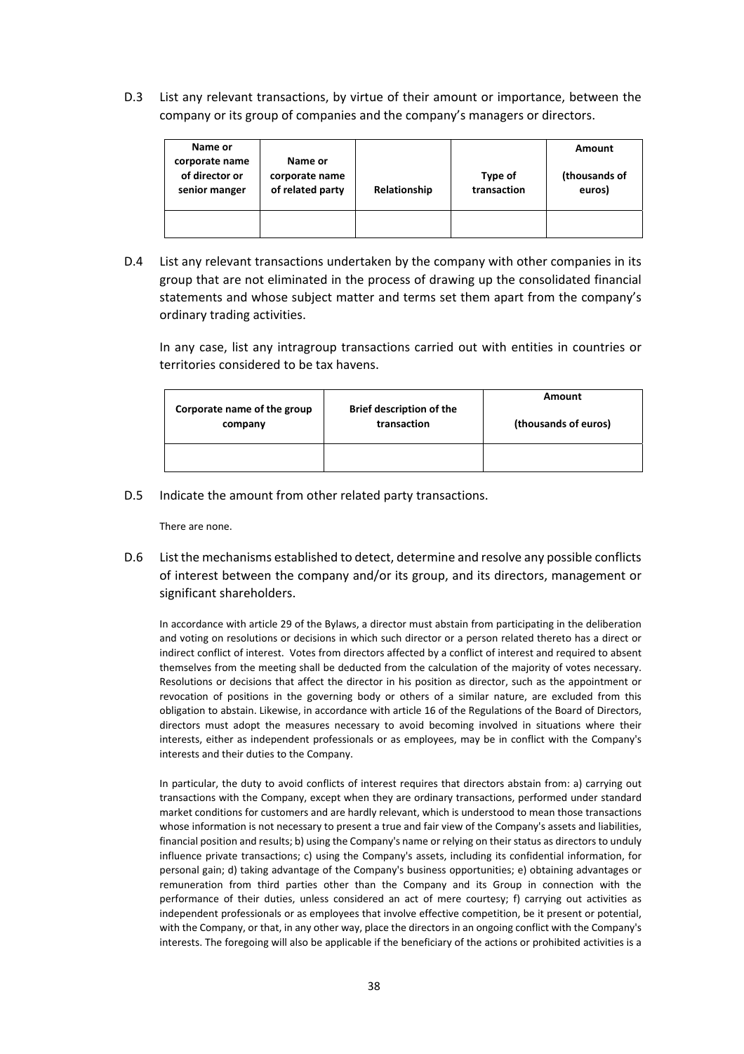D.3 List any relevant transactions, by virtue of their amount or importance, between the company or its group of companies and the company's managers or directors.

| Name or corporate name of director or senior manger | Name or corporate name of related party | Relationship | Type of transaction | Amount (thousands of euros) |
|---|---|---|---|---|
| | | | | |

D.4 List any relevant transactions undertaken by the company with other companies in its group that are not eliminated in the process of drawing up the consolidated financial statements and whose subject matter and terms set them apart from the company's ordinary trading activities.

In any case, list any intragroup transactions carried out with entities in countries or territories considered to be tax havens.

| Corporate name of the group company | Brief description of the transaction | Amount (thousands of euros) |
|---|---|---|
| | | |

D.5 Indicate the amount from other related party transactions.

There are none.

D.6 List the mechanisms established to detect, determine and resolve any possible conflicts of interest between the company and/or its group, and its directors, management or significant shareholders.

In accordance with article 29 of the Bylaws, a director must abstain from participating in the deliberation and voting on resolutions or decisions in which such director or a person related thereto has a direct or indirect conflict of interest. Votes from directors affected by a conflict of interest and required to absent themselves from the meeting shall be deducted from the calculation of the majority of votes necessary. Resolutions or decisions that affect the director in his position as director, such as the appointment or revocation of positions in the governing body or others of a similar nature, are excluded from this obligation to abstain. Likewise, in accordance with article 16 of the Regulations of the Board of Directors, directors must adopt the measures necessary to avoid becoming involved in situations where their interests, either as independent professionals or as employees, may be in conflict with the Company's interests and their duties to the Company.

In particular, the duty to avoid conflicts of interest requires that directors abstain from: a) carrying out transactions with the Company, except when they are ordinary transactions, performed under standard market conditions for customers and are hardly relevant, which is understood to mean those transactions whose information is not necessary to present a true and fair view of the Company's assets and liabilities, financial position and results; b) using the Company's name or relying on their status as directors to unduly influence private transactions; c) using the Company's assets, including its confidential information, for personal gain; d) taking advantage of the Company's business opportunities; e) obtaining advantages or remuneration from third parties other than the Company and its Group in connection with the performance of their duties, unless considered an act of mere courtesy; f) carrying out activities as independent professionals or as employees that involve effective competition, be it present or potential, with the Company, or that, in any other way, place the directors in an ongoing conflict with the Company's interests. The foregoing will also be applicable if the beneficiary of the actions or prohibited activities is a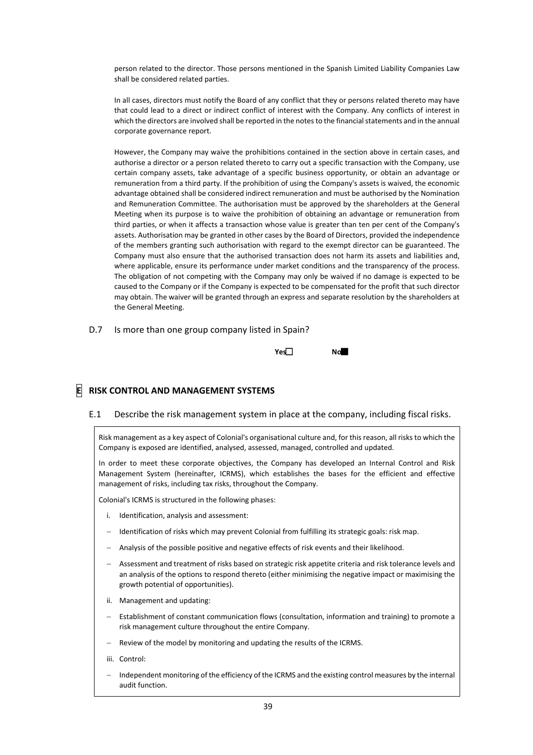person related to the director. Those persons mentioned in the Spanish Limited Liability Companies Law shall be considered related parties.

In all cases, directors must notify the Board of any conflict that they or persons related thereto may have that could lead to a direct or indirect conflict of interest with the Company. Any conflicts of interest in which the directors are involved shall be reported in the notes to the financial statements and in the annual corporate governance report.

However, the Company may waive the prohibitions contained in the section above in certain cases, and authorise a director or a person related thereto to carry out a specific transaction with the Company, use certain company assets, take advantage of a specific business opportunity, or obtain an advantage or remuneration from a third party. If the prohibition of using the Company's assets is waived, the economic advantage obtained shall be considered indirect remuneration and must be authorised by the Nomination and Remuneration Committee. The authorisation must be approved by the shareholders at the General Meeting when its purpose is to waive the prohibition of obtaining an advantage or remuneration from third parties, or when it affects a transaction whose value is greater than ten per cent of the Company's assets. Authorisation may be granted in other cases by the Board of Directors, provided the independence of the members granting such authorisation with regard to the exempt director can be guaranteed. The Company must also ensure that the authorised transaction does not harm its assets and liabilities and, where applicable, ensure its performance under market conditions and the transparency of the process. The obligation of not competing with the Company may only be waived if no damage is expected to be caused to the Company or if the Company is expected to be compensated for the profit that such director may obtain. The waiver will be granted through an express and separate resolution by the shareholders at the General Meeting.

D.7 Is more than one group company listed in Spain?

**Yes** ☐ **No** ■

# E RISK CONTROL AND MANAGEMENT SYSTEMS

E.1 Describe the risk management system in place at the company, including fiscal risks.

Risk management as a key aspect of Colonial's organisational culture and, for this reason, all risks to which the Company is exposed are identified, analysed, assessed, managed, controlled and updated.

In order to meet these corporate objectives, the Company has developed an Internal Control and Risk Management System (hereinafter, ICRMS), which establishes the bases for the efficient and effective management of risks, including tax risks, throughout the Company.

Colonial's ICRMS is structured in the following phases:

i. Identification, analysis and assessment:

- Identification of risks which may prevent Colonial from fulfilling its strategic goals: risk map.
- Analysis of the possible positive and negative effects of risk events and their likelihood.
- Assessment and treatment of risks based on strategic risk appetite criteria and risk tolerance levels and an analysis of the options to respond thereto (either minimising the negative impact or maximising the growth potential of opportunities).

ii. Management and updating:

- Establishment of constant communication flows (consultation, information and training) to promote a risk management culture throughout the entire Company.
- Review of the model by monitoring and updating the results of the ICRMS.

iii. Control:

- Independent monitoring of the efficiency of the ICRMS and the existing control measures by the internal audit function.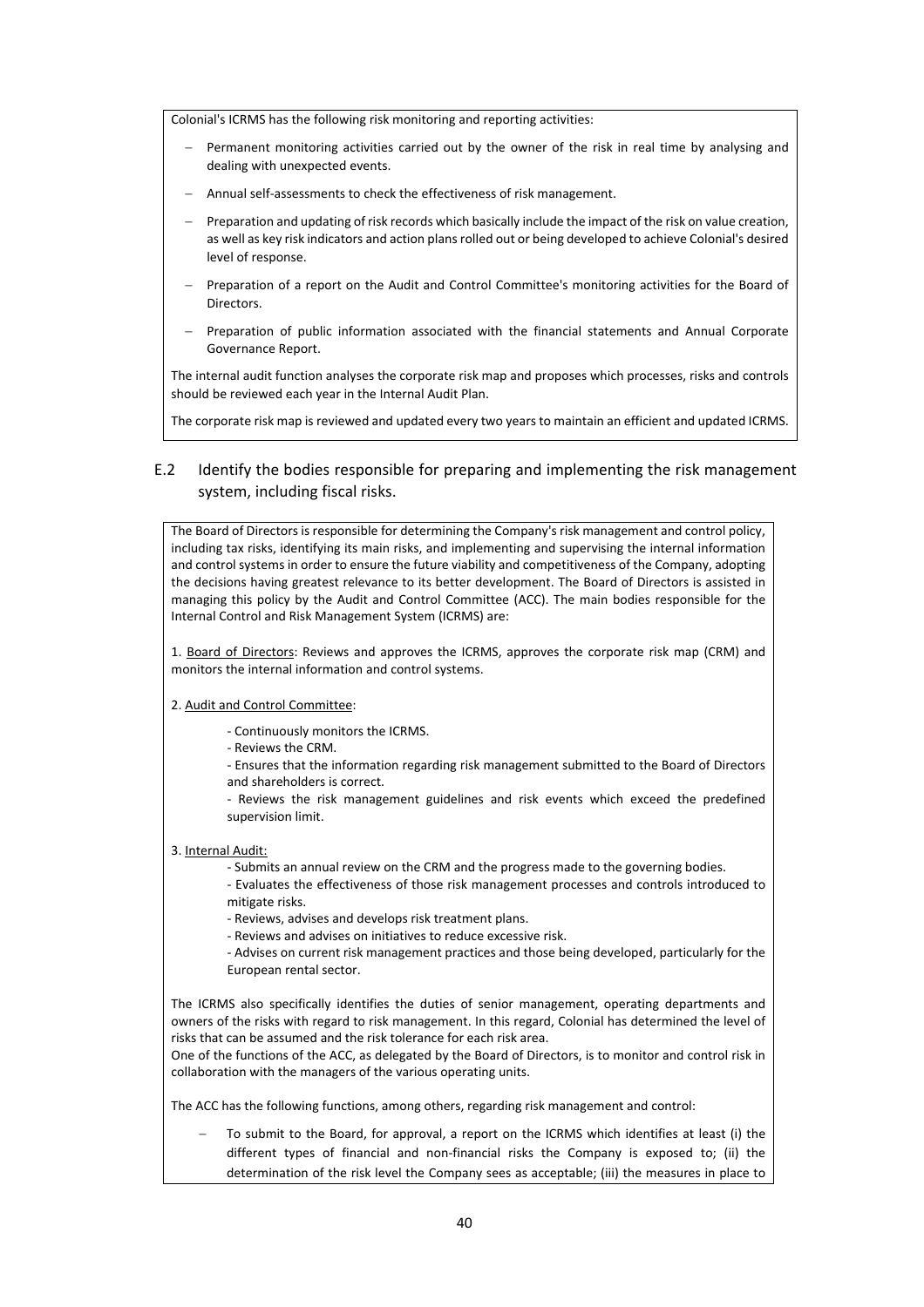Colonial's ICRMS has the following risk monitoring and reporting activities:

- Permanent monitoring activities carried out by the owner of the risk in real time by analysing and dealing with unexpected events.
- Annual self-assessments to check the effectiveness of risk management.
- Preparation and updating of risk records which basically include the impact of the risk on value creation, as well as key risk indicators and action plans rolled out or being developed to achieve Colonial's desired level of response.
- Preparation of a report on the Audit and Control Committee's monitoring activities for the Board of Directors.
- Preparation of public information associated with the financial statements and Annual Corporate Governance Report.

The internal audit function analyses the corporate risk map and proposes which processes, risks and controls should be reviewed each year in the Internal Audit Plan.

The corporate risk map is reviewed and updated every two years to maintain an efficient and updated ICRMS.

## E.2 Identify the bodies responsible for preparing and implementing the risk management system, including fiscal risks.

The Board of Directors is responsible for determining the Company's risk management and control policy, including tax risks, identifying its main risks, and implementing and supervising the internal information and control systems in order to ensure the future viability and competitiveness of the Company, adopting the decisions having greatest relevance to its better development. The Board of Directors is assisted in managing this policy by the Audit and Control Committee (ACC). The main bodies responsible for the Internal Control and Risk Management System (ICRMS) are:

1. Board of Directors: Reviews and approves the ICRMS, approves the corporate risk map (CRM) and monitors the internal information and control systems.

2. Audit and Control Committee:

- Continuously monitors the ICRMS.
- Reviews the CRM.
- Ensures that the information regarding risk management submitted to the Board of Directors and shareholders is correct.
- Reviews the risk management guidelines and risk events which exceed the predefined supervision limit.

3. Internal Audit:

- Submits an annual review on the CRM and the progress made to the governing bodies.
- Evaluates the effectiveness of those risk management processes and controls introduced to mitigate risks.
- Reviews, advises and develops risk treatment plans.
- Reviews and advises on initiatives to reduce excessive risk.
- Advises on current risk management practices and those being developed, particularly for the European rental sector.

The ICRMS also specifically identifies the duties of senior management, operating departments and owners of the risks with regard to risk management. In this regard, Colonial has determined the level of risks that can be assumed and the risk tolerance for each risk area.

One of the functions of the ACC, as delegated by the Board of Directors, is to monitor and control risk in collaboration with the managers of the various operating units.

The ACC has the following functions, among others, regarding risk management and control:

- To submit to the Board, for approval, a report on the ICRMS which identifies at least (i) the different types of financial and non-financial risks the Company is exposed to; (ii) the determination of the risk level the Company sees as acceptable; (iii) the measures in place to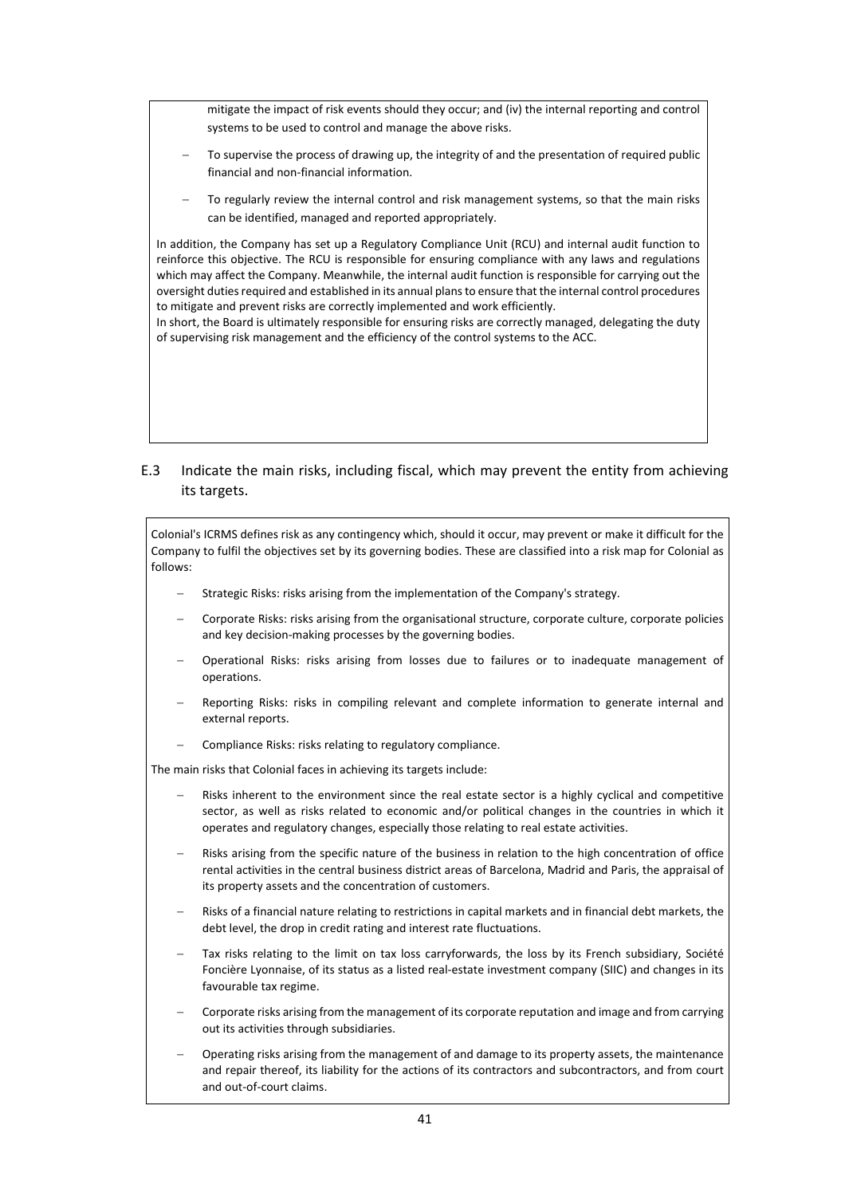mitigate the impact of risk events should they occur; and (iv) the internal reporting and control systems to be used to control and manage the above risks.

- To supervise the process of drawing up, the integrity of and the presentation of required public financial and non-financial information.
- To regularly review the internal control and risk management systems, so that the main risks can be identified, managed and reported appropriately.

In addition, the Company has set up a Regulatory Compliance Unit (RCU) and internal audit function to reinforce this objective. The RCU is responsible for ensuring compliance with any laws and regulations which may affect the Company. Meanwhile, the internal audit function is responsible for carrying out the oversight duties required and established in its annual plans to ensure that the internal control procedures to mitigate and prevent risks are correctly implemented and work efficiently.

In short, the Board is ultimately responsible for ensuring risks are correctly managed, delegating the duty of supervising risk management and the efficiency of the control systems to the ACC.

## E.3 Indicate the main risks, including fiscal, which may prevent the entity from achieving its targets.

Colonial's ICRMS defines risk as any contingency which, should it occur, may prevent or make it difficult for the Company to fulfil the objectives set by its governing bodies. These are classified into a risk map for Colonial as follows:

- Strategic Risks: risks arising from the implementation of the Company's strategy.
- Corporate Risks: risks arising from the organisational structure, corporate culture, corporate policies and key decision-making processes by the governing bodies.
- Operational Risks: risks arising from losses due to failures or to inadequate management of operations.
- Reporting Risks: risks in compiling relevant and complete information to generate internal and external reports.
- Compliance Risks: risks relating to regulatory compliance.

The main risks that Colonial faces in achieving its targets include:

- Risks inherent to the environment since the real estate sector is a highly cyclical and competitive sector, as well as risks related to economic and/or political changes in the countries in which it operates and regulatory changes, especially those relating to real estate activities.
- Risks arising from the specific nature of the business in relation to the high concentration of office rental activities in the central business district areas of Barcelona, Madrid and Paris, the appraisal of its property assets and the concentration of customers.
- Risks of a financial nature relating to restrictions in capital markets and in financial debt markets, the debt level, the drop in credit rating and interest rate fluctuations.
- Tax risks relating to the limit on tax loss carryforwards, the loss by its French subsidiary, Société Foncière Lyonnaise, of its status as a listed real-estate investment company (SIIC) and changes in its favourable tax regime.
- Corporate risks arising from the management of its corporate reputation and image and from carrying out its activities through subsidiaries.
- Operating risks arising from the management of and damage to its property assets, the maintenance and repair thereof, its liability for the actions of its contractors and subcontractors, and from court and out-of-court claims.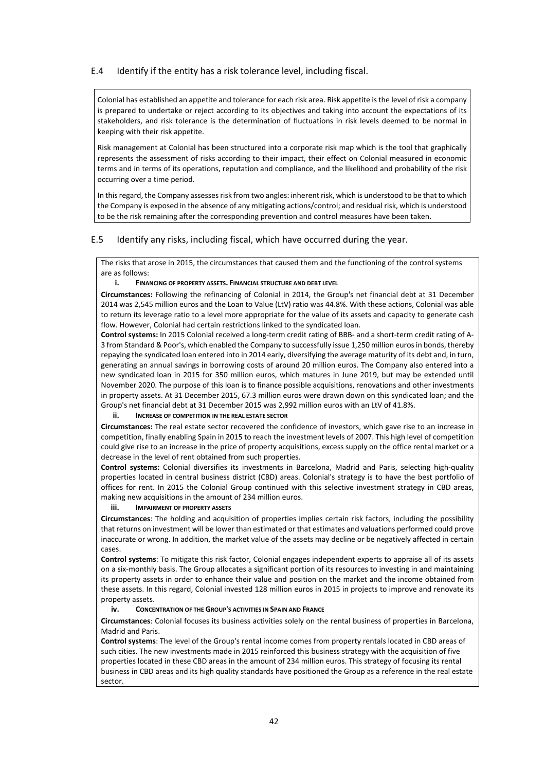## E.4 Identify if the entity has a risk tolerance level, including fiscal.

Colonial has established an appetite and tolerance for each risk area. Risk appetite is the level of risk a company is prepared to undertake or reject according to its objectives and taking into account the expectations of its stakeholders, and risk tolerance is the determination of fluctuations in risk levels deemed to be normal in keeping with their risk appetite.

Risk management at Colonial has been structured into a corporate risk map which is the tool that graphically represents the assessment of risks according to their impact, their effect on Colonial measured in economic terms and in terms of its operations, reputation and compliance, and the likelihood and probability of the risk occurring over a time period.

In this regard, the Company assesses risk from two angles: inherent risk, which is understood to be that to which the Company is exposed in the absence of any mitigating actions/control; and residual risk, which is understood to be the risk remaining after the corresponding prevention and control measures have been taken.

## E.5 Identify any risks, including fiscal, which have occurred during the year.

The risks that arose in 2015, the circumstances that caused them and the functioning of the control systems are as follows:

**i. FINANCING OF PROPERTY ASSETS. FINANCIAL STRUCTURE AND DEBT LEVEL**

**Circumstances:** Following the refinancing of Colonial in 2014, the Group's net financial debt at 31 December 2014 was 2,545 million euros and the Loan to Value (LtV) ratio was 44.8%. With these actions, Colonial was able to return its leverage ratio to a level more appropriate for the value of its assets and capacity to generate cash flow. However, Colonial had certain restrictions linked to the syndicated loan.

**Control systems:** In 2015 Colonial received a long-term credit rating of BBB- and a short-term credit rating of A-3 from Standard & Poor's, which enabled the Company to successfully issue 1,250 million euros in bonds, thereby repaying the syndicated loan entered into in 2014 early, diversifying the average maturity of its debt and, in turn, generating an annual savings in borrowing costs of around 20 million euros. The Company also entered into a new syndicated loan in 2015 for 350 million euros, which matures in June 2019, but may be extended until November 2020. The purpose of this loan is to finance possible acquisitions, renovations and other investments in property assets. At 31 December 2015, 67.3 million euros were drawn down on this syndicated loan; and the Group's net financial debt at 31 December 2015 was 2,992 million euros with an LtV of 41.8%.

**ii. INCREASE OF COMPETITION IN THE REAL ESTATE SECTOR**

**Circumstances:** The real estate sector recovered the confidence of investors, which gave rise to an increase in competition, finally enabling Spain in 2015 to reach the investment levels of 2007. This high level of competition could give rise to an increase in the price of property acquisitions, excess supply on the office rental market or a decrease in the level of rent obtained from such properties.

**Control systems:** Colonial diversifies its investments in Barcelona, Madrid and Paris, selecting high-quality properties located in central business district (CBD) areas. Colonial's strategy is to have the best portfolio of offices for rent. In 2015 the Colonial Group continued with this selective investment strategy in CBD areas, making new acquisitions in the amount of 234 million euros.

**iii. IMPAIRMENT OF PROPERTY ASSETS**

**Circumstances**: The holding and acquisition of properties implies certain risk factors, including the possibility that returns on investment will be lower than estimated or that estimates and valuations performed could prove inaccurate or wrong. In addition, the market value of the assets may decline or be negatively affected in certain cases.

**Control systems**: To mitigate this risk factor, Colonial engages independent experts to appraise all of its assets on a six-monthly basis. The Group allocates a significant portion of its resources to investing in and maintaining its property assets in order to enhance their value and position on the market and the income obtained from these assets. In this regard, Colonial invested 128 million euros in 2015 in projects to improve and renovate its property assets.

**iv. CONCENTRATION OF THE GROUP'S ACTIVITIES IN SPAIN AND FRANCE**

**Circumstances**: Colonial focuses its business activities solely on the rental business of properties in Barcelona, Madrid and Paris.

**Control systems**: The level of the Group's rental income comes from property rentals located in CBD areas of such cities. The new investments made in 2015 reinforced this business strategy with the acquisition of five properties located in these CBD areas in the amount of 234 million euros. This strategy of focusing its rental business in CBD areas and its high quality standards have positioned the Group as a reference in the real estate sector.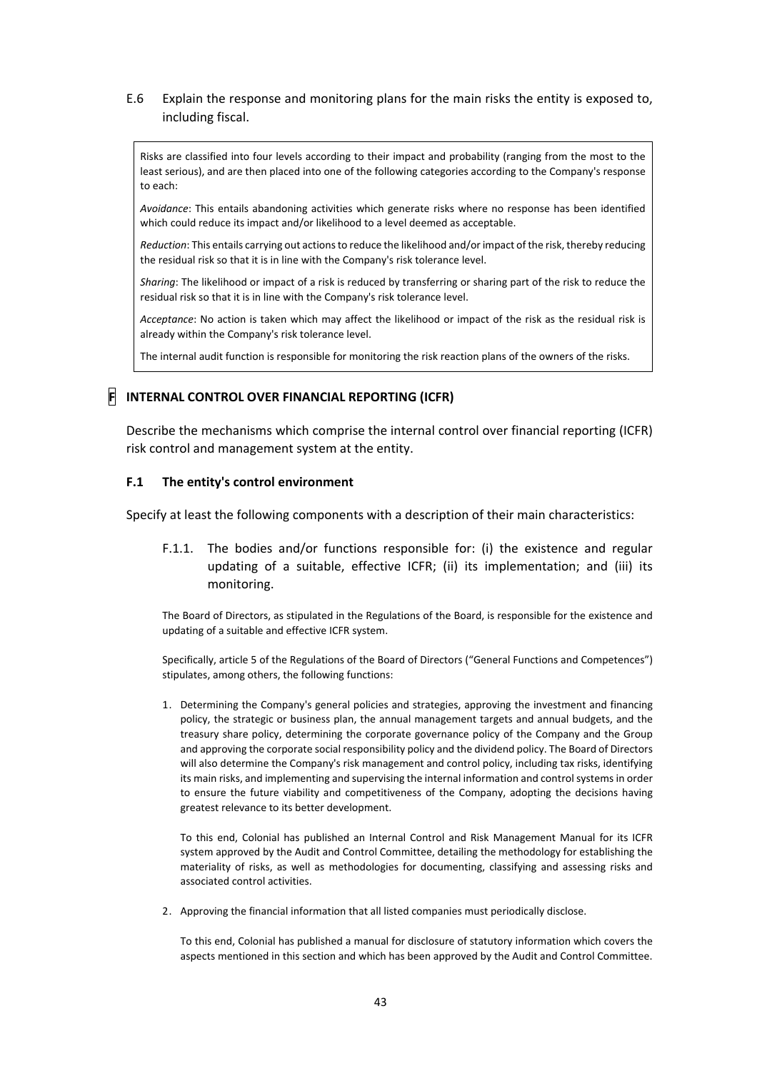E.6 Explain the response and monitoring plans for the main risks the entity is exposed to, including fiscal.

Risks are classified into four levels according to their impact and probability (ranging from the most to the least serious), and are then placed into one of the following categories according to the Company's response to each:

*Avoidance*: This entails abandoning activities which generate risks where no response has been identified which could reduce its impact and/or likelihood to a level deemed as acceptable.

*Reduction*: This entails carrying out actions to reduce the likelihood and/or impact of the risk, thereby reducing the residual risk so that it is in line with the Company's risk tolerance level.

*Sharing*: The likelihood or impact of a risk is reduced by transferring or sharing part of the risk to reduce the residual risk so that it is in line with the Company's risk tolerance level.

*Acceptance*: No action is taken which may affect the likelihood or impact of the risk as the residual risk is already within the Company's risk tolerance level.

The internal audit function is responsible for monitoring the risk reaction plans of the owners of the risks.

## F INTERNAL CONTROL OVER FINANCIAL REPORTING (ICFR)

Describe the mechanisms which comprise the internal control over financial reporting (ICFR) risk control and management system at the entity.

### F.1 The entity's control environment

Specify at least the following components with a description of their main characteristics:

F.1.1. The bodies and/or functions responsible for: (i) the existence and regular updating of a suitable, effective ICFR; (ii) its implementation; and (iii) its monitoring.

The Board of Directors, as stipulated in the Regulations of the Board, is responsible for the existence and updating of a suitable and effective ICFR system.

Specifically, article 5 of the Regulations of the Board of Directors ("General Functions and Competences") stipulates, among others, the following functions:

1. Determining the Company's general policies and strategies, approving the investment and financing policy, the strategic or business plan, the annual management targets and annual budgets, and the treasury share policy, determining the corporate governance policy of the Company and the Group and approving the corporate social responsibility policy and the dividend policy. The Board of Directors will also determine the Company's risk management and control policy, including tax risks, identifying its main risks, and implementing and supervising the internal information and control systems in order to ensure the future viability and competitiveness of the Company, adopting the decisions having greatest relevance to its better development.

   To this end, Colonial has published an Internal Control and Risk Management Manual for its ICFR system approved by the Audit and Control Committee, detailing the methodology for establishing the materiality of risks, as well as methodologies for documenting, classifying and assessing risks and associated control activities.

2. Approving the financial information that all listed companies must periodically disclose.

   To this end, Colonial has published a manual for disclosure of statutory information which covers the aspects mentioned in this section and which has been approved by the Audit and Control Committee.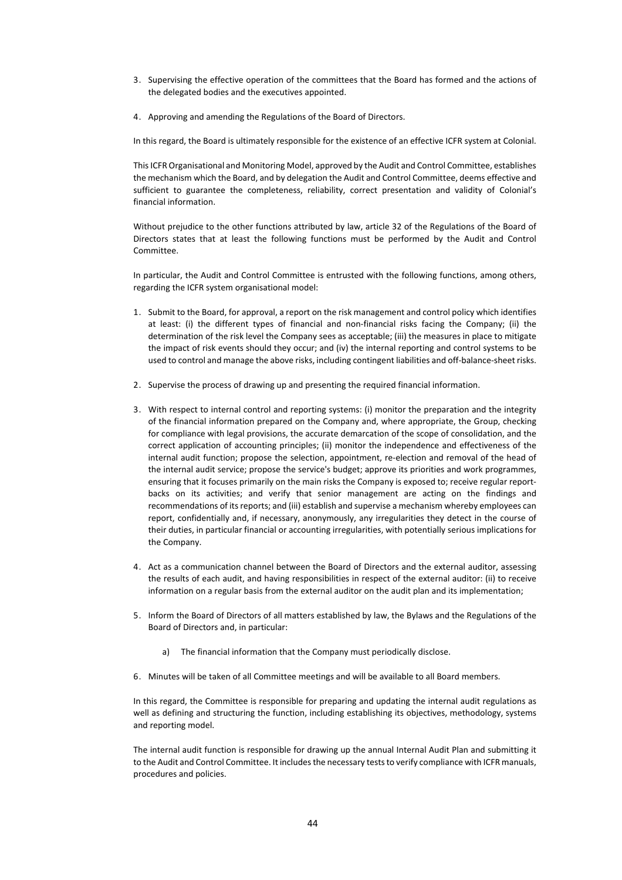3. Supervising the effective operation of the committees that the Board has formed and the actions of the delegated bodies and the executives appointed.

4. Approving and amending the Regulations of the Board of Directors.

In this regard, the Board is ultimately responsible for the existence of an effective ICFR system at Colonial.

This ICFR Organisational and Monitoring Model, approved by the Audit and Control Committee, establishes the mechanism which the Board, and by delegation the Audit and Control Committee, deems effective and sufficient to guarantee the completeness, reliability, correct presentation and validity of Colonial's financial information.

Without prejudice to the other functions attributed by law, article 32 of the Regulations of the Board of Directors states that at least the following functions must be performed by the Audit and Control Committee.

In particular, the Audit and Control Committee is entrusted with the following functions, among others, regarding the ICFR system organisational model:

1. Submit to the Board, for approval, a report on the risk management and control policy which identifies at least: (i) the different types of financial and non-financial risks facing the Company; (ii) the determination of the risk level the Company sees as acceptable; (iii) the measures in place to mitigate the impact of risk events should they occur; and (iv) the internal reporting and control systems to be used to control and manage the above risks, including contingent liabilities and off-balance-sheet risks.

2. Supervise the process of drawing up and presenting the required financial information.

3. With respect to internal control and reporting systems: (i) monitor the preparation and the integrity of the financial information prepared on the Company and, where appropriate, the Group, checking for compliance with legal provisions, the accurate demarcation of the scope of consolidation, and the correct application of accounting principles; (ii) monitor the independence and effectiveness of the internal audit function; propose the selection, appointment, re-election and removal of the head of the internal audit service; propose the service's budget; approve its priorities and work programmes, ensuring that it focuses primarily on the main risks the Company is exposed to; receive regular report-backs on its activities; and verify that senior management are acting on the findings and recommendations of its reports; and (iii) establish and supervise a mechanism whereby employees can report, confidentially and, if necessary, anonymously, any irregularities they detect in the course of their duties, in particular financial or accounting irregularities, with potentially serious implications for the Company.

4. Act as a communication channel between the Board of Directors and the external auditor, assessing the results of each audit, and having responsibilities in respect of the external auditor: (ii) to receive information on a regular basis from the external auditor on the audit plan and its implementation;

5. Inform the Board of Directors of all matters established by law, the Bylaws and the Regulations of the Board of Directors and, in particular:

   a) The financial information that the Company must periodically disclose.

6. Minutes will be taken of all Committee meetings and will be available to all Board members.

In this regard, the Committee is responsible for preparing and updating the internal audit regulations as well as defining and structuring the function, including establishing its objectives, methodology, systems and reporting model.

The internal audit function is responsible for drawing up the annual Internal Audit Plan and submitting it to the Audit and Control Committee. It includes the necessary tests to verify compliance with ICFR manuals, procedures and policies.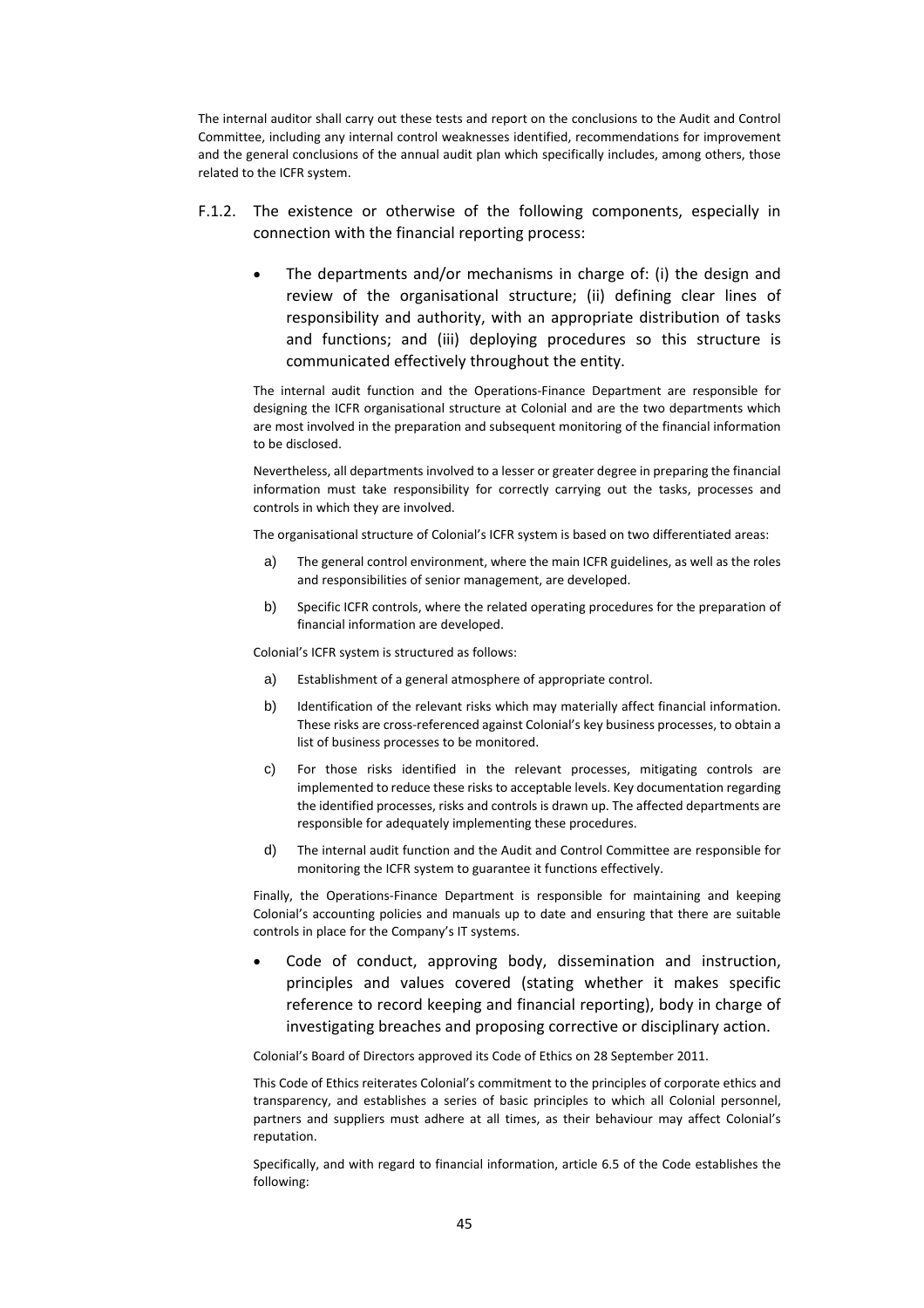The internal auditor shall carry out these tests and report on the conclusions to the Audit and Control Committee, including any internal control weaknesses identified, recommendations for improvement and the general conclusions of the annual audit plan which specifically includes, among others, those related to the ICFR system.

## F.1.2. The existence or otherwise of the following components, especially in connection with the financial reporting process:

- The departments and/or mechanisms in charge of: (i) the design and review of the organisational structure; (ii) defining clear lines of responsibility and authority, with an appropriate distribution of tasks and functions; and (iii) deploying procedures so this structure is communicated effectively throughout the entity.

The internal audit function and the Operations-Finance Department are responsible for designing the ICFR organisational structure at Colonial and are the two departments which are most involved in the preparation and subsequent monitoring of the financial information to be disclosed.

Nevertheless, all departments involved to a lesser or greater degree in preparing the financial information must take responsibility for correctly carrying out the tasks, processes and controls in which they are involved.

The organisational structure of Colonial's ICFR system is based on two differentiated areas:

a) The general control environment, where the main ICFR guidelines, as well as the roles and responsibilities of senior management, are developed.

b) Specific ICFR controls, where the related operating procedures for the preparation of financial information are developed.

Colonial's ICFR system is structured as follows:

a) Establishment of a general atmosphere of appropriate control.

b) Identification of the relevant risks which may materially affect financial information. These risks are cross-referenced against Colonial's key business processes, to obtain a list of business processes to be monitored.

c) For those risks identified in the relevant processes, mitigating controls are implemented to reduce these risks to acceptable levels. Key documentation regarding the identified processes, risks and controls is drawn up. The affected departments are responsible for adequately implementing these procedures.

d) The internal audit function and the Audit and Control Committee are responsible for monitoring the ICFR system to guarantee it functions effectively.

Finally, the Operations-Finance Department is responsible for maintaining and keeping Colonial's accounting policies and manuals up to date and ensuring that there are suitable controls in place for the Company's IT systems.

- Code of conduct, approving body, dissemination and instruction, principles and values covered (stating whether it makes specific reference to record keeping and financial reporting), body in charge of investigating breaches and proposing corrective or disciplinary action.

Colonial's Board of Directors approved its Code of Ethics on 28 September 2011.

This Code of Ethics reiterates Colonial's commitment to the principles of corporate ethics and transparency, and establishes a series of basic principles to which all Colonial personnel, partners and suppliers must adhere at all times, as their behaviour may affect Colonial's reputation.

Specifically, and with regard to financial information, article 6.5 of the Code establishes the following: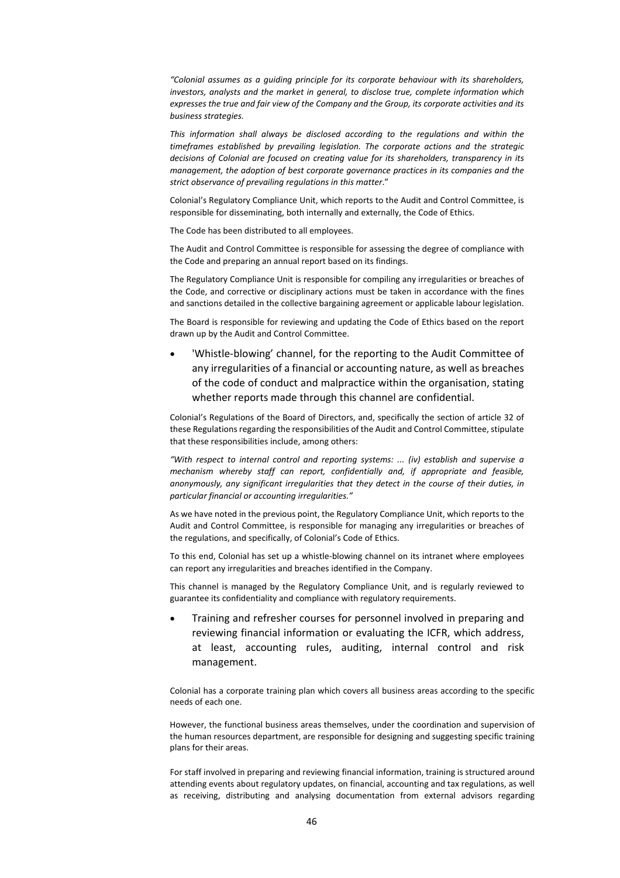*"Colonial assumes as a guiding principle for its corporate behaviour with its shareholders, investors, analysts and the market in general, to disclose true, complete information which expresses the true and fair view of the Company and the Group, its corporate activities and its business strategies.*

*This information shall always be disclosed according to the regulations and within the timeframes established by prevailing legislation. The corporate actions and the strategic decisions of Colonial are focused on creating value for its shareholders, transparency in its management, the adoption of best corporate governance practices in its companies and the strict observance of prevailing regulations in this matter*."

Colonial's Regulatory Compliance Unit, which reports to the Audit and Control Committee, is responsible for disseminating, both internally and externally, the Code of Ethics.

The Code has been distributed to all employees.

The Audit and Control Committee is responsible for assessing the degree of compliance with the Code and preparing an annual report based on its findings.

The Regulatory Compliance Unit is responsible for compiling any irregularities or breaches of the Code, and corrective or disciplinary actions must be taken in accordance with the fines and sanctions detailed in the collective bargaining agreement or applicable labour legislation.

The Board is responsible for reviewing and updating the Code of Ethics based on the report drawn up by the Audit and Control Committee.

- 'Whistle-blowing' channel, for the reporting to the Audit Committee of any irregularities of a financial or accounting nature, as well as breaches of the code of conduct and malpractice within the organisation, stating whether reports made through this channel are confidential.

Colonial's Regulations of the Board of Directors, and, specifically the section of article 32 of these Regulations regarding the responsibilities of the Audit and Control Committee, stipulate that these responsibilities include, among others:

*"With respect to internal control and reporting systems: ... (iv) establish and supervise a mechanism whereby staff can report, confidentially and, if appropriate and feasible, anonymously, any significant irregularities that they detect in the course of their duties, in particular financial or accounting irregularities."*

As we have noted in the previous point, the Regulatory Compliance Unit, which reports to the Audit and Control Committee, is responsible for managing any irregularities or breaches of the regulations, and specifically, of Colonial's Code of Ethics.

To this end, Colonial has set up a whistle-blowing channel on its intranet where employees can report any irregularities and breaches identified in the Company.

This channel is managed by the Regulatory Compliance Unit, and is regularly reviewed to guarantee its confidentiality and compliance with regulatory requirements.

- Training and refresher courses for personnel involved in preparing and reviewing financial information or evaluating the ICFR, which address, at least, accounting rules, auditing, internal control and risk management.

Colonial has a corporate training plan which covers all business areas according to the specific needs of each one.

However, the functional business areas themselves, under the coordination and supervision of the human resources department, are responsible for designing and suggesting specific training plans for their areas.

For staff involved in preparing and reviewing financial information, training is structured around attending events about regulatory updates, on financial, accounting and tax regulations, as well as receiving, distributing and analysing documentation from external advisors regarding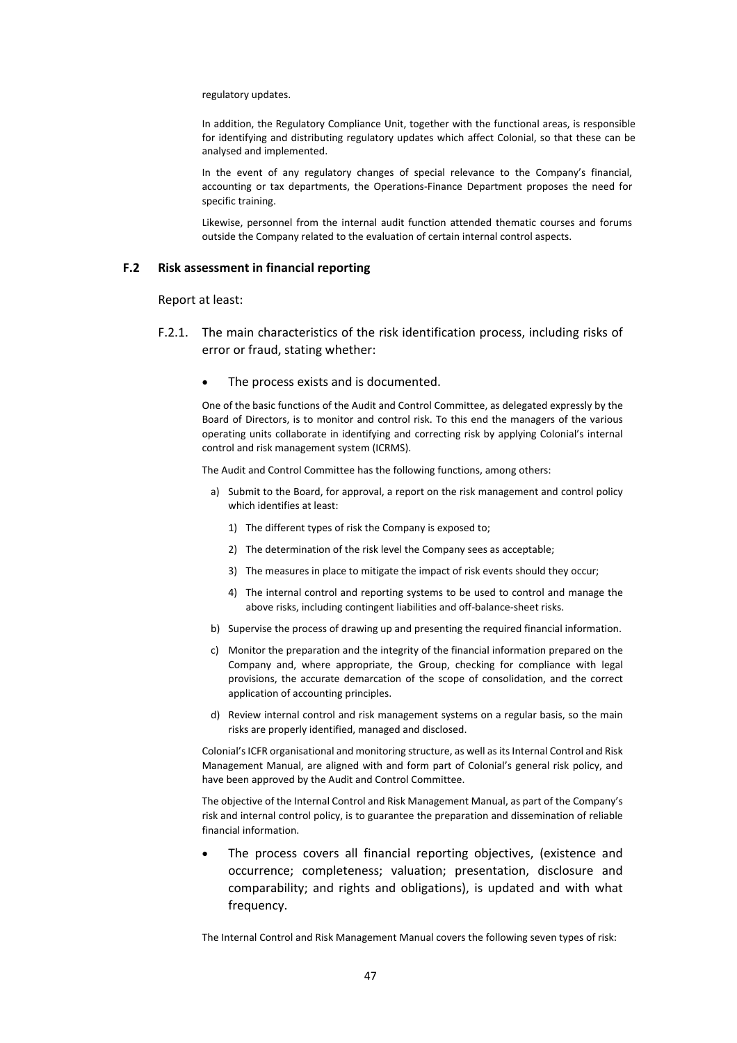regulatory updates.

In addition, the Regulatory Compliance Unit, together with the functional areas, is responsible for identifying and distributing regulatory updates which affect Colonial, so that these can be analysed and implemented.

In the event of any regulatory changes of special relevance to the Company's financial, accounting or tax departments, the Operations-Finance Department proposes the need for specific training.

Likewise, personnel from the internal audit function attended thematic courses and forums outside the Company related to the evaluation of certain internal control aspects.

### F.2 Risk assessment in financial reporting

Report at least:

F.2.1. The main characteristics of the risk identification process, including risks of error or fraud, stating whether:

- The process exists and is documented.

One of the basic functions of the Audit and Control Committee, as delegated expressly by the Board of Directors, is to monitor and control risk. To this end the managers of the various operating units collaborate in identifying and correcting risk by applying Colonial's internal control and risk management system (ICRMS).

The Audit and Control Committee has the following functions, among others:

a) Submit to the Board, for approval, a report on the risk management and control policy which identifies at least:

   1) The different types of risk the Company is exposed to;

   2) The determination of the risk level the Company sees as acceptable;

   3) The measures in place to mitigate the impact of risk events should they occur;

   4) The internal control and reporting systems to be used to control and manage the above risks, including contingent liabilities and off-balance-sheet risks.

b) Supervise the process of drawing up and presenting the required financial information.

c) Monitor the preparation and the integrity of the financial information prepared on the Company and, where appropriate, the Group, checking for compliance with legal provisions, the accurate demarcation of the scope of consolidation, and the correct application of accounting principles.

d) Review internal control and risk management systems on a regular basis, so the main risks are properly identified, managed and disclosed.

Colonial's ICFR organisational and monitoring structure, as well as its Internal Control and Risk Management Manual, are aligned with and form part of Colonial's general risk policy, and have been approved by the Audit and Control Committee.

The objective of the Internal Control and Risk Management Manual, as part of the Company's risk and internal control policy, is to guarantee the preparation and dissemination of reliable financial information.

- The process covers all financial reporting objectives, (existence and occurrence; completeness; valuation; presentation, disclosure and comparability; and rights and obligations), is updated and with what frequency.

The Internal Control and Risk Management Manual covers the following seven types of risk: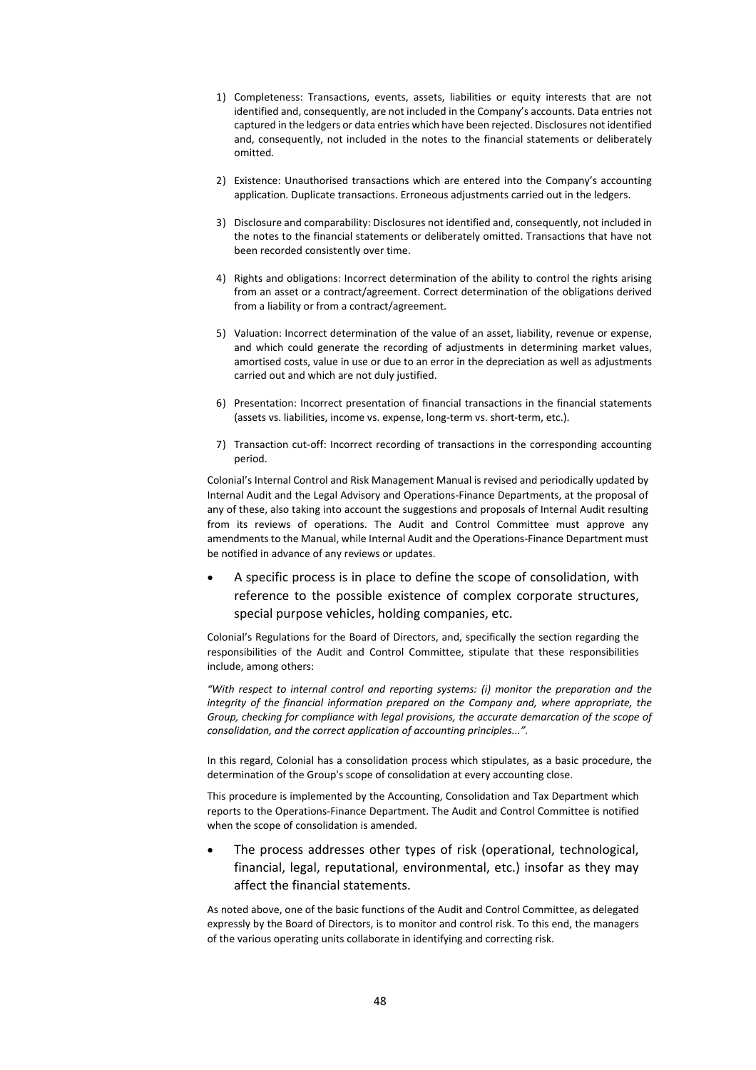1) Completeness: Transactions, events, assets, liabilities or equity interests that are not identified and, consequently, are not included in the Company's accounts. Data entries not captured in the ledgers or data entries which have been rejected. Disclosures not identified and, consequently, not included in the notes to the financial statements or deliberately omitted.

2) Existence: Unauthorised transactions which are entered into the Company's accounting application. Duplicate transactions. Erroneous adjustments carried out in the ledgers.

3) Disclosure and comparability: Disclosures not identified and, consequently, not included in the notes to the financial statements or deliberately omitted. Transactions that have not been recorded consistently over time.

4) Rights and obligations: Incorrect determination of the ability to control the rights arising from an asset or a contract/agreement. Correct determination of the obligations derived from a liability or from a contract/agreement.

5) Valuation: Incorrect determination of the value of an asset, liability, revenue or expense, and which could generate the recording of adjustments in determining market values, amortised costs, value in use or due to an error in the depreciation as well as adjustments carried out and which are not duly justified.

6) Presentation: Incorrect presentation of financial transactions in the financial statements (assets vs. liabilities, income vs. expense, long-term vs. short-term, etc.).

7) Transaction cut-off: Incorrect recording of transactions in the corresponding accounting period.

Colonial's Internal Control and Risk Management Manual is revised and periodically updated by Internal Audit and the Legal Advisory and Operations-Finance Departments, at the proposal of any of these, also taking into account the suggestions and proposals of Internal Audit resulting from its reviews of operations. The Audit and Control Committee must approve any amendments to the Manual, while Internal Audit and the Operations-Finance Department must be notified in advance of any reviews or updates.

- A specific process is in place to define the scope of consolidation, with reference to the possible existence of complex corporate structures, special purpose vehicles, holding companies, etc.

Colonial's Regulations for the Board of Directors, and, specifically the section regarding the responsibilities of the Audit and Control Committee, stipulate that these responsibilities include, among others:

*"With respect to internal control and reporting systems: (i) monitor the preparation and the integrity of the financial information prepared on the Company and, where appropriate, the Group, checking for compliance with legal provisions, the accurate demarcation of the scope of consolidation, and the correct application of accounting principles...".*

In this regard, Colonial has a consolidation process which stipulates, as a basic procedure, the determination of the Group's scope of consolidation at every accounting close.

This procedure is implemented by the Accounting, Consolidation and Tax Department which reports to the Operations-Finance Department. The Audit and Control Committee is notified when the scope of consolidation is amended.

- The process addresses other types of risk (operational, technological, financial, legal, reputational, environmental, etc.) insofar as they may affect the financial statements.

As noted above, one of the basic functions of the Audit and Control Committee, as delegated expressly by the Board of Directors, is to monitor and control risk. To this end, the managers of the various operating units collaborate in identifying and correcting risk.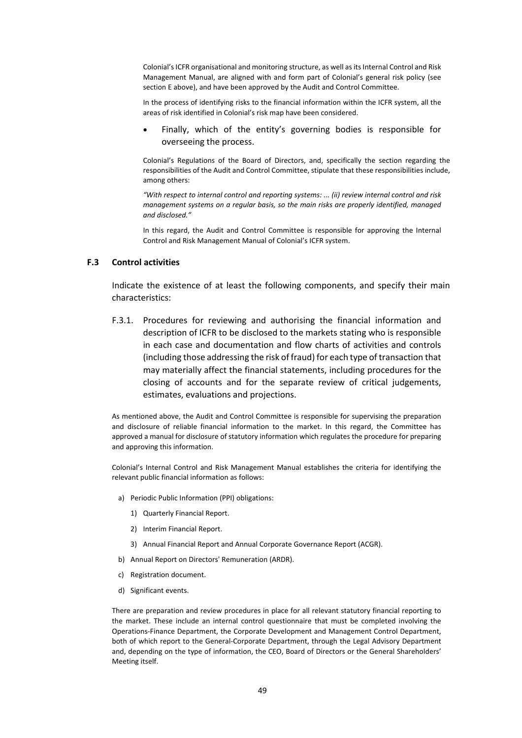Colonial's ICFR organisational and monitoring structure, as well as its Internal Control and Risk Management Manual, are aligned with and form part of Colonial's general risk policy (see section E above), and have been approved by the Audit and Control Committee.

In the process of identifying risks to the financial information within the ICFR system, all the areas of risk identified in Colonial's risk map have been considered.

- Finally, which of the entity's governing bodies is responsible for overseeing the process.

Colonial's Regulations of the Board of Directors, and, specifically the section regarding the responsibilities of the Audit and Control Committee, stipulate that these responsibilities include, among others:

*"With respect to internal control and reporting systems: ... (ii) review internal control and risk management systems on a regular basis, so the main risks are properly identified, managed and disclosed."*

In this regard, the Audit and Control Committee is responsible for approving the Internal Control and Risk Management Manual of Colonial's ICFR system.

## F.3 Control activities

Indicate the existence of at least the following components, and specify their main characteristics:

F.3.1. Procedures for reviewing and authorising the financial information and description of ICFR to be disclosed to the markets stating who is responsible in each case and documentation and flow charts of activities and controls (including those addressing the risk of fraud) for each type of transaction that may materially affect the financial statements, including procedures for the closing of accounts and for the separate review of critical judgements, estimates, evaluations and projections.

As mentioned above, the Audit and Control Committee is responsible for supervising the preparation and disclosure of reliable financial information to the market. In this regard, the Committee has approved a manual for disclosure of statutory information which regulates the procedure for preparing and approving this information.

Colonial's Internal Control and Risk Management Manual establishes the criteria for identifying the relevant public financial information as follows:

a) Periodic Public Information (PPI) obligations:

   1) Quarterly Financial Report.

   2) Interim Financial Report.

   3) Annual Financial Report and Annual Corporate Governance Report (ACGR).

b) Annual Report on Directors' Remuneration (ARDR).

c) Registration document.

d) Significant events.

There are preparation and review procedures in place for all relevant statutory financial reporting to the market. These include an internal control questionnaire that must be completed involving the Operations-Finance Department, the Corporate Development and Management Control Department, both of which report to the General-Corporate Department, through the Legal Advisory Department and, depending on the type of information, the CEO, Board of Directors or the General Shareholders' Meeting itself.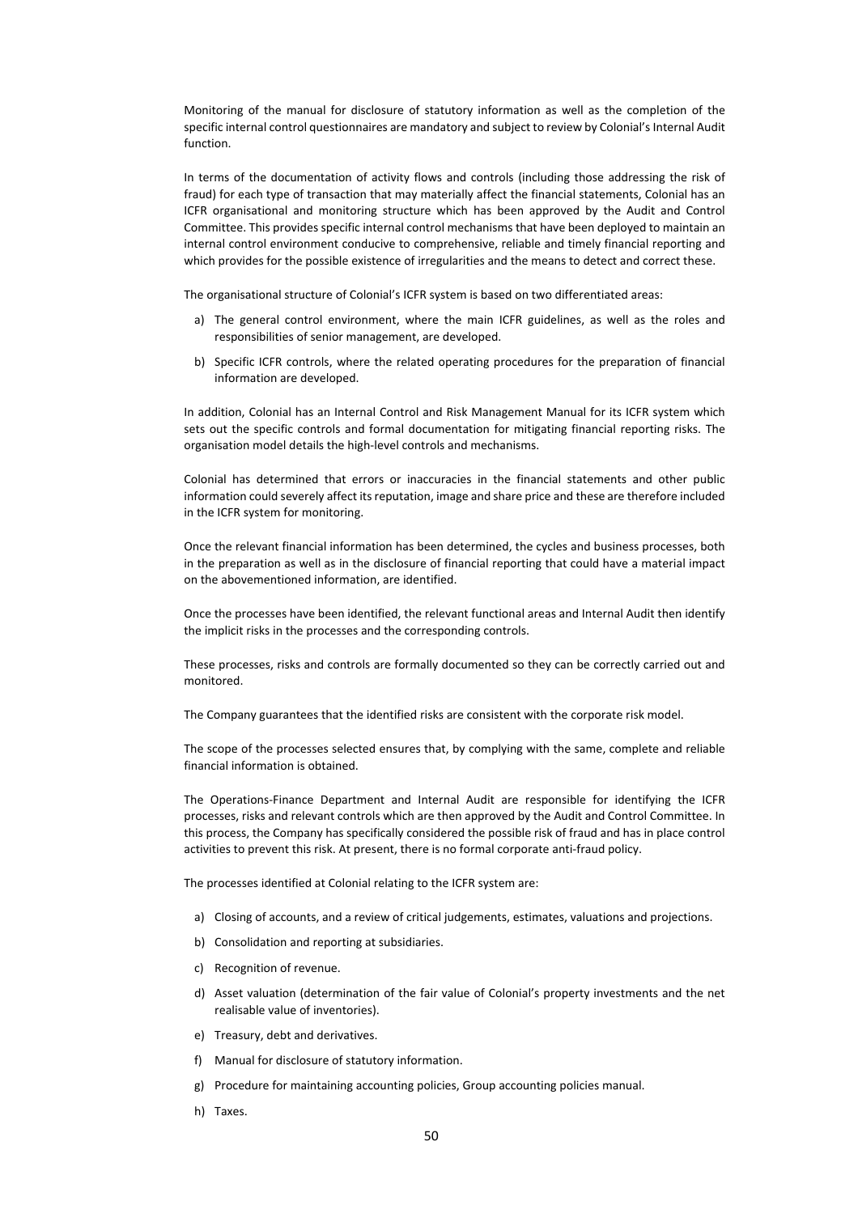Monitoring of the manual for disclosure of statutory information as well as the completion of the specific internal control questionnaires are mandatory and subject to review by Colonial's Internal Audit function.

In terms of the documentation of activity flows and controls (including those addressing the risk of fraud) for each type of transaction that may materially affect the financial statements, Colonial has an ICFR organisational and monitoring structure which has been approved by the Audit and Control Committee. This provides specific internal control mechanisms that have been deployed to maintain an internal control environment conducive to comprehensive, reliable and timely financial reporting and which provides for the possible existence of irregularities and the means to detect and correct these.

The organisational structure of Colonial's ICFR system is based on two differentiated areas:

a) The general control environment, where the main ICFR guidelines, as well as the roles and responsibilities of senior management, are developed.

b) Specific ICFR controls, where the related operating procedures for the preparation of financial information are developed.

In addition, Colonial has an Internal Control and Risk Management Manual for its ICFR system which sets out the specific controls and formal documentation for mitigating financial reporting risks. The organisation model details the high-level controls and mechanisms.

Colonial has determined that errors or inaccuracies in the financial statements and other public information could severely affect its reputation, image and share price and these are therefore included in the ICFR system for monitoring.

Once the relevant financial information has been determined, the cycles and business processes, both in the preparation as well as in the disclosure of financial reporting that could have a material impact on the abovementioned information, are identified.

Once the processes have been identified, the relevant functional areas and Internal Audit then identify the implicit risks in the processes and the corresponding controls.

These processes, risks and controls are formally documented so they can be correctly carried out and monitored.

The Company guarantees that the identified risks are consistent with the corporate risk model.

The scope of the processes selected ensures that, by complying with the same, complete and reliable financial information is obtained.

The Operations-Finance Department and Internal Audit are responsible for identifying the ICFR processes, risks and relevant controls which are then approved by the Audit and Control Committee. In this process, the Company has specifically considered the possible risk of fraud and has in place control activities to prevent this risk. At present, there is no formal corporate anti-fraud policy.

The processes identified at Colonial relating to the ICFR system are:

a) Closing of accounts, and a review of critical judgements, estimates, valuations and projections.

b) Consolidation and reporting at subsidiaries.

c) Recognition of revenue.

d) Asset valuation (determination of the fair value of Colonial's property investments and the net realisable value of inventories).

e) Treasury, debt and derivatives.

f) Manual for disclosure of statutory information.

g) Procedure for maintaining accounting policies, Group accounting policies manual.

h) Taxes.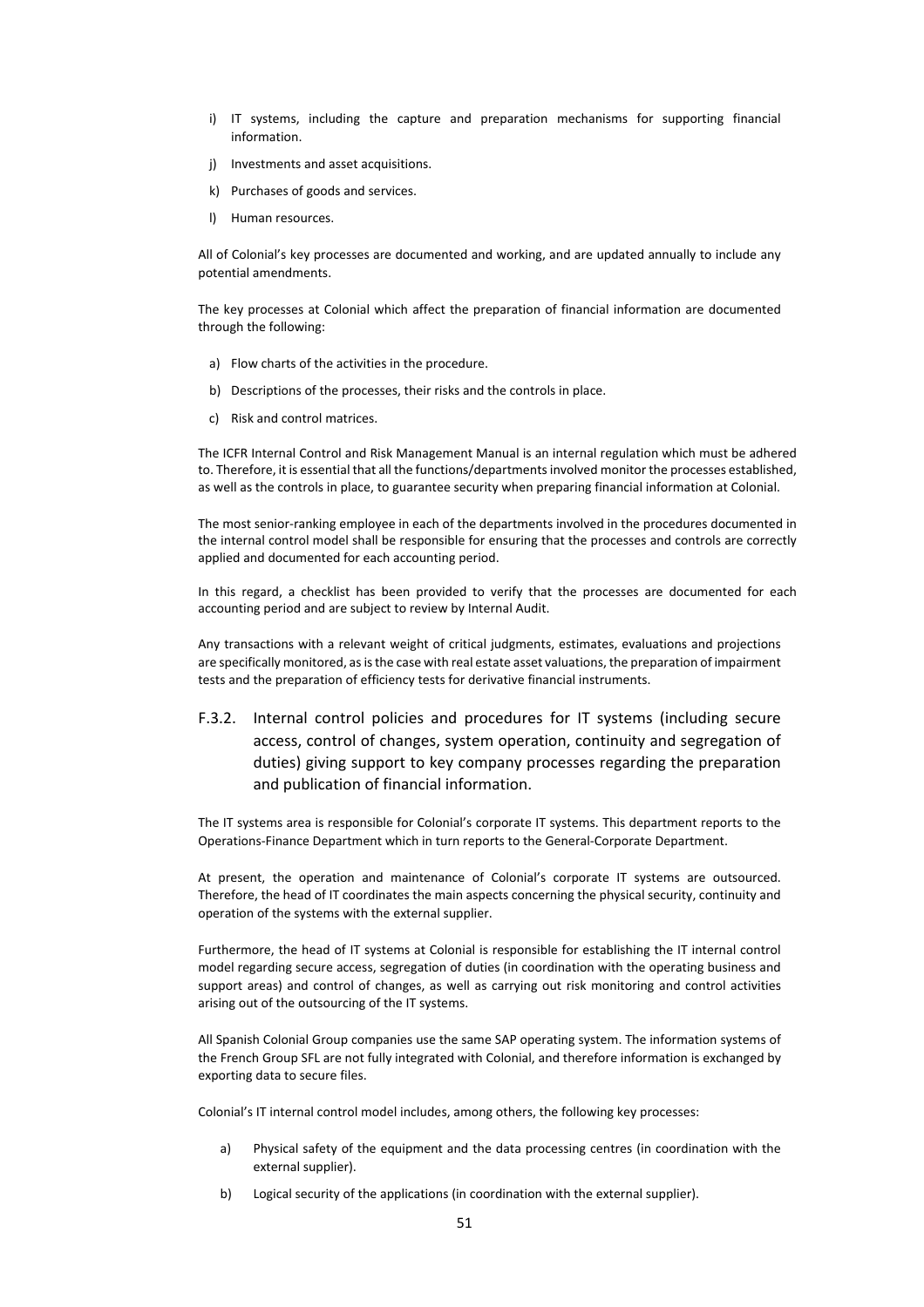i) IT systems, including the capture and preparation mechanisms for supporting financial information.

j) Investments and asset acquisitions.

k) Purchases of goods and services.

l) Human resources.

All of Colonial's key processes are documented and working, and are updated annually to include any potential amendments.

The key processes at Colonial which affect the preparation of financial information are documented through the following:

a) Flow charts of the activities in the procedure.

b) Descriptions of the processes, their risks and the controls in place.

c) Risk and control matrices.

The ICFR Internal Control and Risk Management Manual is an internal regulation which must be adhered to. Therefore, it is essential that all the functions/departments involved monitor the processes established, as well as the controls in place, to guarantee security when preparing financial information at Colonial.

The most senior-ranking employee in each of the departments involved in the procedures documented in the internal control model shall be responsible for ensuring that the processes and controls are correctly applied and documented for each accounting period.

In this regard, a checklist has been provided to verify that the processes are documented for each accounting period and are subject to review by Internal Audit.

Any transactions with a relevant weight of critical judgments, estimates, evaluations and projections are specifically monitored, as is the case with real estate asset valuations, the preparation of impairment tests and the preparation of efficiency tests for derivative financial instruments.

## F.3.2. Internal control policies and procedures for IT systems (including secure access, control of changes, system operation, continuity and segregation of duties) giving support to key company processes regarding the preparation and publication of financial information.

The IT systems area is responsible for Colonial's corporate IT systems. This department reports to the Operations-Finance Department which in turn reports to the General-Corporate Department.

At present, the operation and maintenance of Colonial's corporate IT systems are outsourced. Therefore, the head of IT coordinates the main aspects concerning the physical security, continuity and operation of the systems with the external supplier.

Furthermore, the head of IT systems at Colonial is responsible for establishing the IT internal control model regarding secure access, segregation of duties (in coordination with the operating business and support areas) and control of changes, as well as carrying out risk monitoring and control activities arising out of the outsourcing of the IT systems.

All Spanish Colonial Group companies use the same SAP operating system. The information systems of the French Group SFL are not fully integrated with Colonial, and therefore information is exchanged by exporting data to secure files.

Colonial's IT internal control model includes, among others, the following key processes:

a) Physical safety of the equipment and the data processing centres (in coordination with the external supplier).

b) Logical security of the applications (in coordination with the external supplier).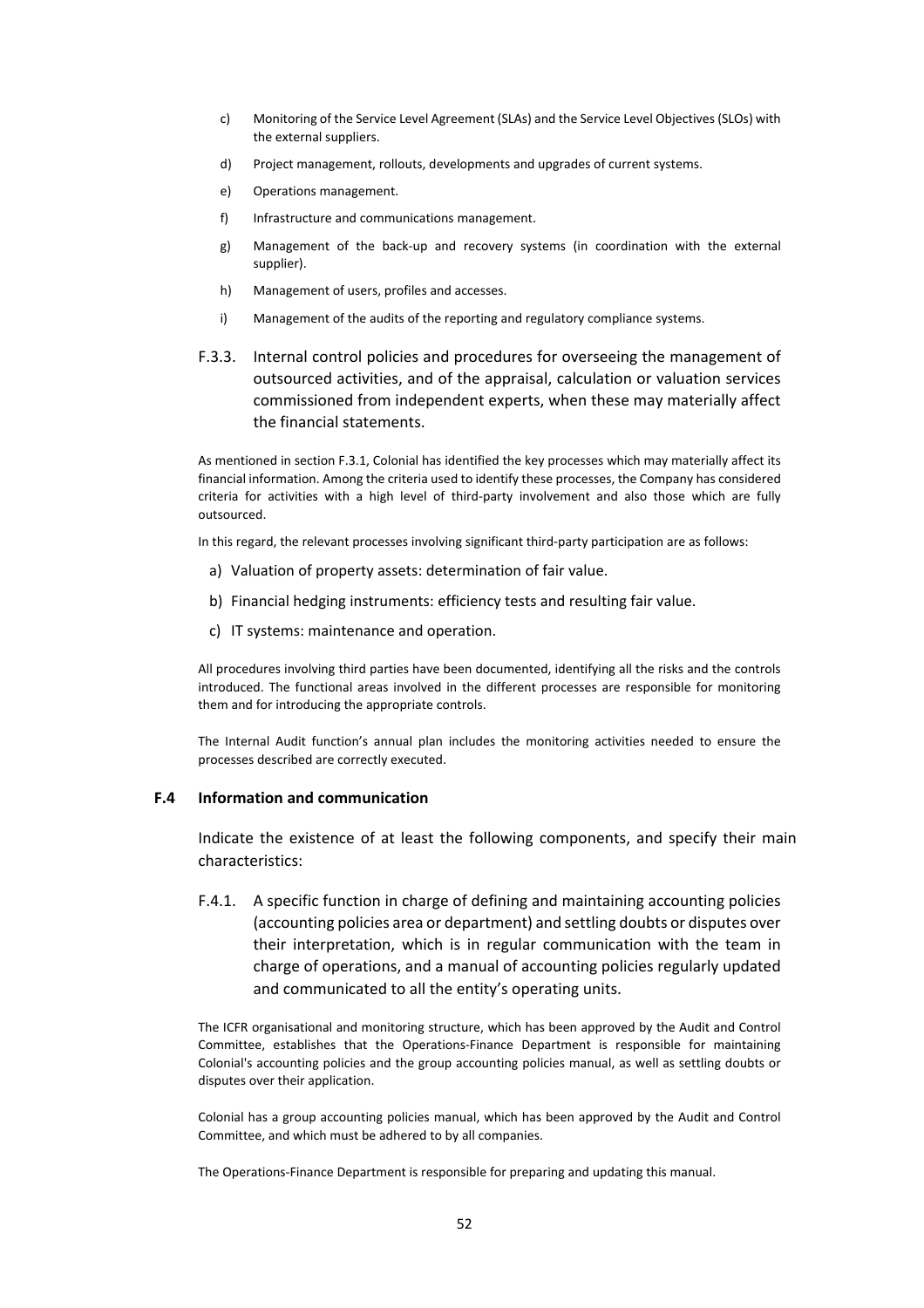c) Monitoring of the Service Level Agreement (SLAs) and the Service Level Objectives (SLOs) with the external suppliers.

d) Project management, rollouts, developments and upgrades of current systems.

e) Operations management.

f) Infrastructure and communications management.

g) Management of the back-up and recovery systems (in coordination with the external supplier).

h) Management of users, profiles and accesses.

i) Management of the audits of the reporting and regulatory compliance systems.

### F.3.3. Internal control policies and procedures for overseeing the management of outsourced activities, and of the appraisal, calculation or valuation services commissioned from independent experts, when these may materially affect the financial statements.

As mentioned in section F.3.1, Colonial has identified the key processes which may materially affect its financial information. Among the criteria used to identify these processes, the Company has considered criteria for activities with a high level of third-party involvement and also those which are fully outsourced.

In this regard, the relevant processes involving significant third-party participation are as follows:

a) Valuation of property assets: determination of fair value.

b) Financial hedging instruments: efficiency tests and resulting fair value.

c) IT systems: maintenance and operation.

All procedures involving third parties have been documented, identifying all the risks and the controls introduced. The functional areas involved in the different processes are responsible for monitoring them and for introducing the appropriate controls.

The Internal Audit function's annual plan includes the monitoring activities needed to ensure the processes described are correctly executed.

## F.4 Information and communication

Indicate the existence of at least the following components, and specify their main characteristics:

### F.4.1. A specific function in charge of defining and maintaining accounting policies (accounting policies area or department) and settling doubts or disputes over their interpretation, which is in regular communication with the team in charge of operations, and a manual of accounting policies regularly updated and communicated to all the entity's operating units.

The ICFR organisational and monitoring structure, which has been approved by the Audit and Control Committee, establishes that the Operations-Finance Department is responsible for maintaining Colonial's accounting policies and the group accounting policies manual, as well as settling doubts or disputes over their application.

Colonial has a group accounting policies manual, which has been approved by the Audit and Control Committee, and which must be adhered to by all companies.

The Operations-Finance Department is responsible for preparing and updating this manual.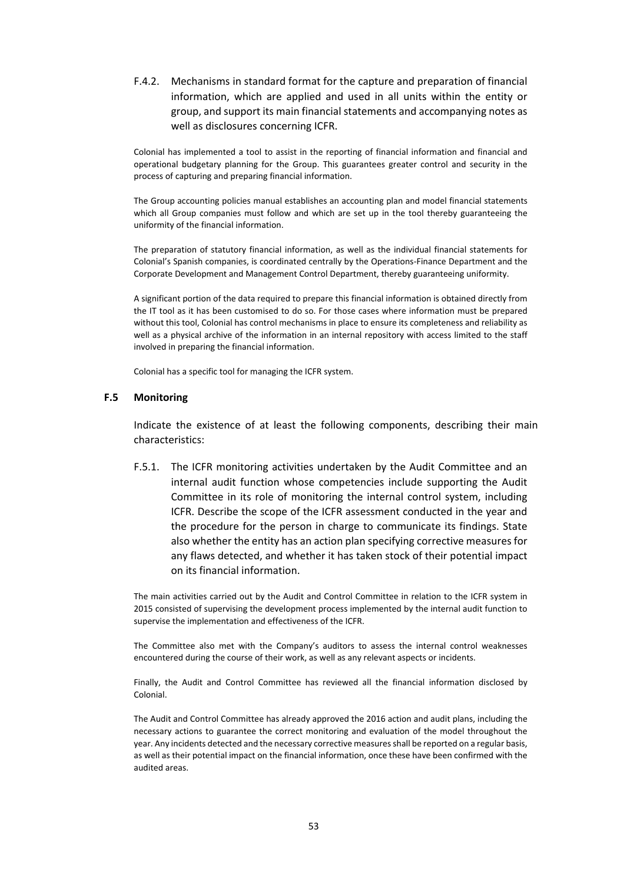F.4.2. Mechanisms in standard format for the capture and preparation of financial information, which are applied and used in all units within the entity or group, and support its main financial statements and accompanying notes as well as disclosures concerning ICFR.

Colonial has implemented a tool to assist in the reporting of financial information and financial and operational budgetary planning for the Group. This guarantees greater control and security in the process of capturing and preparing financial information.

The Group accounting policies manual establishes an accounting plan and model financial statements which all Group companies must follow and which are set up in the tool thereby guaranteeing the uniformity of the financial information.

The preparation of statutory financial information, as well as the individual financial statements for Colonial's Spanish companies, is coordinated centrally by the Operations-Finance Department and the Corporate Development and Management Control Department, thereby guaranteeing uniformity.

A significant portion of the data required to prepare this financial information is obtained directly from the IT tool as it has been customised to do so. For those cases where information must be prepared without this tool, Colonial has control mechanisms in place to ensure its completeness and reliability as well as a physical archive of the information in an internal repository with access limited to the staff involved in preparing the financial information.

Colonial has a specific tool for managing the ICFR system.

## F.5 Monitoring

Indicate the existence of at least the following components, describing their main characteristics:

F.5.1. The ICFR monitoring activities undertaken by the Audit Committee and an internal audit function whose competencies include supporting the Audit Committee in its role of monitoring the internal control system, including ICFR. Describe the scope of the ICFR assessment conducted in the year and the procedure for the person in charge to communicate its findings. State also whether the entity has an action plan specifying corrective measures for any flaws detected, and whether it has taken stock of their potential impact on its financial information.

The main activities carried out by the Audit and Control Committee in relation to the ICFR system in 2015 consisted of supervising the development process implemented by the internal audit function to supervise the implementation and effectiveness of the ICFR.

The Committee also met with the Company's auditors to assess the internal control weaknesses encountered during the course of their work, as well as any relevant aspects or incidents.

Finally, the Audit and Control Committee has reviewed all the financial information disclosed by Colonial.

The Audit and Control Committee has already approved the 2016 action and audit plans, including the necessary actions to guarantee the correct monitoring and evaluation of the model throughout the year. Any incidents detected and the necessary corrective measures shall be reported on a regular basis, as well as their potential impact on the financial information, once these have been confirmed with the audited areas.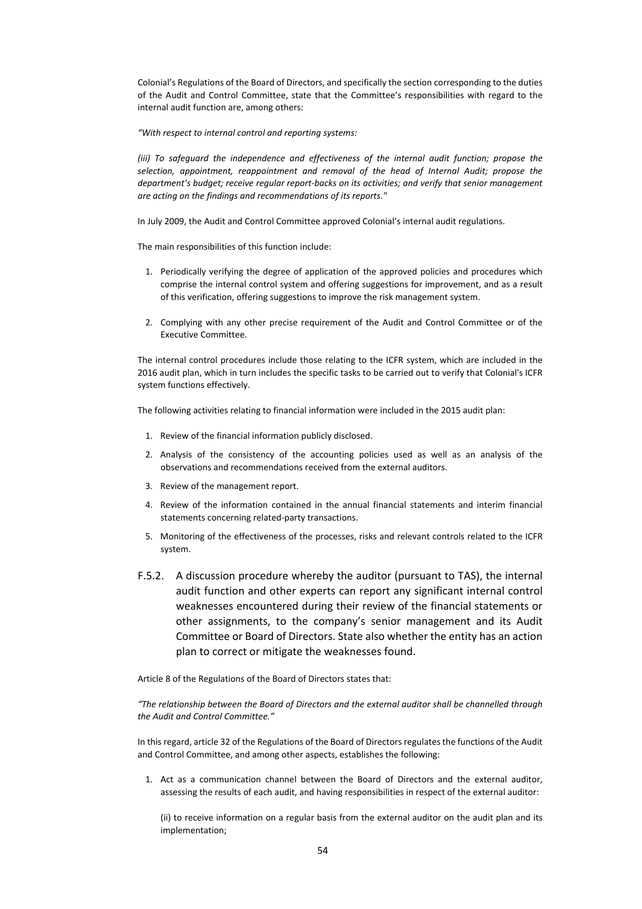Colonial's Regulations of the Board of Directors, and specifically the section corresponding to the duties of the Audit and Control Committee, state that the Committee's responsibilities with regard to the internal audit function are, among others:

*"With respect to internal control and reporting systems:*

*(iii) To safeguard the independence and effectiveness of the internal audit function; propose the selection, appointment, reappointment and removal of the head of Internal Audit; propose the department's budget; receive regular report-backs on its activities; and verify that senior management are acting on the findings and recommendations of its reports."*

In July 2009, the Audit and Control Committee approved Colonial's internal audit regulations.

The main responsibilities of this function include:

1. Periodically verifying the degree of application of the approved policies and procedures which comprise the internal control system and offering suggestions for improvement, and as a result of this verification, offering suggestions to improve the risk management system.
2. Complying with any other precise requirement of the Audit and Control Committee or of the Executive Committee.

The internal control procedures include those relating to the ICFR system, which are included in the 2016 audit plan, which in turn includes the specific tasks to be carried out to verify that Colonial's ICFR system functions effectively.

The following activities relating to financial information were included in the 2015 audit plan:

1. Review of the financial information publicly disclosed.
2. Analysis of the consistency of the accounting policies used as well as an analysis of the observations and recommendations received from the external auditors.
3. Review of the management report.
4. Review of the information contained in the annual financial statements and interim financial statements concerning related-party transactions.
5. Monitoring of the effectiveness of the processes, risks and relevant controls related to the ICFR system.

### F.5.2. A discussion procedure whereby the auditor (pursuant to TAS), the internal audit function and other experts can report any significant internal control weaknesses encountered during their review of the financial statements or other assignments, to the company's senior management and its Audit Committee or Board of Directors. State also whether the entity has an action plan to correct or mitigate the weaknesses found.

Article 8 of the Regulations of the Board of Directors states that:

*"The relationship between the Board of Directors and the external auditor shall be channelled through the Audit and Control Committee."*

In this regard, article 32 of the Regulations of the Board of Directors regulates the functions of the Audit and Control Committee, and among other aspects, establishes the following:

1. Act as a communication channel between the Board of Directors and the external auditor, assessing the results of each audit, and having responsibilities in respect of the external auditor:

   (ii) to receive information on a regular basis from the external auditor on the audit plan and its implementation;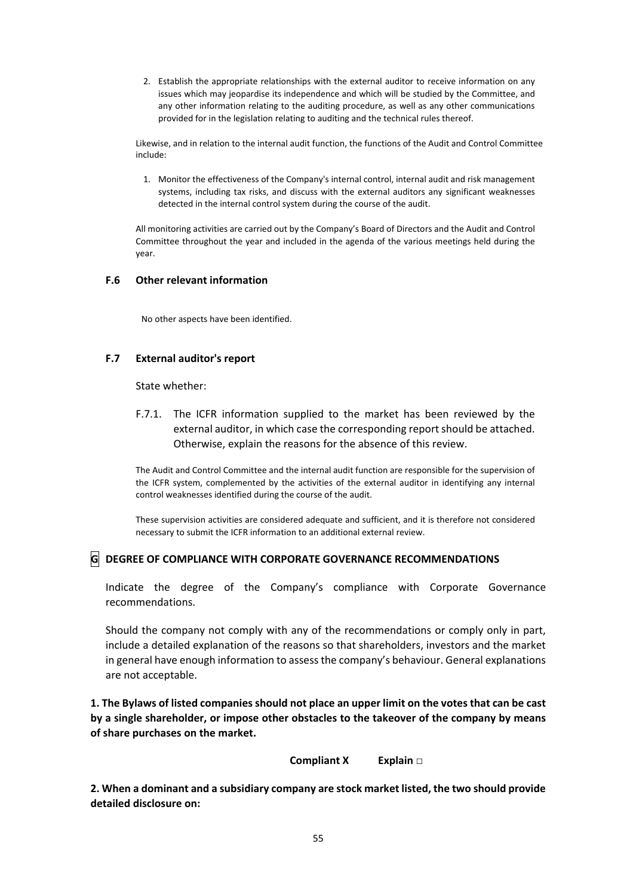2. Establish the appropriate relationships with the external auditor to receive information on any issues which may jeopardise its independence and which will be studied by the Committee, and any other information relating to the auditing procedure, as well as any other communications provided for in the legislation relating to auditing and the technical rules thereof.

Likewise, and in relation to the internal audit function, the functions of the Audit and Control Committee include:

1. Monitor the effectiveness of the Company's internal control, internal audit and risk management systems, including tax risks, and discuss with the external auditors any significant weaknesses detected in the internal control system during the course of the audit.

All monitoring activities are carried out by the Company's Board of Directors and the Audit and Control Committee throughout the year and included in the agenda of the various meetings held during the year.

### F.6 Other relevant information

No other aspects have been identified.

### F.7 External auditor's report

State whether:

F.7.1. The ICFR information supplied to the market has been reviewed by the external auditor, in which case the corresponding report should be attached. Otherwise, explain the reasons for the absence of this review.

The Audit and Control Committee and the internal audit function are responsible for the supervision of the ICFR system, complemented by the activities of the external auditor in identifying any internal control weaknesses identified during the course of the audit.

These supervision activities are considered adequate and sufficient, and it is therefore not considered necessary to submit the ICFR information to an additional external review.

## G DEGREE OF COMPLIANCE WITH CORPORATE GOVERNANCE RECOMMENDATIONS

Indicate the degree of the Company's compliance with Corporate Governance recommendations.

Should the company not comply with any of the recommendations or comply only in part, include a detailed explanation of the reasons so that shareholders, investors and the market in general have enough information to assess the company's behaviour. General explanations are not acceptable.

**1. The Bylaws of listed companies should not place an upper limit on the votes that can be cast by a single shareholder, or impose other obstacles to the takeover of the company by means of share purchases on the market.**

**Compliant X Explain □**

**2. When a dominant and a subsidiary company are stock market listed, the two should provide detailed disclosure on:**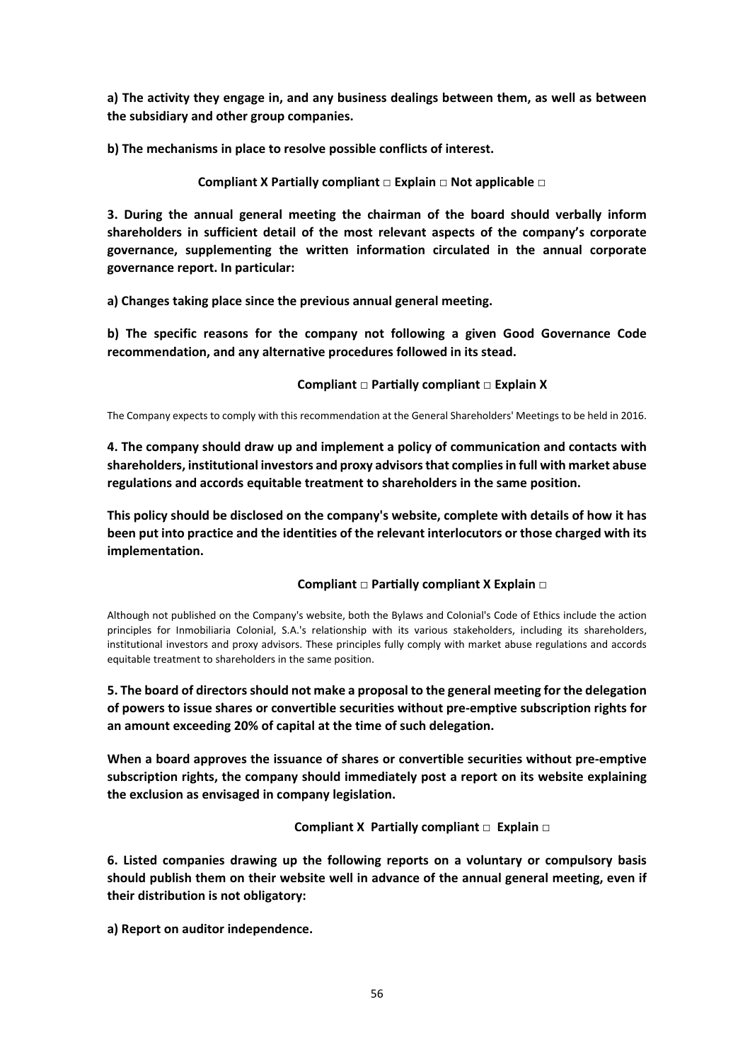**a) The activity they engage in, and any business dealings between them, as well as between the subsidiary and other group companies.**

**b) The mechanisms in place to resolve possible conflicts of interest.**

**Compliant X Partially compliant □ Explain □ Not applicable □**

**3. During the annual general meeting the chairman of the board should verbally inform shareholders in sufficient detail of the most relevant aspects of the company's corporate governance, supplementing the written information circulated in the annual corporate governance report. In particular:**

**a) Changes taking place since the previous annual general meeting.**

**b) The specific reasons for the company not following a given Good Governance Code recommendation, and any alternative procedures followed in its stead.**

**Compliant □ Partially compliant □ Explain X**

The Company expects to comply with this recommendation at the General Shareholders' Meetings to be held in 2016.

**4. The company should draw up and implement a policy of communication and contacts with shareholders, institutional investors and proxy advisors that complies in full with market abuse regulations and accords equitable treatment to shareholders in the same position.**

**This policy should be disclosed on the company's website, complete with details of how it has been put into practice and the identities of the relevant interlocutors or those charged with its implementation.**

**Compliant □ Partially compliant X Explain □**

Although not published on the Company's website, both the Bylaws and Colonial's Code of Ethics include the action principles for Inmobiliaria Colonial, S.A.'s relationship with its various stakeholders, including its shareholders, institutional investors and proxy advisors. These principles fully comply with market abuse regulations and accords equitable treatment to shareholders in the same position.

**5. The board of directors should not make a proposal to the general meeting for the delegation of powers to issue shares or convertible securities without pre-emptive subscription rights for an amount exceeding 20% of capital at the time of such delegation.**

**When a board approves the issuance of shares or convertible securities without pre-emptive subscription rights, the company should immediately post a report on its website explaining the exclusion as envisaged in company legislation.**

**Compliant X Partially compliant □ Explain □**

**6. Listed companies drawing up the following reports on a voluntary or compulsory basis should publish them on their website well in advance of the annual general meeting, even if their distribution is not obligatory:**

**a) Report on auditor independence.**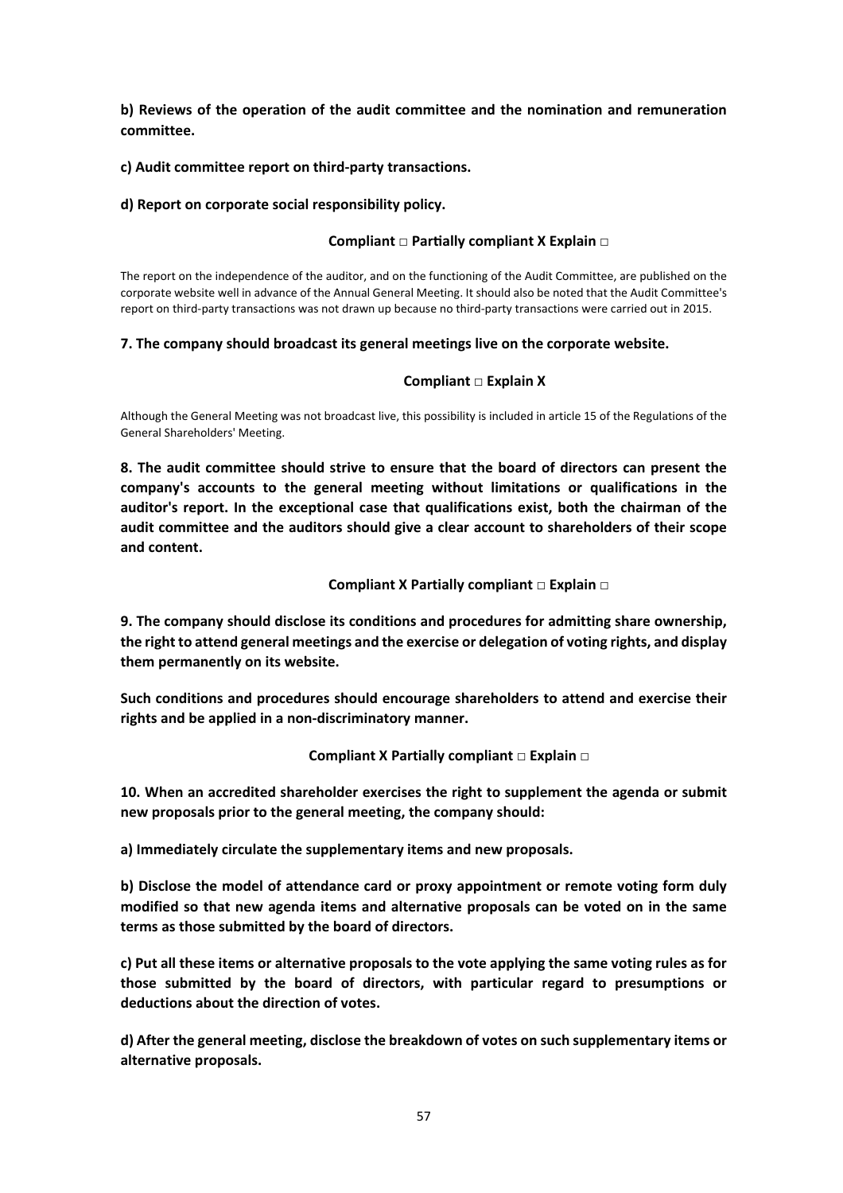**b) Reviews of the operation of the audit committee and the nomination and remuneration committee.**

**c) Audit committee report on third-party transactions.**

**d) Report on corporate social responsibility policy.**

**Compliant □ Partially compliant X Explain □**

The report on the independence of the auditor, and on the functioning of the Audit Committee, are published on the corporate website well in advance of the Annual General Meeting. It should also be noted that the Audit Committee's report on third-party transactions was not drawn up because no third-party transactions were carried out in 2015.

**7. The company should broadcast its general meetings live on the corporate website.**

**Compliant □ Explain X**

Although the General Meeting was not broadcast live, this possibility is included in article 15 of the Regulations of the General Shareholders' Meeting.

**8. The audit committee should strive to ensure that the board of directors can present the company's accounts to the general meeting without limitations or qualifications in the auditor's report. In the exceptional case that qualifications exist, both the chairman of the audit committee and the auditors should give a clear account to shareholders of their scope and content.**

**Compliant X Partially compliant □ Explain □**

**9. The company should disclose its conditions and procedures for admitting share ownership, the right to attend general meetings and the exercise or delegation of voting rights, and display them permanently on its website.**

**Such conditions and procedures should encourage shareholders to attend and exercise their rights and be applied in a non-discriminatory manner.**

**Compliant X Partially compliant □ Explain □**

**10. When an accredited shareholder exercises the right to supplement the agenda or submit new proposals prior to the general meeting, the company should:**

**a) Immediately circulate the supplementary items and new proposals.**

**b) Disclose the model of attendance card or proxy appointment or remote voting form duly modified so that new agenda items and alternative proposals can be voted on in the same terms as those submitted by the board of directors.**

**c) Put all these items or alternative proposals to the vote applying the same voting rules as for those submitted by the board of directors, with particular regard to presumptions or deductions about the direction of votes.**

**d) After the general meeting, disclose the breakdown of votes on such supplementary items or alternative proposals.**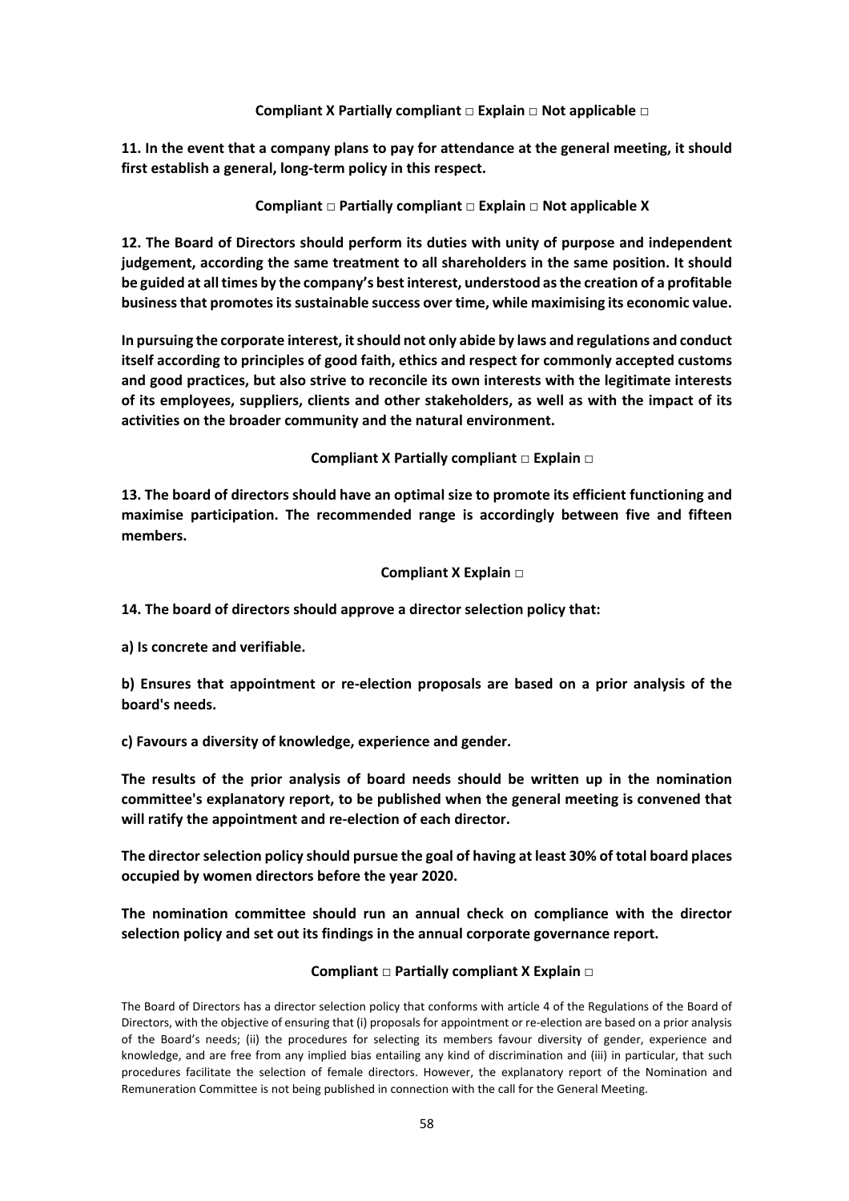**Compliant X Partially compliant □ Explain □ Not applicable □**

**11. In the event that a company plans to pay for attendance at the general meeting, it should first establish a general, long-term policy in this respect.**

**Compliant □ Partially compliant □ Explain □ Not applicable X**

**12. The Board of Directors should perform its duties with unity of purpose and independent judgement, according the same treatment to all shareholders in the same position. It should be guided at all times by the company's best interest, understood as the creation of a profitable business that promotes its sustainable success over time, while maximising its economic value.**

**In pursuing the corporate interest, it should not only abide by laws and regulations and conduct itself according to principles of good faith, ethics and respect for commonly accepted customs and good practices, but also strive to reconcile its own interests with the legitimate interests of its employees, suppliers, clients and other stakeholders, as well as with the impact of its activities on the broader community and the natural environment.**

**Compliant X Partially compliant □ Explain □**

**13. The board of directors should have an optimal size to promote its efficient functioning and maximise participation. The recommended range is accordingly between five and fifteen members.**

**Compliant X Explain □**

**14. The board of directors should approve a director selection policy that:**

**a) Is concrete and verifiable.**

**b) Ensures that appointment or re-election proposals are based on a prior analysis of the board's needs.**

**c) Favours a diversity of knowledge, experience and gender.**

**The results of the prior analysis of board needs should be written up in the nomination committee's explanatory report, to be published when the general meeting is convened that will ratify the appointment and re-election of each director.**

**The director selection policy should pursue the goal of having at least 30% of total board places occupied by women directors before the year 2020.**

**The nomination committee should run an annual check on compliance with the director selection policy and set out its findings in the annual corporate governance report.**

**Compliant □ Partially compliant X Explain □**

The Board of Directors has a director selection policy that conforms with article 4 of the Regulations of the Board of Directors, with the objective of ensuring that (i) proposals for appointment or re-election are based on a prior analysis of the Board's needs; (ii) the procedures for selecting its members favour diversity of gender, experience and knowledge, and are free from any implied bias entailing any kind of discrimination and (iii) in particular, that such procedures facilitate the selection of female directors. However, the explanatory report of the Nomination and Remuneration Committee is not being published in connection with the call for the General Meeting.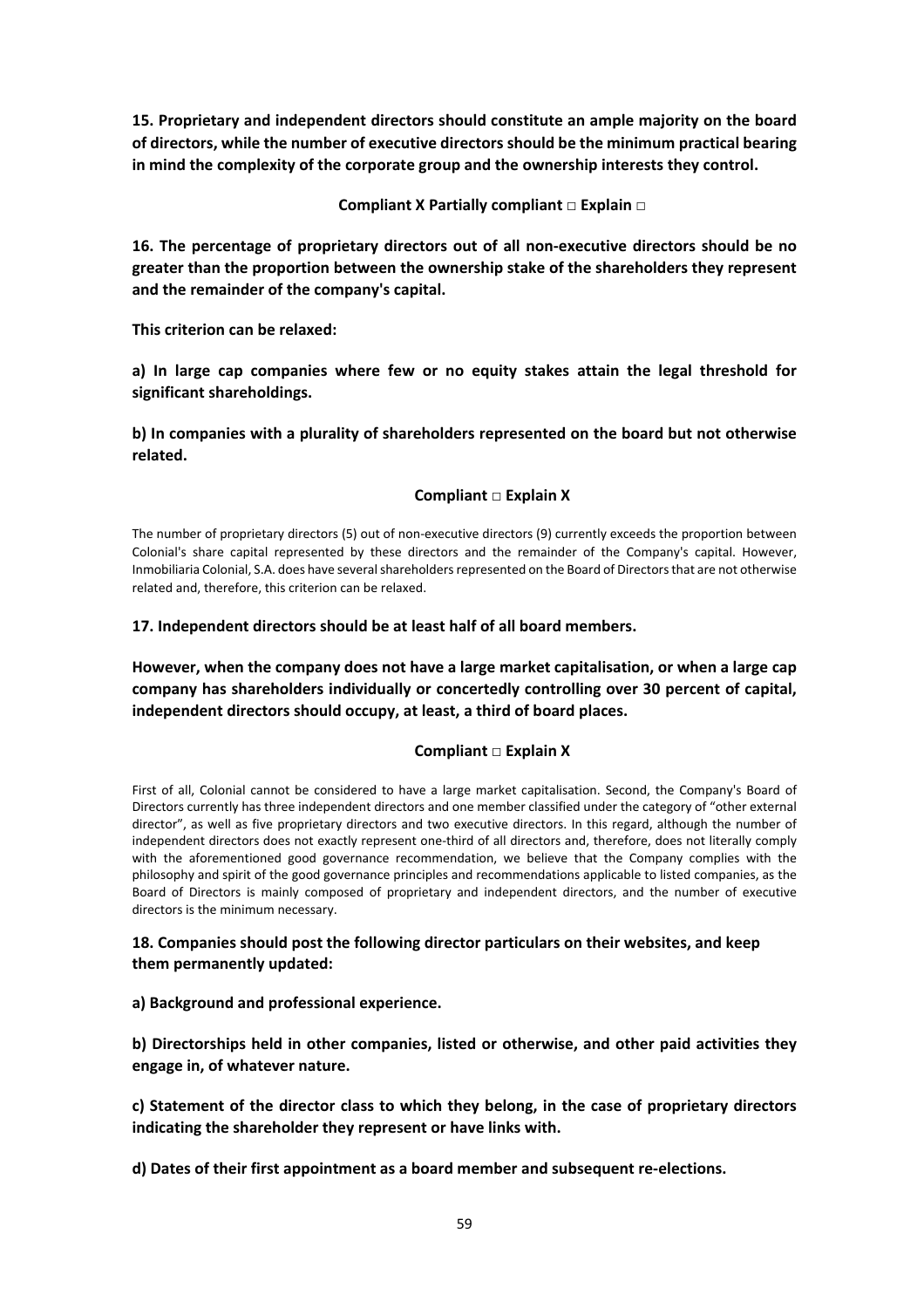**15. Proprietary and independent directors should constitute an ample majority on the board of directors, while the number of executive directors should be the minimum practical bearing in mind the complexity of the corporate group and the ownership interests they control.**

**Compliant X Partially compliant □ Explain □**

**16. The percentage of proprietary directors out of all non-executive directors should be no greater than the proportion between the ownership stake of the shareholders they represent and the remainder of the company's capital.**

**This criterion can be relaxed:**

**a) In large cap companies where few or no equity stakes attain the legal threshold for significant shareholdings.**

**b) In companies with a plurality of shareholders represented on the board but not otherwise related.**

**Compliant □ Explain X**

The number of proprietary directors (5) out of non-executive directors (9) currently exceeds the proportion between Colonial's share capital represented by these directors and the remainder of the Company's capital. However, Inmobiliaria Colonial, S.A. does have several shareholders represented on the Board of Directors that are not otherwise related and, therefore, this criterion can be relaxed.

**17. Independent directors should be at least half of all board members.**

**However, when the company does not have a large market capitalisation, or when a large cap company has shareholders individually or concertedly controlling over 30 percent of capital, independent directors should occupy, at least, a third of board places.**

**Compliant □ Explain X**

First of all, Colonial cannot be considered to have a large market capitalisation. Second, the Company's Board of Directors currently has three independent directors and one member classified under the category of "other external director", as well as five proprietary directors and two executive directors. In this regard, although the number of independent directors does not exactly represent one-third of all directors and, therefore, does not literally comply with the aforementioned good governance recommendation, we believe that the Company complies with the philosophy and spirit of the good governance principles and recommendations applicable to listed companies, as the Board of Directors is mainly composed of proprietary and independent directors, and the number of executive directors is the minimum necessary.

**18. Companies should post the following director particulars on their websites, and keep them permanently updated:**

**a) Background and professional experience.**

**b) Directorships held in other companies, listed or otherwise, and other paid activities they engage in, of whatever nature.**

**c) Statement of the director class to which they belong, in the case of proprietary directors indicating the shareholder they represent or have links with.**

**d) Dates of their first appointment as a board member and subsequent re-elections.**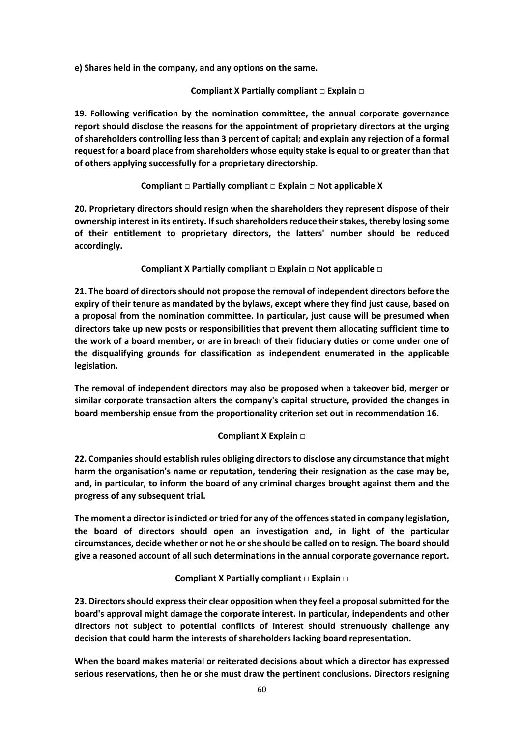**e) Shares held in the company, and any options on the same.**

**Compliant X Partially compliant □ Explain □**

**19. Following verification by the nomination committee, the annual corporate governance report should disclose the reasons for the appointment of proprietary directors at the urging of shareholders controlling less than 3 percent of capital; and explain any rejection of a formal request for a board place from shareholders whose equity stake is equal to or greater than that of others applying successfully for a proprietary directorship.**

**Compliant □ Partially compliant □ Explain □ Not applicable X**

**20. Proprietary directors should resign when the shareholders they represent dispose of their ownership interest in its entirety. If such shareholders reduce their stakes, thereby losing some of their entitlement to proprietary directors, the latters' number should be reduced accordingly.**

**Compliant X Partially compliant □ Explain □ Not applicable □**

**21. The board of directors should not propose the removal of independent directors before the expiry of their tenure as mandated by the bylaws, except where they find just cause, based on a proposal from the nomination committee. In particular, just cause will be presumed when directors take up new posts or responsibilities that prevent them allocating sufficient time to the work of a board member, or are in breach of their fiduciary duties or come under one of the disqualifying grounds for classification as independent enumerated in the applicable legislation.**

**The removal of independent directors may also be proposed when a takeover bid, merger or similar corporate transaction alters the company's capital structure, provided the changes in board membership ensue from the proportionality criterion set out in recommendation 16.**

**Compliant X Explain □**

**22. Companies should establish rules obliging directors to disclose any circumstance that might harm the organisation's name or reputation, tendering their resignation as the case may be, and, in particular, to inform the board of any criminal charges brought against them and the progress of any subsequent trial.**

**The moment a director is indicted or tried for any of the offences stated in company legislation, the board of directors should open an investigation and, in light of the particular circumstances, decide whether or not he or she should be called on to resign. The board should give a reasoned account of all such determinations in the annual corporate governance report.**

**Compliant X Partially compliant □ Explain □**

**23. Directors should express their clear opposition when they feel a proposal submitted for the board's approval might damage the corporate interest. In particular, independents and other directors not subject to potential conflicts of interest should strenuously challenge any decision that could harm the interests of shareholders lacking board representation.**

**When the board makes material or reiterated decisions about which a director has expressed serious reservations, then he or she must draw the pertinent conclusions. Directors resigning**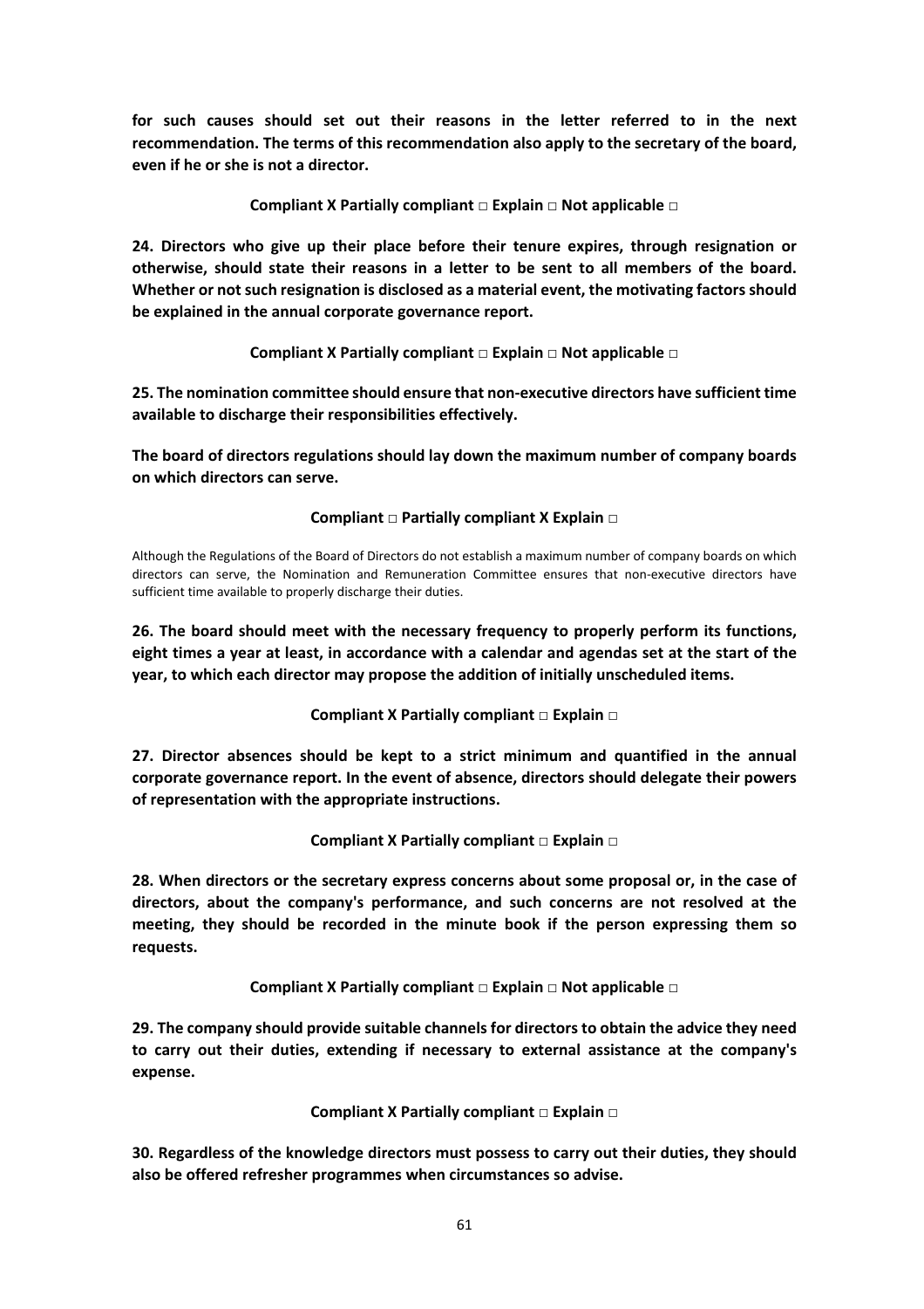**for such causes should set out their reasons in the letter referred to in the next recommendation. The terms of this recommendation also apply to the secretary of the board, even if he or she is not a director.**

**Compliant X Partially compliant □ Explain □ Not applicable □**

**24. Directors who give up their place before their tenure expires, through resignation or otherwise, should state their reasons in a letter to be sent to all members of the board. Whether or not such resignation is disclosed as a material event, the motivating factors should be explained in the annual corporate governance report.**

**Compliant X Partially compliant □ Explain □ Not applicable □**

**25. The nomination committee should ensure that non-executive directors have sufficient time available to discharge their responsibilities effectively.**

**The board of directors regulations should lay down the maximum number of company boards on which directors can serve.**

**Compliant □ Partially compliant X Explain □**

Although the Regulations of the Board of Directors do not establish a maximum number of company boards on which directors can serve, the Nomination and Remuneration Committee ensures that non-executive directors have sufficient time available to properly discharge their duties.

**26. The board should meet with the necessary frequency to properly perform its functions, eight times a year at least, in accordance with a calendar and agendas set at the start of the year, to which each director may propose the addition of initially unscheduled items.**

**Compliant X Partially compliant □ Explain □**

**27. Director absences should be kept to a strict minimum and quantified in the annual corporate governance report. In the event of absence, directors should delegate their powers of representation with the appropriate instructions.**

**Compliant X Partially compliant □ Explain □**

**28. When directors or the secretary express concerns about some proposal or, in the case of directors, about the company's performance, and such concerns are not resolved at the meeting, they should be recorded in the minute book if the person expressing them so requests.**

**Compliant X Partially compliant □ Explain □ Not applicable □**

**29. The company should provide suitable channels for directors to obtain the advice they need to carry out their duties, extending if necessary to external assistance at the company's expense.**

**Compliant X Partially compliant □ Explain □**

**30. Regardless of the knowledge directors must possess to carry out their duties, they should also be offered refresher programmes when circumstances so advise.**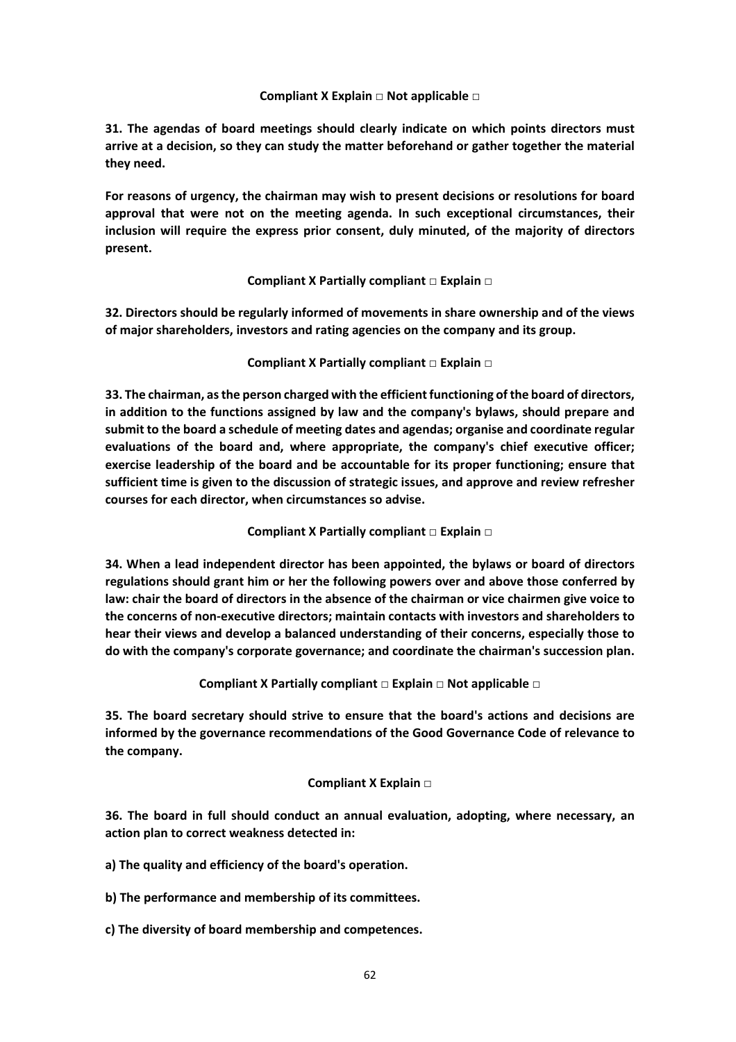**Compliant X Explain □ Not applicable □**

**31. The agendas of board meetings should clearly indicate on which points directors must arrive at a decision, so they can study the matter beforehand or gather together the material they need.**

**For reasons of urgency, the chairman may wish to present decisions or resolutions for board approval that were not on the meeting agenda. In such exceptional circumstances, their inclusion will require the express prior consent, duly minuted, of the majority of directors present.**

**Compliant X Partially compliant □ Explain □**

**32. Directors should be regularly informed of movements in share ownership and of the views of major shareholders, investors and rating agencies on the company and its group.**

**Compliant X Partially compliant □ Explain □**

**33. The chairman, as the person charged with the efficient functioning of the board of directors, in addition to the functions assigned by law and the company's bylaws, should prepare and submit to the board a schedule of meeting dates and agendas; organise and coordinate regular evaluations of the board and, where appropriate, the company's chief executive officer; exercise leadership of the board and be accountable for its proper functioning; ensure that sufficient time is given to the discussion of strategic issues, and approve and review refresher courses for each director, when circumstances so advise.**

**Compliant X Partially compliant □ Explain □**

**34. When a lead independent director has been appointed, the bylaws or board of directors regulations should grant him or her the following powers over and above those conferred by law: chair the board of directors in the absence of the chairman or vice chairmen give voice to the concerns of non-executive directors; maintain contacts with investors and shareholders to hear their views and develop a balanced understanding of their concerns, especially those to do with the company's corporate governance; and coordinate the chairman's succession plan.**

**Compliant X Partially compliant □ Explain □ Not applicable □**

**35. The board secretary should strive to ensure that the board's actions and decisions are informed by the governance recommendations of the Good Governance Code of relevance to the company.**

**Compliant X Explain □**

**36. The board in full should conduct an annual evaluation, adopting, where necessary, an action plan to correct weakness detected in:**

**a) The quality and efficiency of the board's operation.**

**b) The performance and membership of its committees.**

**c) The diversity of board membership and competences.**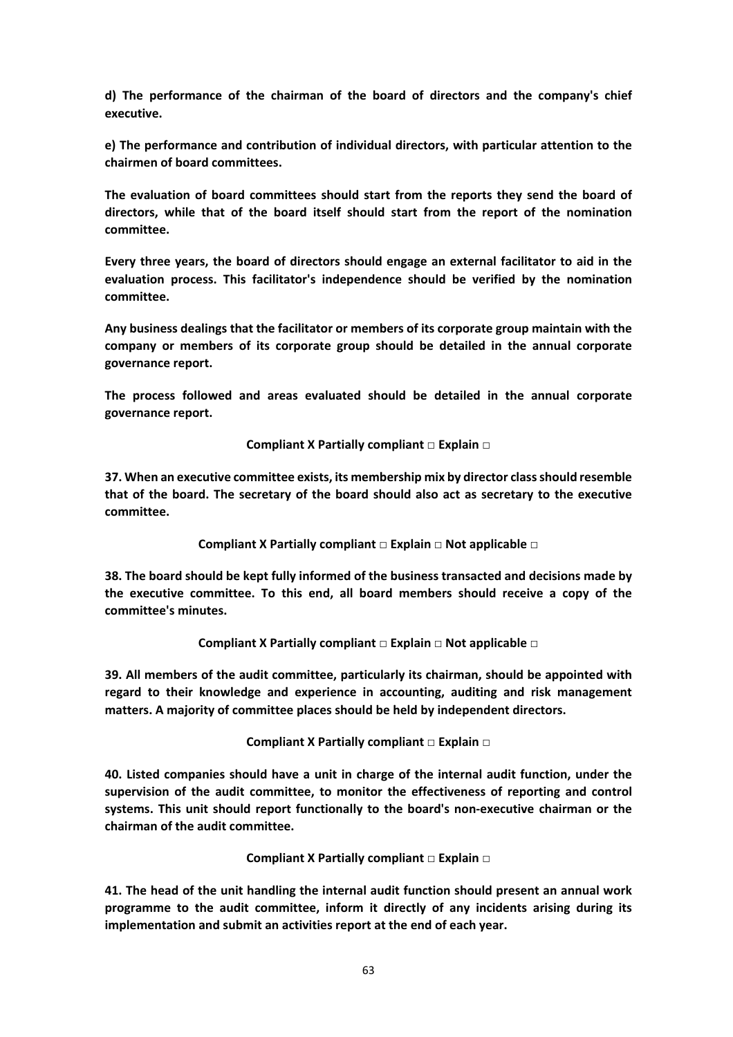**d) The performance of the chairman of the board of directors and the company's chief executive.**

**e) The performance and contribution of individual directors, with particular attention to the chairmen of board committees.**

**The evaluation of board committees should start from the reports they send the board of directors, while that of the board itself should start from the report of the nomination committee.**

**Every three years, the board of directors should engage an external facilitator to aid in the evaluation process. This facilitator's independence should be verified by the nomination committee.**

**Any business dealings that the facilitator or members of its corporate group maintain with the company or members of its corporate group should be detailed in the annual corporate governance report.**

**The process followed and areas evaluated should be detailed in the annual corporate governance report.**

**Compliant X Partially compliant □ Explain □**

**37. When an executive committee exists, its membership mix by director class should resemble that of the board. The secretary of the board should also act as secretary to the executive committee.**

**Compliant X Partially compliant □ Explain □ Not applicable □**

**38. The board should be kept fully informed of the business transacted and decisions made by the executive committee. To this end, all board members should receive a copy of the committee's minutes.**

**Compliant X Partially compliant □ Explain □ Not applicable □**

**39. All members of the audit committee, particularly its chairman, should be appointed with regard to their knowledge and experience in accounting, auditing and risk management matters. A majority of committee places should be held by independent directors.**

**Compliant X Partially compliant □ Explain □**

**40. Listed companies should have a unit in charge of the internal audit function, under the supervision of the audit committee, to monitor the effectiveness of reporting and control systems. This unit should report functionally to the board's non-executive chairman or the chairman of the audit committee.**

**Compliant X Partially compliant □ Explain □**

**41. The head of the unit handling the internal audit function should present an annual work programme to the audit committee, inform it directly of any incidents arising during its implementation and submit an activities report at the end of each year.**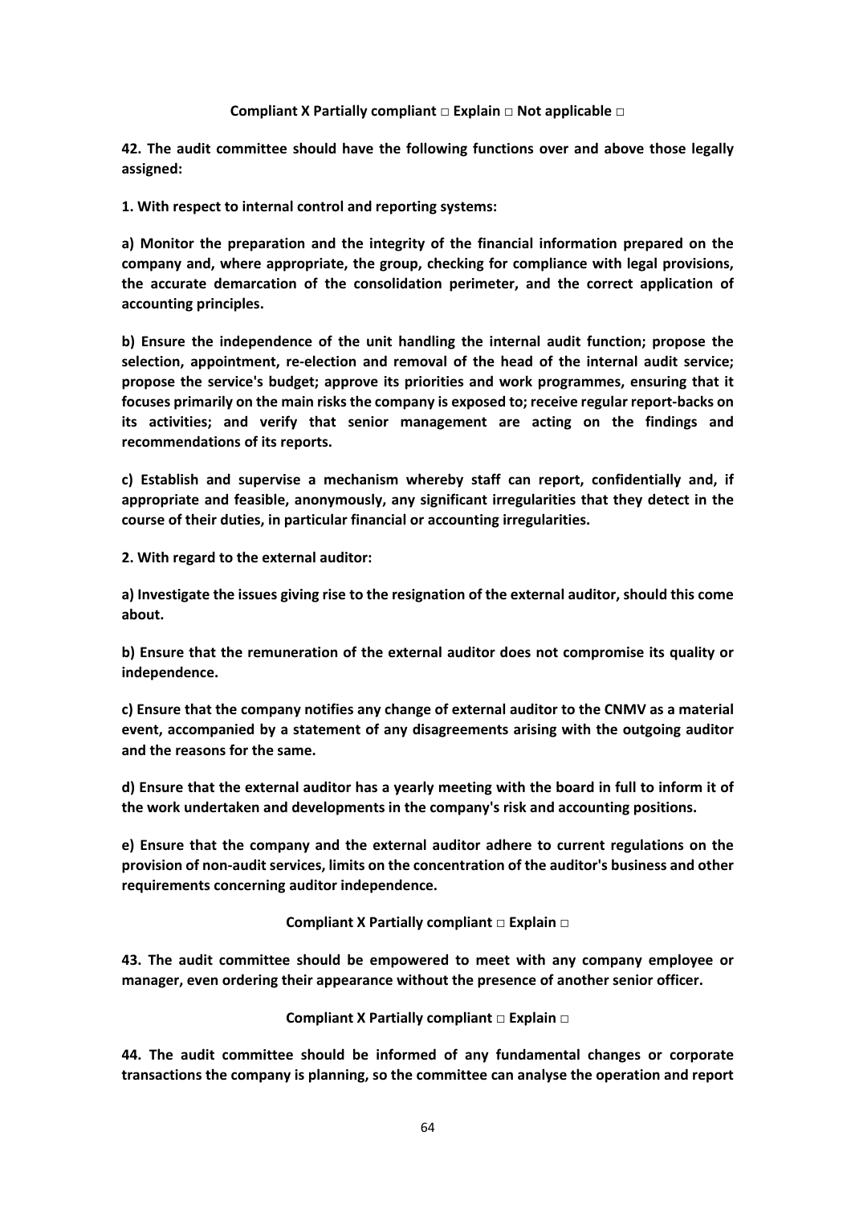**Compliant X Partially compliant □ Explain □ Not applicable □**

**42. The audit committee should have the following functions over and above those legally assigned:**

**1. With respect to internal control and reporting systems:**

**a) Monitor the preparation and the integrity of the financial information prepared on the company and, where appropriate, the group, checking for compliance with legal provisions, the accurate demarcation of the consolidation perimeter, and the correct application of accounting principles.**

**b) Ensure the independence of the unit handling the internal audit function; propose the selection, appointment, re-election and removal of the head of the internal audit service; propose the service's budget; approve its priorities and work programmes, ensuring that it focuses primarily on the main risks the company is exposed to; receive regular report-backs on its activities; and verify that senior management are acting on the findings and recommendations of its reports.**

**c) Establish and supervise a mechanism whereby staff can report, confidentially and, if appropriate and feasible, anonymously, any significant irregularities that they detect in the course of their duties, in particular financial or accounting irregularities.**

**2. With regard to the external auditor:**

**a) Investigate the issues giving rise to the resignation of the external auditor, should this come about.**

**b) Ensure that the remuneration of the external auditor does not compromise its quality or independence.**

**c) Ensure that the company notifies any change of external auditor to the CNMV as a material event, accompanied by a statement of any disagreements arising with the outgoing auditor and the reasons for the same.**

**d) Ensure that the external auditor has a yearly meeting with the board in full to inform it of the work undertaken and developments in the company's risk and accounting positions.**

**e) Ensure that the company and the external auditor adhere to current regulations on the provision of non-audit services, limits on the concentration of the auditor's business and other requirements concerning auditor independence.**

**Compliant X Partially compliant □ Explain □**

**43. The audit committee should be empowered to meet with any company employee or manager, even ordering their appearance without the presence of another senior officer.**

**Compliant X Partially compliant □ Explain □**

**44. The audit committee should be informed of any fundamental changes or corporate transactions the company is planning, so the committee can analyse the operation and report**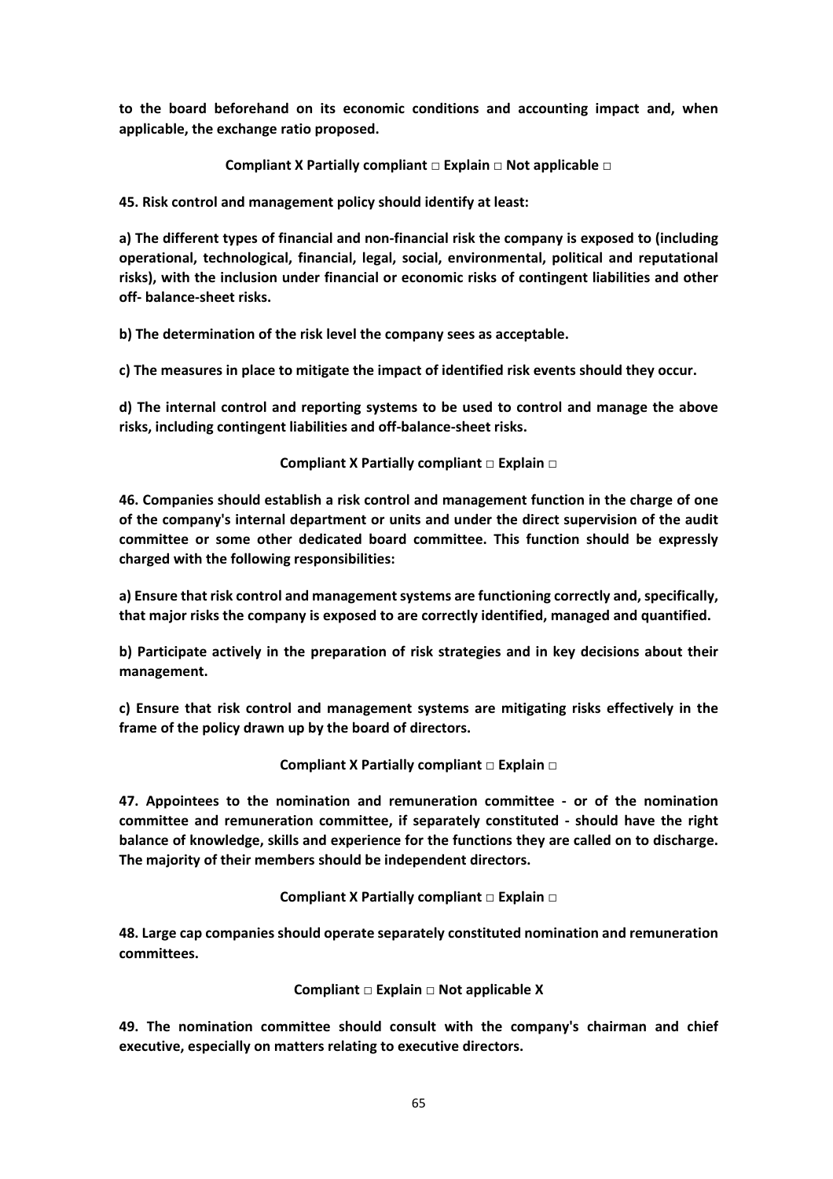**to the board beforehand on its economic conditions and accounting impact and, when applicable, the exchange ratio proposed.**

**Compliant X Partially compliant □ Explain □ Not applicable □**

**45. Risk control and management policy should identify at least:**

**a) The different types of financial and non-financial risk the company is exposed to (including operational, technological, financial, legal, social, environmental, political and reputational risks), with the inclusion under financial or economic risks of contingent liabilities and other off- balance-sheet risks.**

**b) The determination of the risk level the company sees as acceptable.**

**c) The measures in place to mitigate the impact of identified risk events should they occur.**

**d) The internal control and reporting systems to be used to control and manage the above risks, including contingent liabilities and off-balance-sheet risks.**

**Compliant X Partially compliant □ Explain □**

**46. Companies should establish a risk control and management function in the charge of one of the company's internal department or units and under the direct supervision of the audit committee or some other dedicated board committee. This function should be expressly charged with the following responsibilities:**

**a) Ensure that risk control and management systems are functioning correctly and, specifically, that major risks the company is exposed to are correctly identified, managed and quantified.**

**b) Participate actively in the preparation of risk strategies and in key decisions about their management.**

**c) Ensure that risk control and management systems are mitigating risks effectively in the frame of the policy drawn up by the board of directors.**

**Compliant X Partially compliant □ Explain □**

**47. Appointees to the nomination and remuneration committee - or of the nomination committee and remuneration committee, if separately constituted - should have the right balance of knowledge, skills and experience for the functions they are called on to discharge. The majority of their members should be independent directors.**

**Compliant X Partially compliant □ Explain □**

**48. Large cap companies should operate separately constituted nomination and remuneration committees.**

**Compliant □ Explain □ Not applicable X**

**49. The nomination committee should consult with the company's chairman and chief executive, especially on matters relating to executive directors.**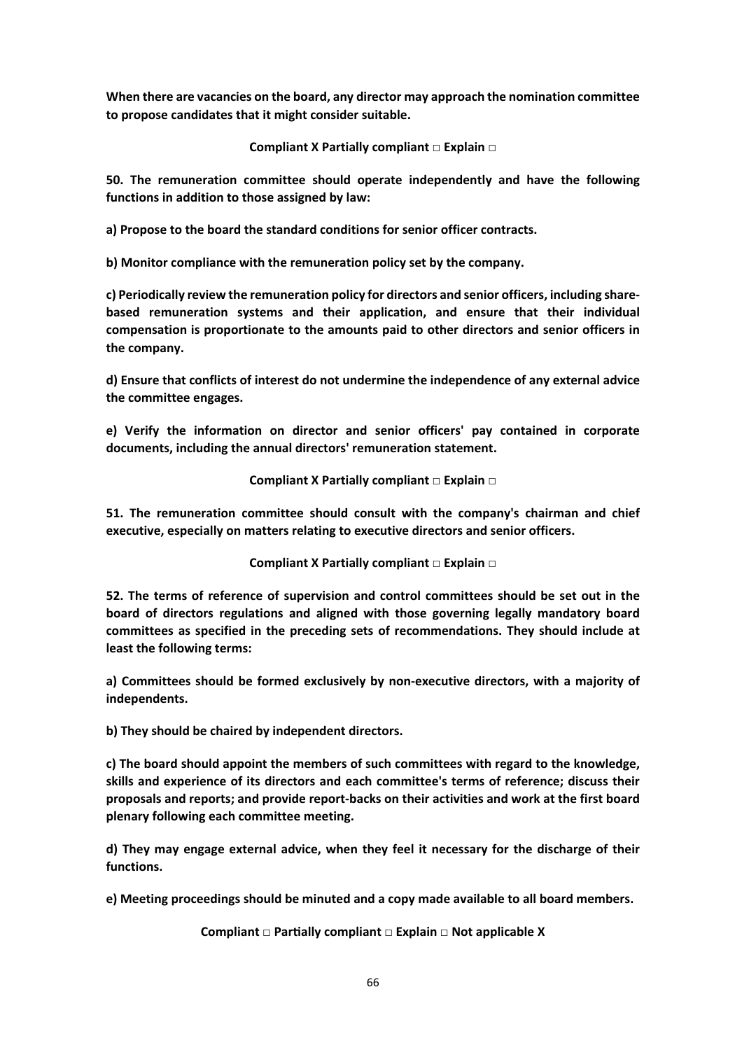**When there are vacancies on the board, any director may approach the nomination committee to propose candidates that it might consider suitable.**

**Compliant X Partially compliant □ Explain □**

**50. The remuneration committee should operate independently and have the following functions in addition to those assigned by law:**

**a) Propose to the board the standard conditions for senior officer contracts.**

**b) Monitor compliance with the remuneration policy set by the company.**

**c) Periodically review the remuneration policy for directors and senior officers, including share-based remuneration systems and their application, and ensure that their individual compensation is proportionate to the amounts paid to other directors and senior officers in the company.**

**d) Ensure that conflicts of interest do not undermine the independence of any external advice the committee engages.**

**e) Verify the information on director and senior officers' pay contained in corporate documents, including the annual directors' remuneration statement.**

**Compliant X Partially compliant □ Explain □**

**51. The remuneration committee should consult with the company's chairman and chief executive, especially on matters relating to executive directors and senior officers.**

**Compliant X Partially compliant □ Explain □**

**52. The terms of reference of supervision and control committees should be set out in the board of directors regulations and aligned with those governing legally mandatory board committees as specified in the preceding sets of recommendations. They should include at least the following terms:**

**a) Committees should be formed exclusively by non-executive directors, with a majority of independents.**

**b) They should be chaired by independent directors.**

**c) The board should appoint the members of such committees with regard to the knowledge, skills and experience of its directors and each committee's terms of reference; discuss their proposals and reports; and provide report-backs on their activities and work at the first board plenary following each committee meeting.**

**d) They may engage external advice, when they feel it necessary for the discharge of their functions.**

**e) Meeting proceedings should be minuted and a copy made available to all board members.**

**Compliant □ Partially compliant □ Explain □ Not applicable X**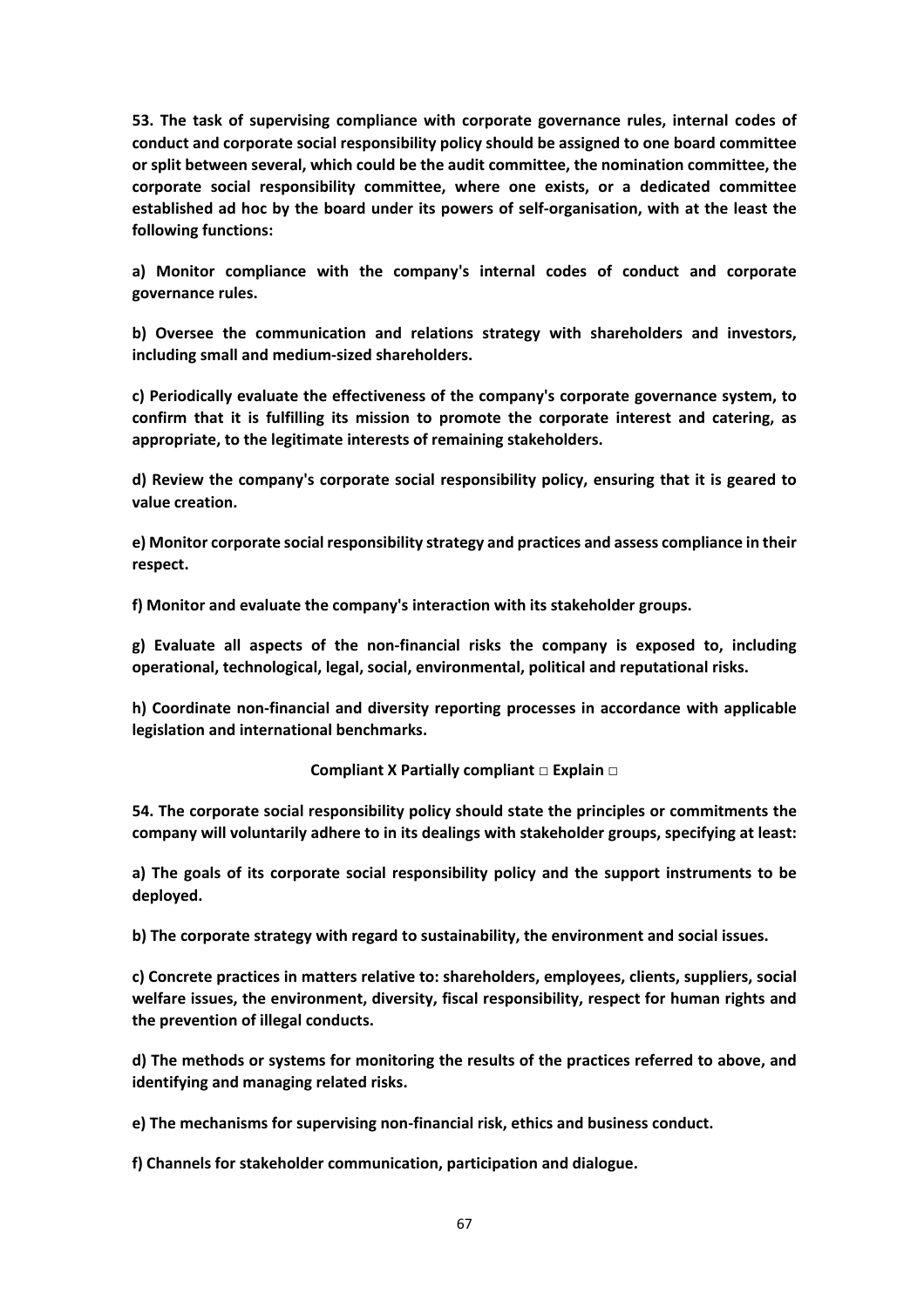**53. The task of supervising compliance with corporate governance rules, internal codes of conduct and corporate social responsibility policy should be assigned to one board committee or split between several, which could be the audit committee, the nomination committee, the corporate social responsibility committee, where one exists, or a dedicated committee established ad hoc by the board under its powers of self-organisation, with at the least the following functions:**

**a) Monitor compliance with the company's internal codes of conduct and corporate governance rules.**

**b) Oversee the communication and relations strategy with shareholders and investors, including small and medium-sized shareholders.**

**c) Periodically evaluate the effectiveness of the company's corporate governance system, to confirm that it is fulfilling its mission to promote the corporate interest and catering, as appropriate, to the legitimate interests of remaining stakeholders.**

**d) Review the company's corporate social responsibility policy, ensuring that it is geared to value creation.**

**e) Monitor corporate social responsibility strategy and practices and assess compliance in their respect.**

**f) Monitor and evaluate the company's interaction with its stakeholder groups.**

**g) Evaluate all aspects of the non-financial risks the company is exposed to, including operational, technological, legal, social, environmental, political and reputational risks.**

**h) Coordinate non-financial and diversity reporting processes in accordance with applicable legislation and international benchmarks.**

**Compliant X Partially compliant □ Explain □**

**54. The corporate social responsibility policy should state the principles or commitments the company will voluntarily adhere to in its dealings with stakeholder groups, specifying at least:**

**a) The goals of its corporate social responsibility policy and the support instruments to be deployed.**

**b) The corporate strategy with regard to sustainability, the environment and social issues.**

**c) Concrete practices in matters relative to: shareholders, employees, clients, suppliers, social welfare issues, the environment, diversity, fiscal responsibility, respect for human rights and the prevention of illegal conducts.**

**d) The methods or systems for monitoring the results of the practices referred to above, and identifying and managing related risks.**

**e) The mechanisms for supervising non-financial risk, ethics and business conduct.**

**f) Channels for stakeholder communication, participation and dialogue.**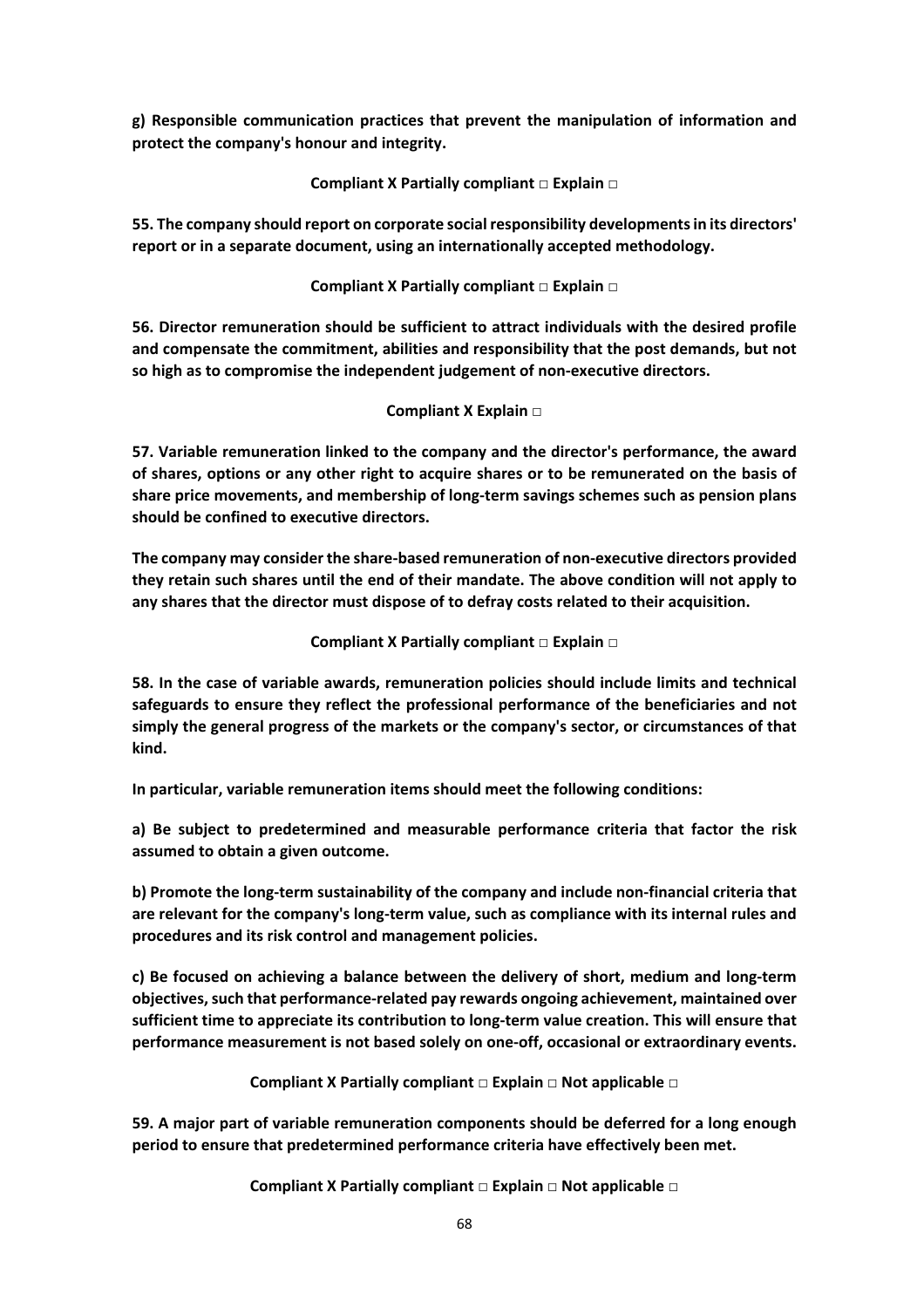**g) Responsible communication practices that prevent the manipulation of information and protect the company's honour and integrity.**

**Compliant X Partially compliant □ Explain □**

**55. The company should report on corporate social responsibility developments in its directors' report or in a separate document, using an internationally accepted methodology.**

**Compliant X Partially compliant □ Explain □**

**56. Director remuneration should be sufficient to attract individuals with the desired profile and compensate the commitment, abilities and responsibility that the post demands, but not so high as to compromise the independent judgement of non-executive directors.**

**Compliant X Explain □**

**57. Variable remuneration linked to the company and the director's performance, the award of shares, options or any other right to acquire shares or to be remunerated on the basis of share price movements, and membership of long-term savings schemes such as pension plans should be confined to executive directors.**

**The company may consider the share-based remuneration of non-executive directors provided they retain such shares until the end of their mandate. The above condition will not apply to any shares that the director must dispose of to defray costs related to their acquisition.**

**Compliant X Partially compliant □ Explain □**

**58. In the case of variable awards, remuneration policies should include limits and technical safeguards to ensure they reflect the professional performance of the beneficiaries and not simply the general progress of the markets or the company's sector, or circumstances of that kind.**

**In particular, variable remuneration items should meet the following conditions:**

**a) Be subject to predetermined and measurable performance criteria that factor the risk assumed to obtain a given outcome.**

**b) Promote the long-term sustainability of the company and include non-financial criteria that are relevant for the company's long-term value, such as compliance with its internal rules and procedures and its risk control and management policies.**

**c) Be focused on achieving a balance between the delivery of short, medium and long-term objectives, such that performance-related pay rewards ongoing achievement, maintained over sufficient time to appreciate its contribution to long-term value creation. This will ensure that performance measurement is not based solely on one-off, occasional or extraordinary events.**

**Compliant X Partially compliant □ Explain □ Not applicable □**

**59. A major part of variable remuneration components should be deferred for a long enough period to ensure that predetermined performance criteria have effectively been met.**

**Compliant X Partially compliant □ Explain □ Not applicable □**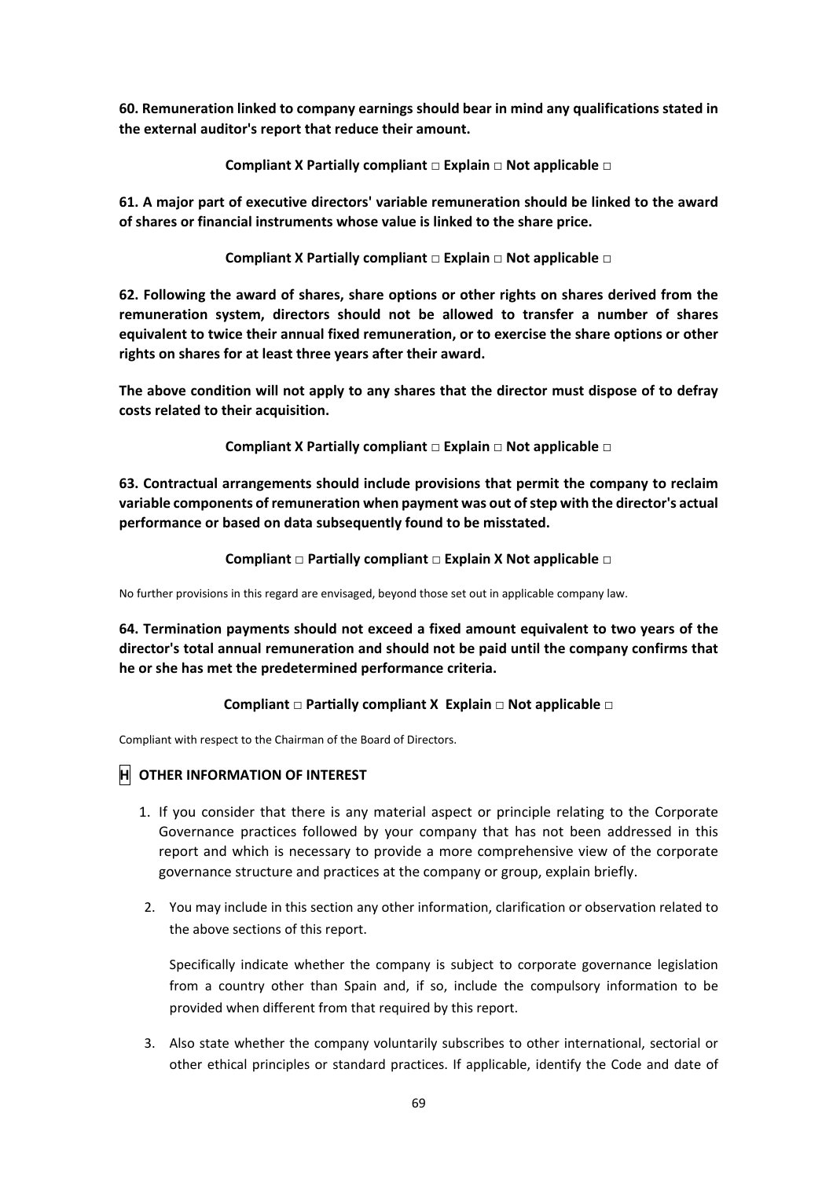**60. Remuneration linked to company earnings should bear in mind any qualifications stated in the external auditor's report that reduce their amount.**

**Compliant X Partially compliant □ Explain □ Not applicable □**

**61. A major part of executive directors' variable remuneration should be linked to the award of shares or financial instruments whose value is linked to the share price.**

**Compliant X Partially compliant □ Explain □ Not applicable □**

**62. Following the award of shares, share options or other rights on shares derived from the remuneration system, directors should not be allowed to transfer a number of shares equivalent to twice their annual fixed remuneration, or to exercise the share options or other rights on shares for at least three years after their award.**

**The above condition will not apply to any shares that the director must dispose of to defray costs related to their acquisition.**

**Compliant X Partially compliant □ Explain □ Not applicable □**

**63. Contractual arrangements should include provisions that permit the company to reclaim variable components of remuneration when payment was out of step with the director's actual performance or based on data subsequently found to be misstated.**

**Compliant □ Partially compliant □ Explain X Not applicable □**

No further provisions in this regard are envisaged, beyond those set out in applicable company law.

**64. Termination payments should not exceed a fixed amount equivalent to two years of the director's total annual remuneration and should not be paid until the company confirms that he or she has met the predetermined performance criteria.**

**Compliant □ Partially compliant X Explain □ Not applicable □**

Compliant with respect to the Chairman of the Board of Directors.

## H OTHER INFORMATION OF INTEREST

1. If you consider that there is any material aspect or principle relating to the Corporate Governance practices followed by your company that has not been addressed in this report and which is necessary to provide a more comprehensive view of the corporate governance structure and practices at the company or group, explain briefly.

2. You may include in this section any other information, clarification or observation related to the above sections of this report.

   Specifically indicate whether the company is subject to corporate governance legislation from a country other than Spain and, if so, include the compulsory information to be provided when different from that required by this report.

3. Also state whether the company voluntarily subscribes to other international, sectorial or other ethical principles or standard practices. If applicable, identify the Code and date of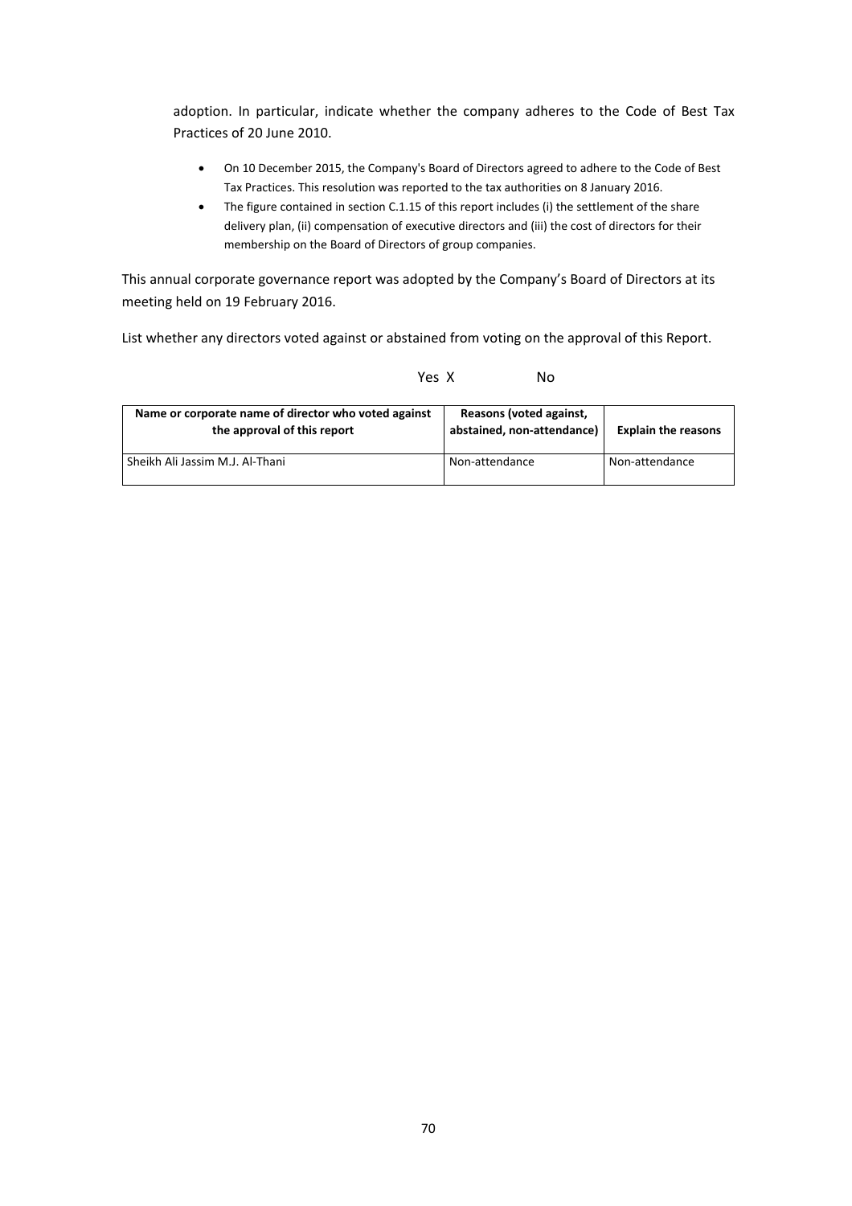adoption. In particular, indicate whether the company adheres to the Code of Best Tax Practices of 20 June 2010.

- On 10 December 2015, the Company's Board of Directors agreed to adhere to the Code of Best Tax Practices. This resolution was reported to the tax authorities on 8 January 2016.
- The figure contained in section C.1.15 of this report includes (i) the settlement of the share delivery plan, (ii) compensation of executive directors and (iii) the cost of directors for their membership on the Board of Directors of group companies.

This annual corporate governance report was adopted by the Company's Board of Directors at its meeting held on 19 February 2016.

List whether any directors voted against or abstained from voting on the approval of this Report.

Yes X No

| Name or corporate name of director who voted against the approval of this report | Reasons (voted against, abstained, non-attendance) | Explain the reasons |
|---|---|---|
| Sheikh Ali Jassim M.J. Al-Thani | Non-attendance | Non-attendance |